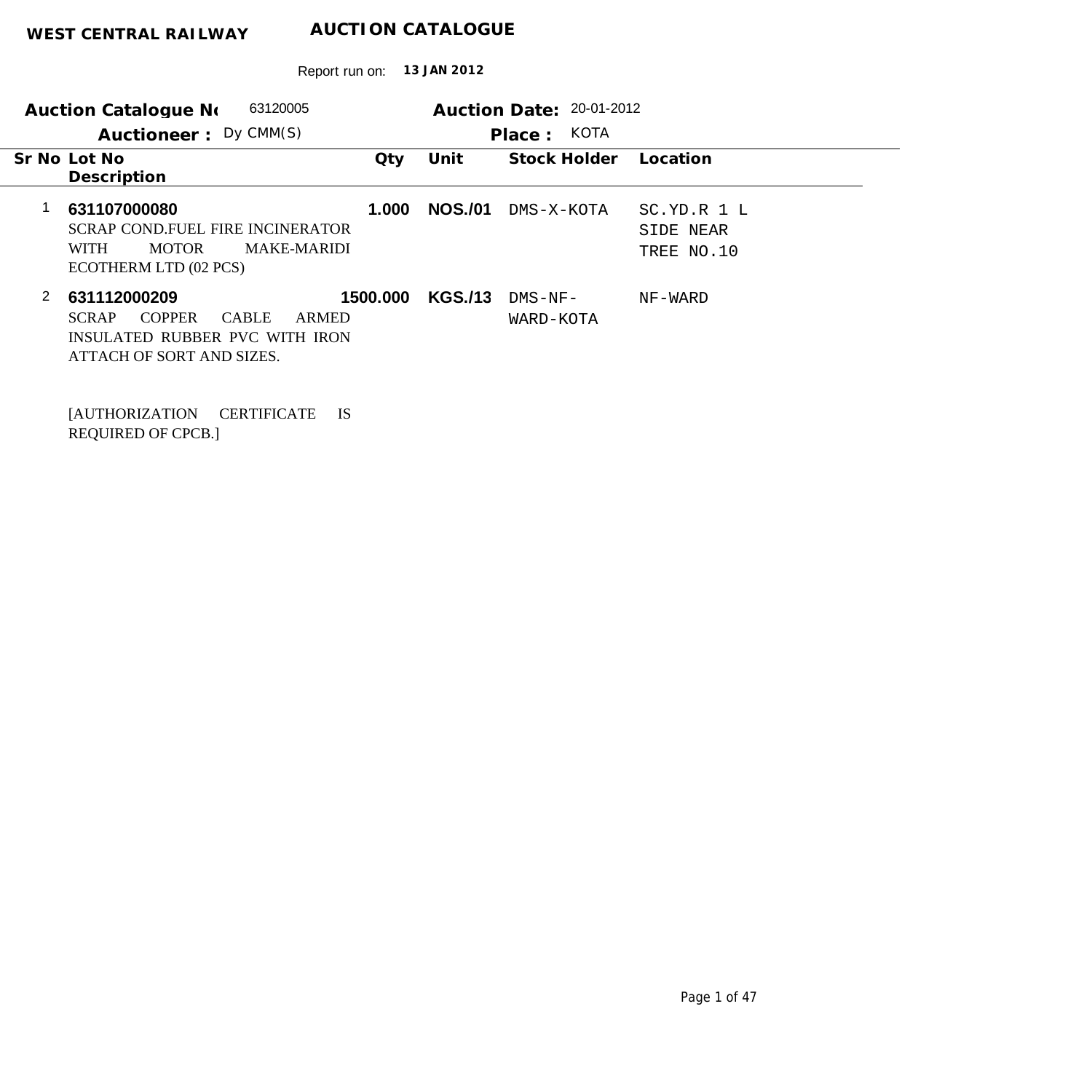**WEST CENTRAL RAILWAY** **AUCTION CATALOGUE**

Report run on: **13 JAN 2012**

**Auction Catalogue No** 63120005 **Auction Date:** 20-01-2012

**Auctioneer :** Dy CMM(S) **Place :** KOTA

| Sr No | Lot No / Description | Qty | Unit | Stock Holder | Location |
|---|---|---|---|---|---|
| 1 | **631107000080**<br>SCRAP COND.FUEL FIRE INCINERATOR WITH MOTOR MAKE-MARIDI ECOTHERM LTD (02 PCS) | **1.000** | **NOS./01** | DMS-X-KOTA | SC.YD.R 1 L SIDE NEAR TREE NO.10 |
| 2 | **631112000209**<br>SCRAP COPPER CABLE ARMED INSULATED RUBBER PVC WITH IRON ATTACH OF SORT AND SIZES.<br><br>[AUTHORIZATION CERTIFICATE IS REQUIRED OF CPCB.] | **1500.000** | **KGS./13** | DMS-NF-WARD-KOTA | NF-WARD |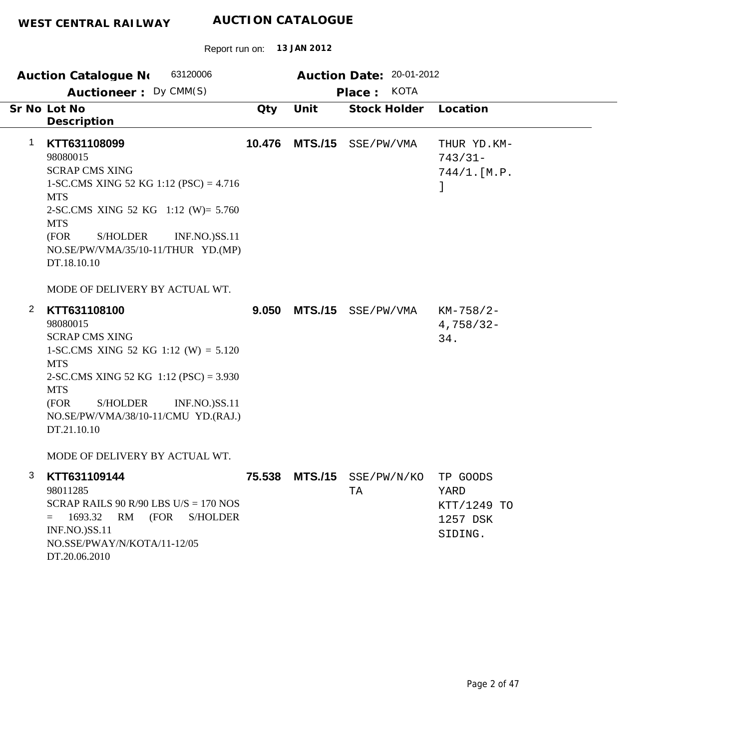**WEST CENTRAL RAILWAY** **AUCTION CATALOGUE**

Report run on: **13 JAN 2012**

**Auction Catalogue No** 63120006 **Auction Date:** 20-01-2012

**Auctioneer :** Dy CMM(S) **Place :** KOTA

| Sr No | Lot No / Description | Qty | Unit | Stock Holder | Location |
|---|---|---|---|---|---|
| 1 | **KTT631108099**<br>98080015<br>SCRAP CMS XING<br>1-SC.CMS XING 52 KG 1:12 (PSC) = 4.716 MTS<br>2-SC.CMS XING 52 KG 1:12 (W)= 5.760 MTS<br>(FOR S/HOLDER INF.NO.)SS.11 NO.SE/PW/VMA/35/10-11/THUR YD.(MP) DT.18.10.10<br><br>MODE OF DELIVERY BY ACTUAL WT. | **10.476** | **MTS./15** | SSE/PW/VMA | THUR YD.KM-743/31-744/1.[M.P.] |
| 2 | **KTT631108100**<br>98080015<br>SCRAP CMS XING<br>1-SC.CMS XING 52 KG 1:12 (W) = 5.120 MTS<br>2-SC.CMS XING 52 KG 1:12 (PSC) = 3.930 MTS<br>(FOR S/HOLDER INF.NO.)SS.11 NO.SE/PW/VMA/38/10-11/CMU YD.(RAJ.) DT.21.10.10<br><br>MODE OF DELIVERY BY ACTUAL WT. | **9.050** | **MTS./15** | SSE/PW/VMA | KM-758/2-4,758/32-34. |
| 3 | **KTT631109144**<br>98011285<br>SCRAP RAILS 90 R/90 LBS U/S = 170 NOS = 1693.32 RM (FOR S/HOLDER INF.NO.)SS.11 NO.SSE/PWAY/N/KOTA/11-12/05 DT.20.06.2010 | **75.538** | **MTS./15** | SSE/PW/N/KOTA | TP GOODS YARD KTT/1249 TO 1257 DSK SIDING. |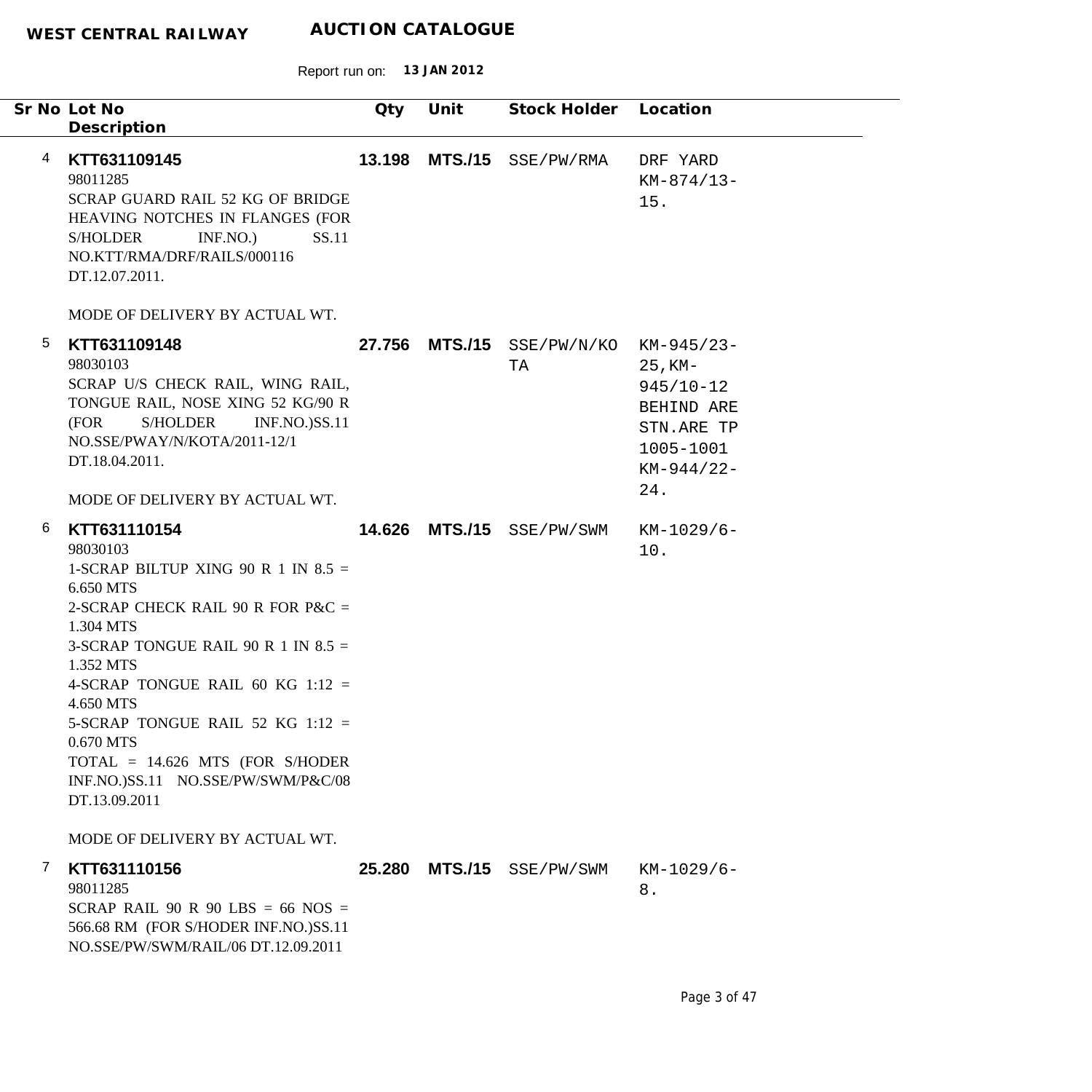**WEST CENTRAL RAILWAY** **AUCTION CATALOGUE**

Report run on: **13 JAN 2012**

| Sr No | Lot No / Description | Qty | Unit | Stock Holder | Location |
|---|---|---|---|---|---|
| 4 | **KTT631109145**<br>98011285<br>SCRAP GUARD RAIL 52 KG OF BRIDGE HEAVING NOTCHES IN FLANGES (FOR S/HOLDER INF.NO.) SS.11 NO.KTT/RMA/DRF/RAILS/000116 DT.12.07.2011.<br><br>MODE OF DELIVERY BY ACTUAL WT. | **13.198** | **MTS./15** | SSE/PW/RMA | DRF YARD KM-874/13-15. |
| 5 | **KTT631109148**<br>98030103<br>SCRAP U/S CHECK RAIL, WING RAIL, TONGUE RAIL, NOSE XING 52 KG/90 R (FOR S/HOLDER INF.NO.)SS.11 NO.SSE/PWAY/N/KOTA/2011-12/1 DT.18.04.2011.<br><br>MODE OF DELIVERY BY ACTUAL WT. | **27.756** | **MTS./15** | SSE/PW/N/KOTA | KM-945/23-25,KM-945/10-12 BEHIND ARE STN.ARE TP 1005-1001 KM-944/22-24. |
| 6 | **KTT631110154**<br>98030103<br>1-SCRAP BILTUP XING 90 R 1 IN 8.5 = 6.650 MTS<br>2-SCRAP CHECK RAIL 90 R FOR P&C = 1.304 MTS<br>3-SCRAP TONGUE RAIL 90 R 1 IN 8.5 = 1.352 MTS<br>4-SCRAP TONGUE RAIL 60 KG 1:12 = 4.650 MTS<br>5-SCRAP TONGUE RAIL 52 KG 1:12 = 0.670 MTS<br>TOTAL = 14.626 MTS (FOR S/HODER INF.NO.)SS.11 NO.SSE/PW/SWM/P&C/08 DT.13.09.2011<br><br>MODE OF DELIVERY BY ACTUAL WT. | **14.626** | **MTS./15** | SSE/PW/SWM | KM-1029/6-10. |
| 7 | **KTT631110156**<br>98011285<br>SCRAP RAIL 90 R 90 LBS = 66 NOS = 566.68 RM (FOR S/HODER INF.NO.)SS.11 NO.SSE/PW/SWM/RAIL/06 DT.12.09.2011 | **25.280** | **MTS./15** | SSE/PW/SWM | KM-1029/6-8. |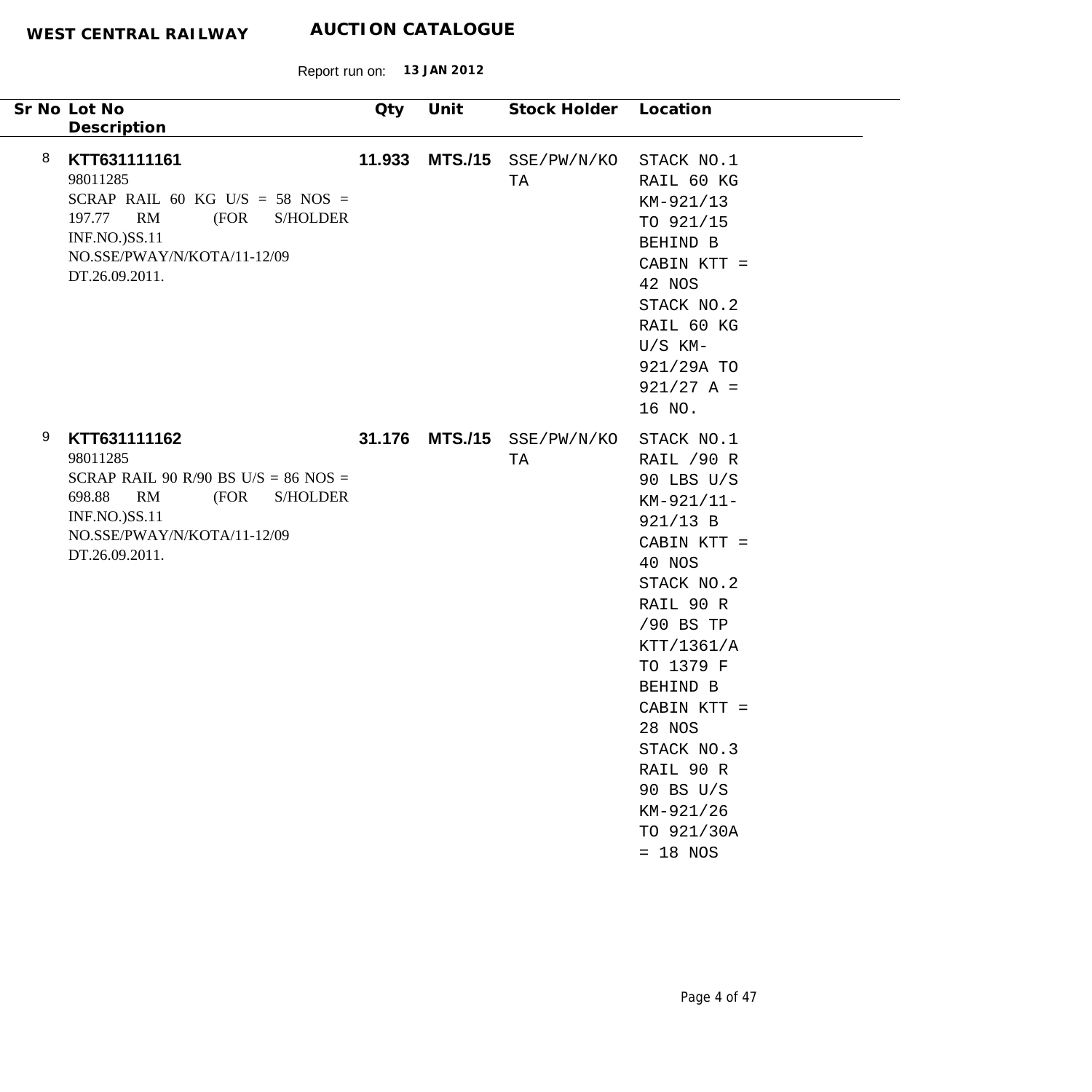**WEST CENTRAL RAILWAY** **AUCTION CATALOGUE**

Report run on: **13 JAN 2012**

| Sr No | Lot No / Description | Qty | Unit | Stock Holder | Location |
|---|---|---|---|---|---|
| 8 | **KTT631111161**<br>98011285<br>SCRAP RAIL 60 KG U/S = 58 NOS = 197.77 RM (FOR S/HOLDER INF.NO.)SS.11 NO.SSE/PWAY/N/KOTA/11-12/09 DT.26.09.2011. | **11.933** | **MTS./15** | SSE/PW/N/KOTA | STACK NO.1 RAIL 60 KG KM-921/13 TO 921/15 BEHIND B CABIN KTT = 42 NOS STACK NO.2 RAIL 60 KG U/S KM-921/29A TO 921/27 A = 16 NO. |
| 9 | **KTT631111162**<br>98011285<br>SCRAP RAIL 90 R/90 BS U/S = 86 NOS = 698.88 RM (FOR S/HOLDER INF.NO.)SS.11 NO.SSE/PWAY/N/KOTA/11-12/09 DT.26.09.2011. | **31.176** | **MTS./15** | SSE/PW/N/KOTA | STACK NO.1 RAIL /90 R 90 LBS U/S KM-921/11-921/13 B CABIN KTT = 40 NOS STACK NO.2 RAIL 90 R /90 BS TP KTT/1361/A TO 1379 F BEHIND B CABIN KTT = 28 NOS STACK NO.3 RAIL 90 R 90 BS U/S KM-921/26 TO 921/30A = 18 NOS |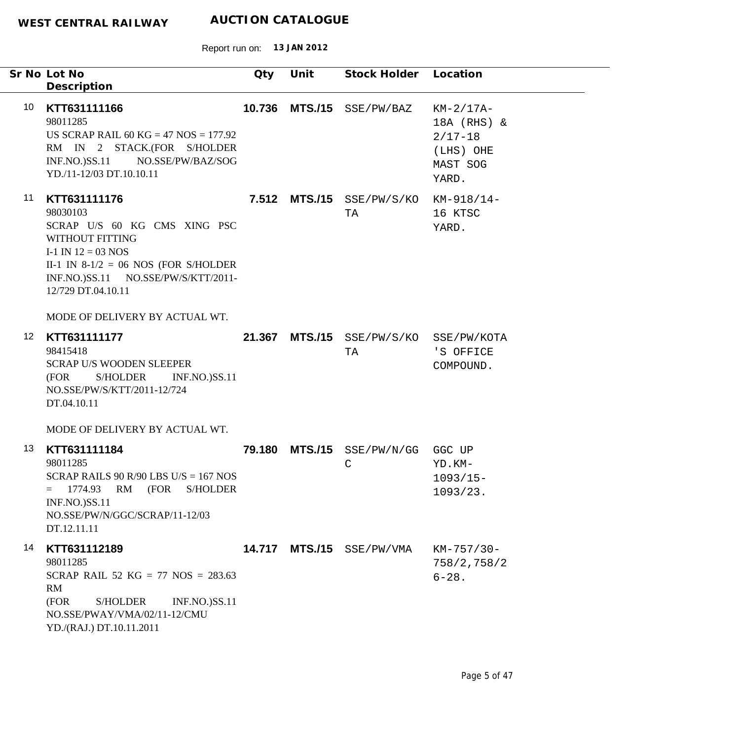**WEST CENTRAL RAILWAY** **AUCTION CATALOGUE**

Report run on: **13 JAN 2012**

| Sr No | Lot No / Description | Qty | Unit | Stock Holder | Location |
|---|---|---|---|---|---|
| 10 | **KTT631111166**<br>98011285<br>US SCRAP RAIL 60 KG = 47 NOS = 177.92 RM IN 2 STACK.(FOR S/HOLDER INF.NO.)SS.11 NO.SSE/PW/BAZ/SOG YD./11-12/03 DT.10.10.11 | **10.736** | **MTS./15** | SSE/PW/BAZ | KM-2/17A-18A (RHS) & 2/17-18 (LHS) OHE MAST SOG YARD. |
| 11 | **KTT631111176**<br>98030103<br>SCRAP U/S 60 KG CMS XING PSC WITHOUT FITTING<br>I-1 IN 12 = 03 NOS<br>II-1 IN 8-1/2 = 06 NOS (FOR S/HOLDER INF.NO.)SS.11 NO.SSE/PW/S/KTT/2011-12/729 DT.04.10.11<br><br>MODE OF DELIVERY BY ACTUAL WT. | **7.512** | **MTS./15** | SSE/PW/S/KOTA | KM-918/14-16 KTSC YARD. |
| 12 | **KTT631111177**<br>98415418<br>SCRAP U/S WOODEN SLEEPER<br>(FOR S/HOLDER INF.NO.)SS.11 NO.SSE/PW/S/KTT/2011-12/724 DT.04.10.11<br><br>MODE OF DELIVERY BY ACTUAL WT. | **21.367** | **MTS./15** | SSE/PW/S/KOTA | SSE/PW/KOTA'S OFFICE COMPOUND. |
| 13 | **KTT631111184**<br>98011285<br>SCRAP RAILS 90 R/90 LBS U/S = 167 NOS = 1774.93 RM (FOR S/HOLDER INF.NO.)SS.11 NO.SSE/PW/N/GGC/SCRAP/11-12/03 DT.12.11.11 | **79.180** | **MTS./15** | SSE/PW/N/GGC | GGC UP YD.KM-1093/15-1093/23. |
| 14 | **KTT631112189**<br>98011285<br>SCRAP RAIL 52 KG = 77 NOS = 283.63 RM<br>(FOR S/HOLDER INF.NO.)SS.11 NO.SSE/PWAY/VMA/02/11-12/CMU YD./(RAJ.) DT.10.11.2011 | **14.717** | **MTS./15** | SSE/PW/VMA | KM-757/30-758/2,758/26-28. |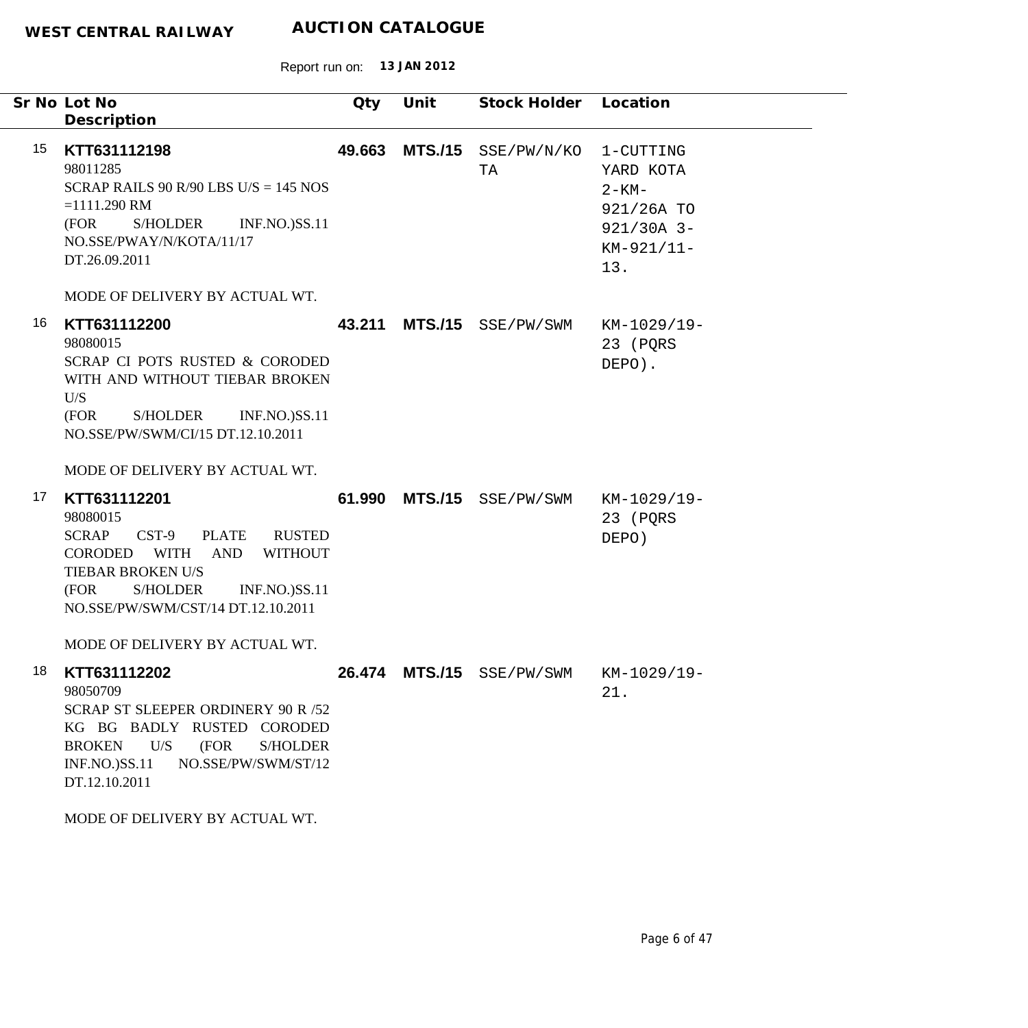**WEST CENTRAL RAILWAY** **AUCTION CATALOGUE**

Report run on: **13 JAN 2012**

| Sr No | Lot No / Description | Qty | Unit | Stock Holder | Location |
|---|---|---|---|---|---|
| 15 | **KTT631112198**<br>98011285<br>SCRAP RAILS 90 R/90 LBS U/S = 145 NOS =1111.290 RM<br>(FOR S/HOLDER INF.NO.)SS.11 NO.SSE/PWAY/N/KOTA/11/17 DT.26.09.2011<br><br>MODE OF DELIVERY BY ACTUAL WT. | **49.663** | **MTS./15** | SSE/PW/N/KOTA | 1-CUTTING YARD KOTA 2-KM-921/26A TO 921/30A 3-KM-921/11-13. |
| 16 | **KTT631112200**<br>98080015<br>SCRAP CI POTS RUSTED & CORODED WITH AND WITHOUT TIEBAR BROKEN U/S<br>(FOR S/HOLDER INF.NO.)SS.11 NO.SSE/PW/SWM/CI/15 DT.12.10.2011<br><br>MODE OF DELIVERY BY ACTUAL WT. | **43.211** | **MTS./15** | SSE/PW/SWM | KM-1029/19-23 (PQRS DEPO). |
| 17 | **KTT631112201**<br>98080015<br>SCRAP CST-9 PLATE RUSTED CORODED WITH AND WITHOUT TIEBAR BROKEN U/S<br>(FOR S/HOLDER INF.NO.)SS.11 NO.SSE/PW/SWM/CST/14 DT.12.10.2011<br><br>MODE OF DELIVERY BY ACTUAL WT. | **61.990** | **MTS./15** | SSE/PW/SWM | KM-1029/19-23 (PQRS DEPO) |
| 18 | **KTT631112202**<br>98050709<br>SCRAP ST SLEEPER ORDINERY 90 R /52 KG BG BADLY RUSTED CORODED BROKEN U/S (FOR S/HOLDER INF.NO.)SS.11 NO.SSE/PW/SWM/ST/12 DT.12.10.2011<br><br>MODE OF DELIVERY BY ACTUAL WT. | **26.474** | **MTS./15** | SSE/PW/SWM | KM-1029/19-21. |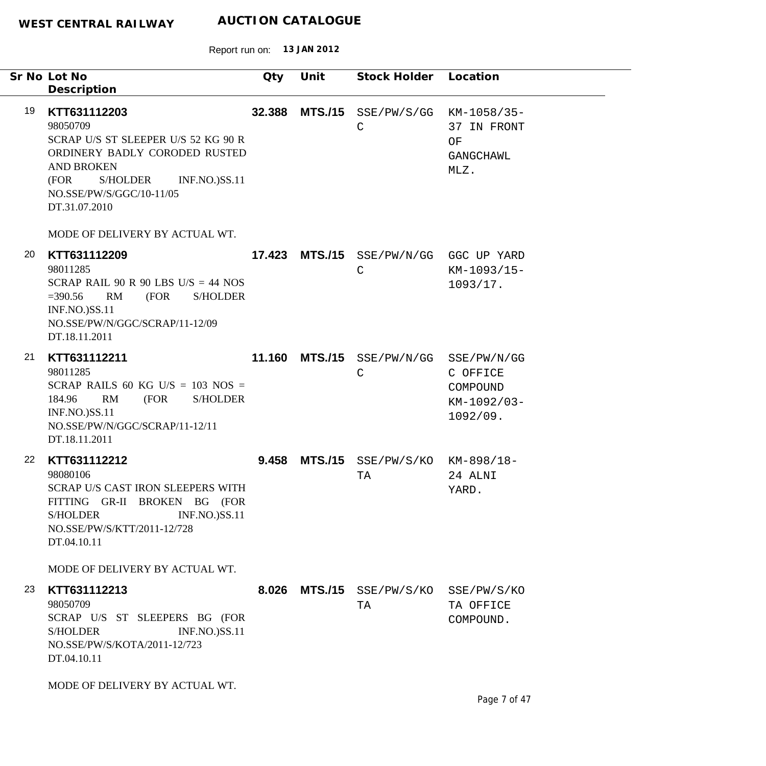**WEST CENTRAL RAILWAY** **AUCTION CATALOGUE**

Report run on: **13 JAN 2012**

| Sr No | Lot No / Description | Qty | Unit | Stock Holder | Location |
|---|---|---|---|---|---|
| 19 | **KTT631112203**<br>98050709<br>SCRAP U/S ST SLEEPER U/S 52 KG 90 R ORDINERY BADLY CORODED RUSTED AND BROKEN (FOR S/HOLDER INF.NO.)SS.11 NO.SSE/PW/S/GGC/10-11/05 DT.31.07.2010<br><br>MODE OF DELIVERY BY ACTUAL WT. | **32.388** | **MTS./15** | SSE/PW/S/GGC | KM-1058/35-37 IN FRONT OF GANGCHAWL MLZ. |
| 20 | **KTT631112209**<br>98011285<br>SCRAP RAIL 90 R 90 LBS U/S = 44 NOS =390.56 RM (FOR S/HOLDER INF.NO.)SS.11 NO.SSE/PW/N/GGC/SCRAP/11-12/09 DT.18.11.2011 | **17.423** | **MTS./15** | SSE/PW/N/GGC | GGC UP YARD KM-1093/15-1093/17. |
| 21 | **KTT631112211**<br>98011285<br>SCRAP RAILS 60 KG U/S = 103 NOS = 184.96 RM (FOR S/HOLDER INF.NO.)SS.11 NO.SSE/PW/N/GGC/SCRAP/11-12/11 DT.18.11.2011 | **11.160** | **MTS./15** | SSE/PW/N/GGC | SSE/PW/N/GGC OFFICE COMPOUND KM-1092/03-1092/09. |
| 22 | **KTT631112212**<br>98080106<br>SCRAP U/S CAST IRON SLEEPERS WITH FITTING GR-II BROKEN BG (FOR S/HOLDER INF.NO.)SS.11 NO.SSE/PW/S/KTT/2011-12/728 DT.04.10.11<br><br>MODE OF DELIVERY BY ACTUAL WT. | **9.458** | **MTS./15** | SSE/PW/S/KOTA | KM-898/18-24 ALNI YARD. |
| 23 | **KTT631112213**<br>98050709<br>SCRAP U/S ST SLEEPERS BG (FOR S/HOLDER INF.NO.)SS.11 NO.SSE/PW/S/KOTA/2011-12/723 DT.04.10.11<br><br>MODE OF DELIVERY BY ACTUAL WT. | **8.026** | **MTS./15** | SSE/PW/S/KOTA | SSE/PW/S/KOTA OFFICE COMPOUND. |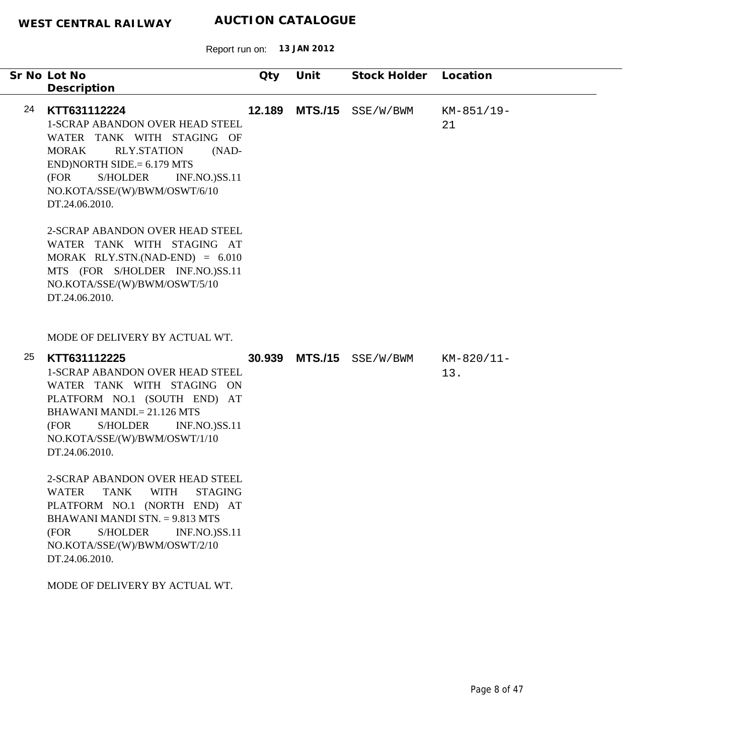**WEST CENTRAL RAILWAY** **AUCTION CATALOGUE**

Report run on: **13 JAN 2012**

| Sr No | Lot No / Description | Qty | Unit | Stock Holder | Location |
|---|---|---|---|---|---|
| 24 | **KTT631112224**<br>1-SCRAP ABANDON OVER HEAD STEEL WATER TANK WITH STAGING OF MORAK RLY.STATION (NAD-END)NORTH SIDE.= 6.179 MTS (FOR S/HOLDER INF.NO.)SS.11 NO.KOTA/SSE/(W)/BWM/OSWT/6/10 DT.24.06.2010.<br><br>2-SCRAP ABANDON OVER HEAD STEEL WATER TANK WITH STAGING AT MORAK RLY.STN.(NAD-END) = 6.010 MTS (FOR S/HOLDER INF.NO.)SS.11 NO.KOTA/SSE/(W)/BWM/OSWT/5/10 DT.24.06.2010.<br><br>MODE OF DELIVERY BY ACTUAL WT. | **12.189** | **MTS./15** | SSE/W/BWM | KM-851/19-21 |
| 25 | **KTT631112225**<br>1-SCRAP ABANDON OVER HEAD STEEL WATER TANK WITH STAGING ON PLATFORM NO.1 (SOUTH END) AT BHAWANI MANDI.= 21.126 MTS (FOR S/HOLDER INF.NO.)SS.11 NO.KOTA/SSE/(W)/BWM/OSWT/1/10 DT.24.06.2010.<br><br>2-SCRAP ABANDON OVER HEAD STEEL WATER TANK WITH STAGING PLATFORM NO.1 (NORTH END) AT BHAWANI MANDI STN. = 9.813 MTS (FOR S/HOLDER INF.NO.)SS.11 NO.KOTA/SSE/(W)/BWM/OSWT/2/10 DT.24.06.2010.<br><br>MODE OF DELIVERY BY ACTUAL WT. | **30.939** | **MTS./15** | SSE/W/BWM | KM-820/11-13. |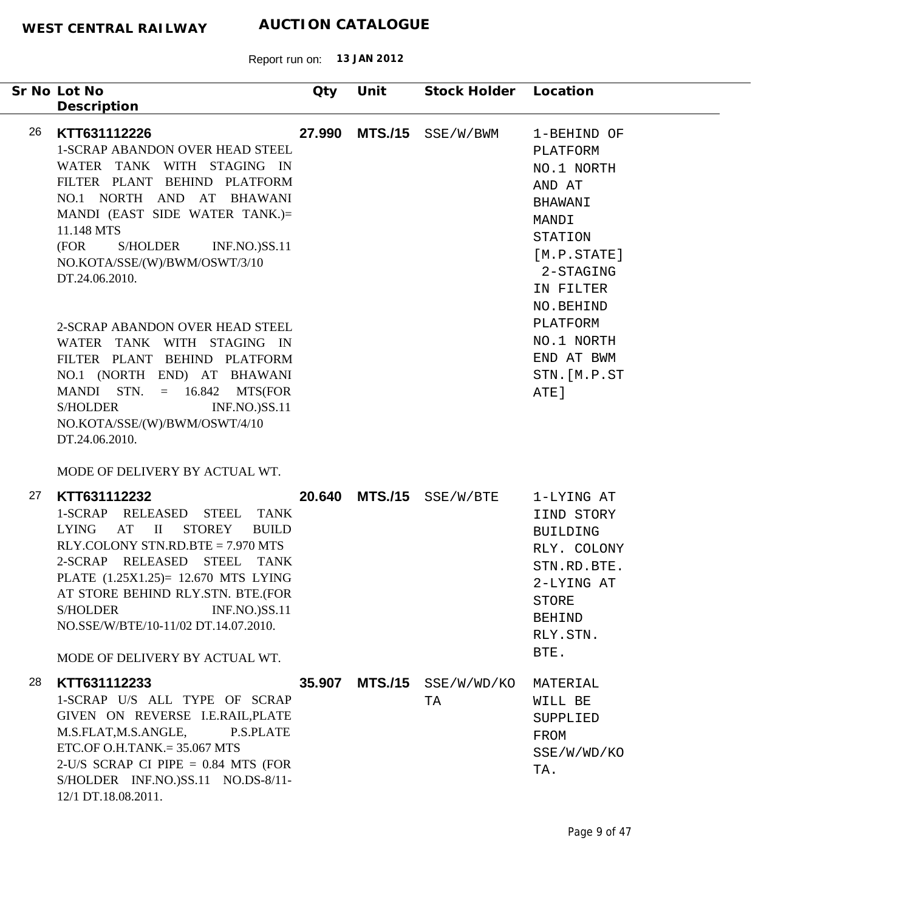**WEST CENTRAL RAILWAY** **AUCTION CATALOGUE**

Report run on: **13 JAN 2012**

| Sr No | Lot No / Description | Qty | Unit | Stock Holder | Location |
|---|---|---|---|---|---|
| 26 | **KTT631112226**<br>1-SCRAP ABANDON OVER HEAD STEEL WATER TANK WITH STAGING IN FILTER PLANT BEHIND PLATFORM NO.1 NORTH AND AT BHAWANI MANDI (EAST SIDE WATER TANK.)= 11.148 MTS (FOR S/HOLDER INF.NO.)SS.11 NO.KOTA/SSE/(W)/BWM/OSWT/3/10 DT.24.06.2010.<br><br>2-SCRAP ABANDON OVER HEAD STEEL WATER TANK WITH STAGING IN FILTER PLANT BEHIND PLATFORM NO.1 (NORTH END) AT BHAWANI MANDI STN. = 16.842 MTS(FOR S/HOLDER INF.NO.)SS.11 NO.KOTA/SSE/(W)/BWM/OSWT/4/10 DT.24.06.2010.<br><br>MODE OF DELIVERY BY ACTUAL WT. | **27.990** | **MTS./15** | SSE/W/BWM | 1-BEHIND OF PLATFORM NO.1 NORTH AND AT BHAWANI MANDI STATION [M.P.STATE] 2-STAGING IN FILTER NO.BEHIND PLATFORM NO.1 NORTH END AT BWM STN.[M.P.STATE] |
| 27 | **KTT631112232**<br>1-SCRAP RELEASED STEEL TANK LYING AT II STOREY BUILD RLY.COLONY STN.RD.BTE = 7.970 MTS<br>2-SCRAP RELEASED STEEL TANK PLATE (1.25X1.25)= 12.670 MTS LYING AT STORE BEHIND RLY.STN. BTE.(FOR S/HOLDER INF.NO.)SS.11 NO.SSE/W/BTE/10-11/02 DT.14.07.2010.<br><br>MODE OF DELIVERY BY ACTUAL WT. | **20.640** | **MTS./15** | SSE/W/BTE | 1-LYING AT IIND STORY BUILDING RLY. COLONY STN.RD.BTE. 2-LYING AT STORE BEHIND RLY.STN. BTE. |
| 28 | **KTT631112233**<br>1-SCRAP U/S ALL TYPE OF SCRAP GIVEN ON REVERSE I.E.RAIL,PLATE M.S.FLAT,M.S.ANGLE, P.S.PLATE ETC.OF O.H.TANK.= 35.067 MTS<br>2-U/S SCRAP CI PIPE = 0.84 MTS (FOR S/HOLDER INF.NO.)SS.11 NO.DS-8/11-12/1 DT.18.08.2011. | **35.907** | **MTS./15** | SSE/W/WD/KOTA | MATERIAL WILL BE SUPPLIED FROM SSE/W/WD/KOTA. |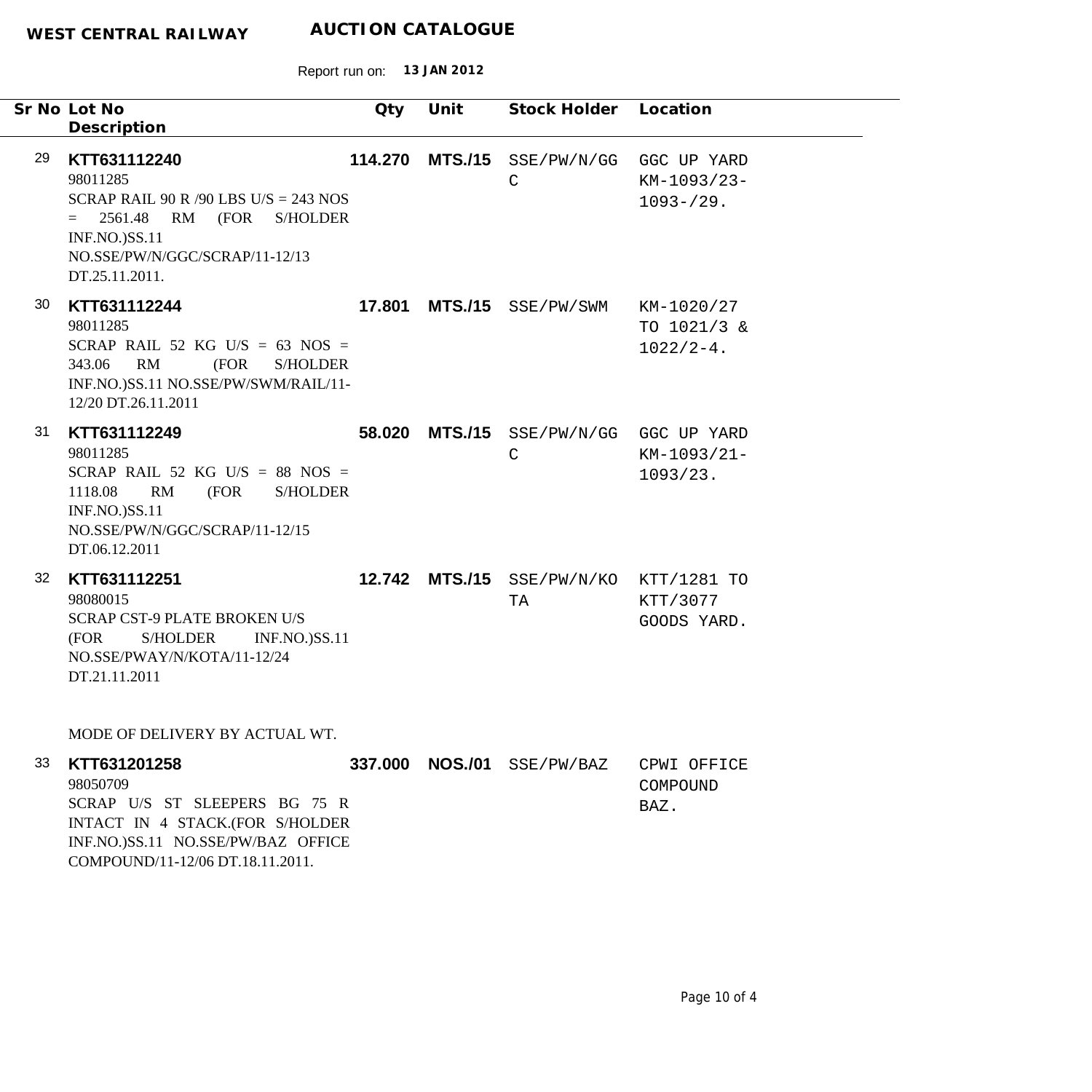**WEST CENTRAL RAILWAY** **AUCTION CATALOGUE**

Report run on: **13 JAN 2012**

| Sr No | Lot No / Description | Qty | Unit | Stock Holder | Location |
|---|---|---|---|---|---|
| 29 | **KTT631112240**<br>98011285<br>SCRAP RAIL 90 R /90 LBS U/S = 243 NOS = 2561.48 RM (FOR S/HOLDER INF.NO.)SS.11 NO.SSE/PW/N/GGC/SCRAP/11-12/13 DT.25.11.2011. | **114.270** | **MTS./15** | SSE/PW/N/GGC | GGC UP YARD KM-1093/23-1093-/29. |
| 30 | **KTT631112244**<br>98011285<br>SCRAP RAIL 52 KG U/S = 63 NOS = 343.06 RM (FOR S/HOLDER INF.NO.)SS.11 NO.SSE/PW/SWM/RAIL/11-12/20 DT.26.11.2011 | **17.801** | **MTS./15** | SSE/PW/SWM | KM-1020/27 TO 1021/3 & 1022/2-4. |
| 31 | **KTT631112249**<br>98011285<br>SCRAP RAIL 52 KG U/S = 88 NOS = 1118.08 RM (FOR S/HOLDER INF.NO.)SS.11 NO.SSE/PW/N/GGC/SCRAP/11-12/15 DT.06.12.2011 | **58.020** | **MTS./15** | SSE/PW/N/GGC | GGC UP YARD KM-1093/21-1093/23. |
| 32 | **KTT631112251**<br>98080015<br>SCRAP CST-9 PLATE BROKEN U/S (FOR S/HOLDER INF.NO.)SS.11 NO.SSE/PWAY/N/KOTA/11-12/24 DT.21.11.2011<br><br>MODE OF DELIVERY BY ACTUAL WT. | **12.742** | **MTS./15** | SSE/PW/N/KOTA | KTT/1281 TO KTT/3077 GOODS YARD. |
| 33 | **KTT631201258**<br>98050709<br>SCRAP U/S ST SLEEPERS BG 75 R INTACT IN 4 STACK.(FOR S/HOLDER INF.NO.)SS.11 NO.SSE/PW/BAZ OFFICE COMPOUND/11-12/06 DT.18.11.2011. | **337.000** | **NOS./01** | SSE/PW/BAZ | CPWI OFFICE COMPOUND BAZ. |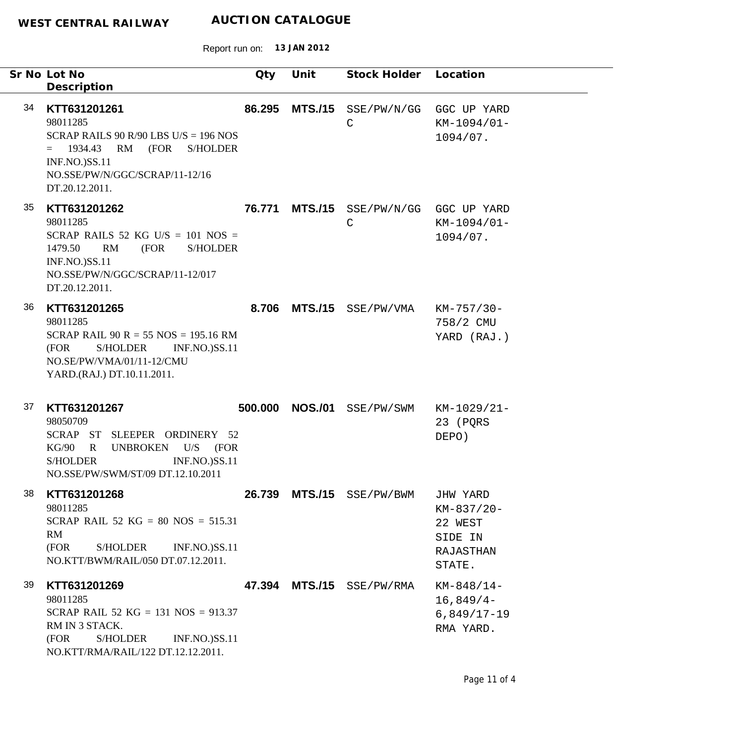**WEST CENTRAL RAILWAY** **AUCTION CATALOGUE**

Report run on: **13 JAN 2012**

| Sr No | Lot No / Description | Qty | Unit | Stock Holder | Location |
|---|---|---|---|---|---|
| 34 | **KTT631201261**<br>98011285<br>SCRAP RAILS 90 R/90 LBS U/S = 196 NOS = 1934.43 RM (FOR S/HOLDER INF.NO.)SS.11 NO.SSE/PW/N/GGC/SCRAP/11-12/16 DT.20.12.2011. | **86.295** | **MTS./15** | SSE/PW/N/GGC | GGC UP YARD KM-1094/01-1094/07. |
| 35 | **KTT631201262**<br>98011285<br>SCRAP RAILS 52 KG U/S = 101 NOS = 1479.50 RM (FOR S/HOLDER INF.NO.)SS.11 NO.SSE/PW/N/GGC/SCRAP/11-12/017 DT.20.12.2011. | **76.771** | **MTS./15** | SSE/PW/N/GGC | GGC UP YARD KM-1094/01-1094/07. |
| 36 | **KTT631201265**<br>98011285<br>SCRAP RAIL 90 R = 55 NOS = 195.16 RM (FOR S/HOLDER INF.NO.)SS.11 NO.SE/PW/VMA/01/11-12/CMU YARD.(RAJ.) DT.10.11.2011. | **8.706** | **MTS./15** | SSE/PW/VMA | KM-757/30-758/2 CMU YARD (RAJ.) |
| 37 | **KTT631201267**<br>98050709<br>SCRAP ST SLEEPER ORDINERY 52 KG/90 R UNBROKEN U/S (FOR S/HOLDER INF.NO.)SS.11 NO.SSE/PW/SWM/ST/09 DT.12.10.2011 | **500.000** | **NOS./01** | SSE/PW/SWM | KM-1029/21-23 (PQRS DEPO) |
| 38 | **KTT631201268**<br>98011285<br>SCRAP RAIL 52 KG = 80 NOS = 515.31 RM<br>(FOR S/HOLDER INF.NO.)SS.11 NO.KTT/BWM/RAIL/050 DT.07.12.2011. | **26.739** | **MTS./15** | SSE/PW/BWM | JHW YARD KM-837/20-22 WEST SIDE IN RAJASTHAN STATE. |
| 39 | **KTT631201269**<br>98011285<br>SCRAP RAIL 52 KG = 131 NOS = 913.37 RM IN 3 STACK.<br>(FOR S/HOLDER INF.NO.)SS.11 NO.KTT/RMA/RAIL/122 DT.12.12.2011. | **47.394** | **MTS./15** | SSE/PW/RMA | KM-848/14-16,849/4-6,849/17-19 RMA YARD. |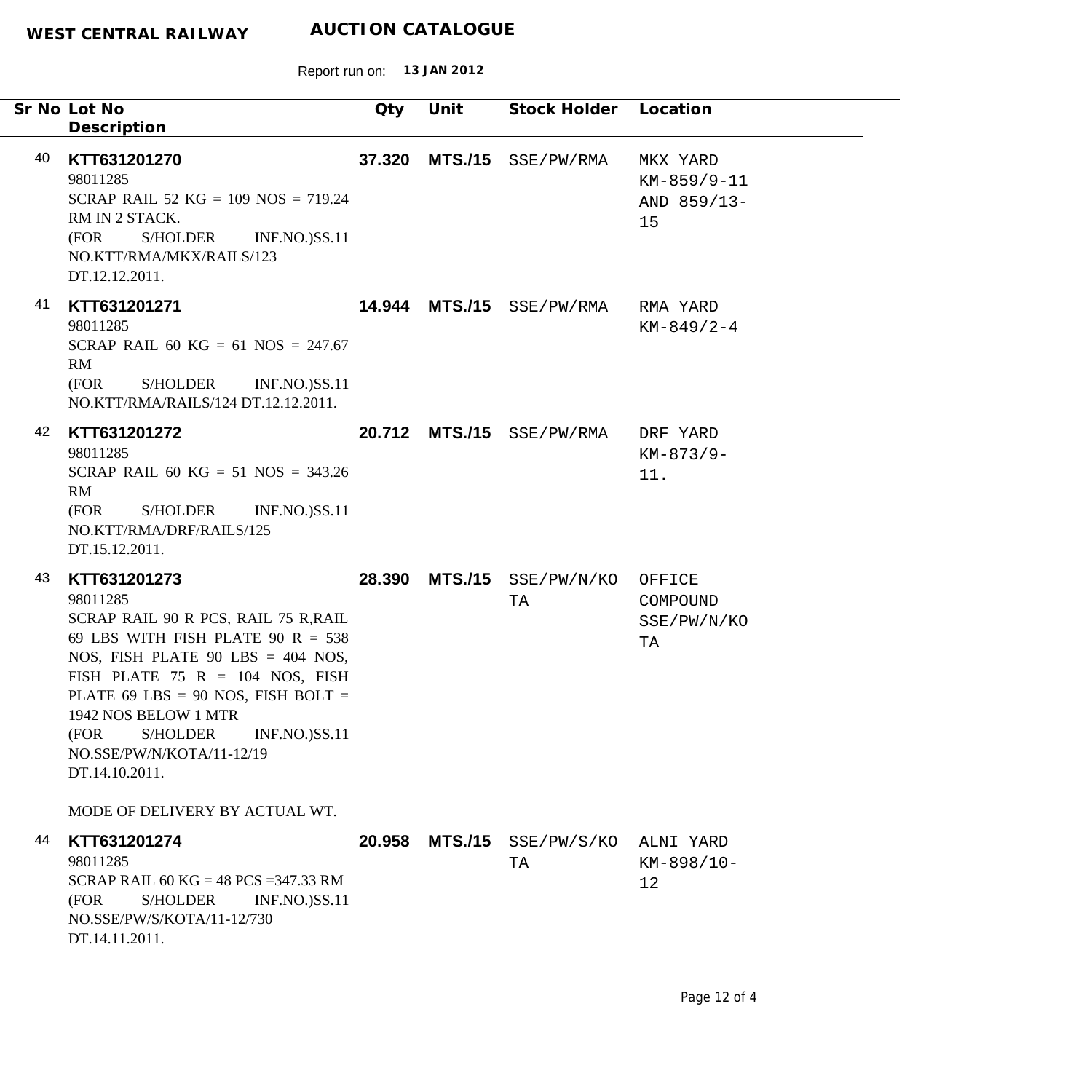**WEST CENTRAL RAILWAY** **AUCTION CATALOGUE**

Report run on: **13 JAN 2012**

| Sr No | Lot No / Description | Qty | Unit | Stock Holder | Location |
|---|---|---|---|---|---|
| 40 | **KTT631201270**<br>98011285<br>SCRAP RAIL 52 KG = 109 NOS = 719.24 RM IN 2 STACK.<br>(FOR S/HOLDER INF.NO.)SS.11 NO.KTT/RMA/MKX/RAILS/123 DT.12.12.2011. | **37.320** | **MTS./15** | SSE/PW/RMA | MKX YARD KM-859/9-11 AND 859/13-15 |
| 41 | **KTT631201271**<br>98011285<br>SCRAP RAIL 60 KG = 61 NOS = 247.67 RM<br>(FOR S/HOLDER INF.NO.)SS.11 NO.KTT/RMA/RAILS/124 DT.12.12.2011. | **14.944** | **MTS./15** | SSE/PW/RMA | RMA YARD KM-849/2-4 |
| 42 | **KTT631201272**<br>98011285<br>SCRAP RAIL 60 KG = 51 NOS = 343.26 RM<br>(FOR S/HOLDER INF.NO.)SS.11 NO.KTT/RMA/DRF/RAILS/125 DT.15.12.2011. | **20.712** | **MTS./15** | SSE/PW/RMA | DRF YARD KM-873/9-11. |
| 43 | **KTT631201273**<br>98011285<br>SCRAP RAIL 90 R PCS, RAIL 75 R,RAIL 69 LBS WITH FISH PLATE 90 R = 538 NOS, FISH PLATE 90 LBS = 404 NOS, FISH PLATE 75 R = 104 NOS, FISH PLATE 69 LBS = 90 NOS, FISH BOLT = 1942 NOS BELOW 1 MTR<br>(FOR S/HOLDER INF.NO.)SS.11 NO.SSE/PW/N/KOTA/11-12/19 DT.14.10.2011.<br><br>MODE OF DELIVERY BY ACTUAL WT. | **28.390** | **MTS./15** | SSE/PW/N/KOTA | OFFICE COMPOUND SSE/PW/N/KOTA |
| 44 | **KTT631201274**<br>98011285<br>SCRAP RAIL 60 KG = 48 PCS =347.33 RM<br>(FOR S/HOLDER INF.NO.)SS.11 NO.SSE/PW/S/KOTA/11-12/730 DT.14.11.2011. | **20.958** | **MTS./15** | SSE/PW/S/KOTA | ALNI YARD KM-898/10-12 |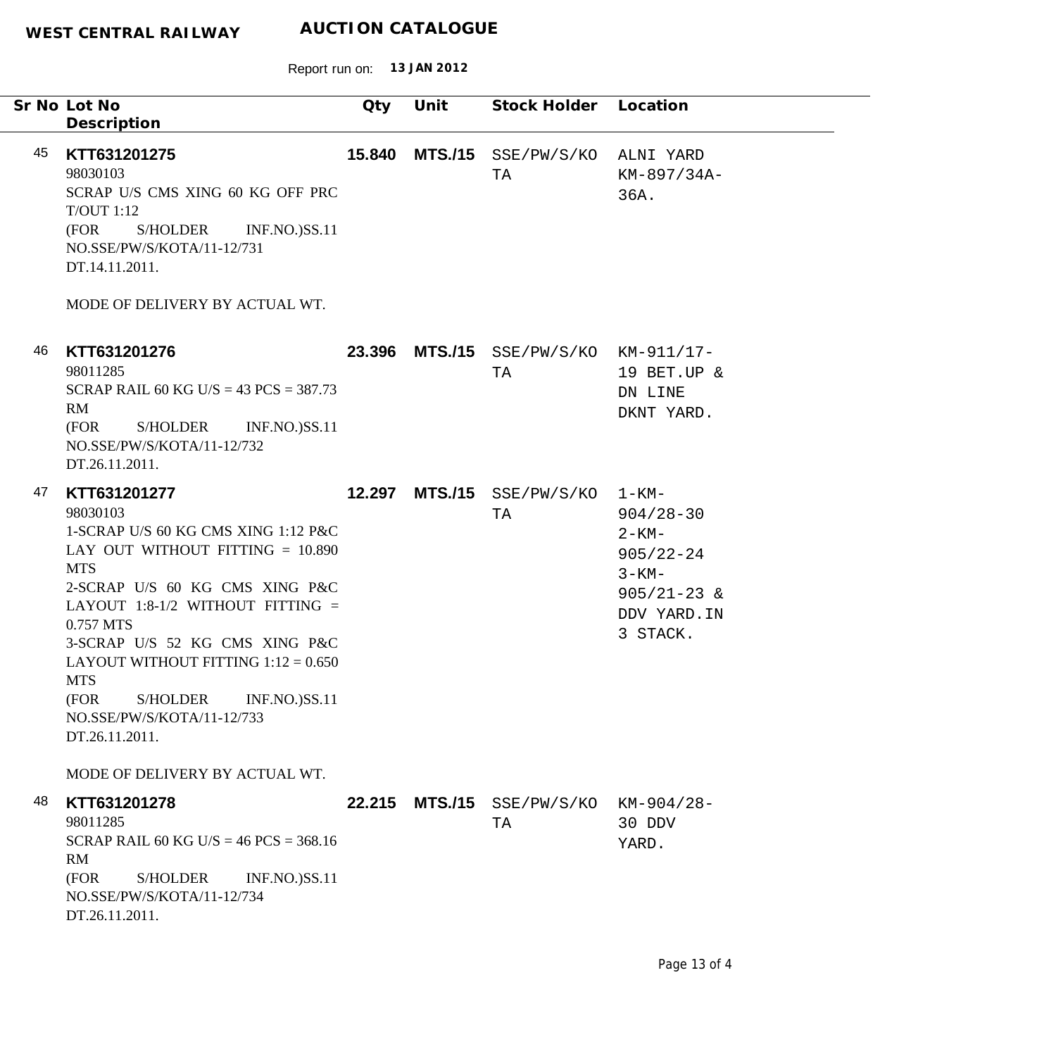**WEST CENTRAL RAILWAY** **AUCTION CATALOGUE**

Report run on: **13 JAN 2012**

| Sr No | Lot No<br>Description | Qty | Unit | Stock Holder | Location |
|---|---|---|---|---|---|
| 45 | **KTT631201275**<br>98030103<br>SCRAP U/S CMS XING 60 KG OFF PRC T/OUT 1:12<br>(FOR S/HOLDER INF.NO.)SS.11 NO.SSE/PW/S/KOTA/11-12/731 DT.14.11.2011.<br><br>MODE OF DELIVERY BY ACTUAL WT. | **15.840** | **MTS./15** | SSE/PW/S/KOTA | ALNI YARD KM-897/34A-36A. |
| 46 | **KTT631201276**<br>98011285<br>SCRAP RAIL 60 KG U/S = 43 PCS = 387.73 RM<br>(FOR S/HOLDER INF.NO.)SS.11 NO.SSE/PW/S/KOTA/11-12/732 DT.26.11.2011. | **23.396** | **MTS./15** | SSE/PW/S/KOTA | KM-911/17-19 BET.UP & DN LINE DKNT YARD. |
| 47 | **KTT631201277**<br>98030103<br>1-SCRAP U/S 60 KG CMS XING 1:12 P&C LAY OUT WITHOUT FITTING = 10.890 MTS<br>2-SCRAP U/S 60 KG CMS XING P&C LAYOUT 1:8-1/2 WITHOUT FITTING = 0.757 MTS<br>3-SCRAP U/S 52 KG CMS XING P&C LAYOUT WITHOUT FITTING 1:12 = 0.650 MTS<br>(FOR S/HOLDER INF.NO.)SS.11 NO.SSE/PW/S/KOTA/11-12/733 DT.26.11.2011.<br><br>MODE OF DELIVERY BY ACTUAL WT. | **12.297** | **MTS./15** | SSE/PW/S/KOTA | 1-KM-904/28-30 2-KM-905/22-24 3-KM-905/21-23 & DDV YARD.IN 3 STACK. |
| 48 | **KTT631201278**<br>98011285<br>SCRAP RAIL 60 KG U/S = 46 PCS = 368.16 RM<br>(FOR S/HOLDER INF.NO.)SS.11 NO.SSE/PW/S/KOTA/11-12/734 DT.26.11.2011. | **22.215** | **MTS./15** | SSE/PW/S/KOTA | KM-904/28-30 DDV YARD. |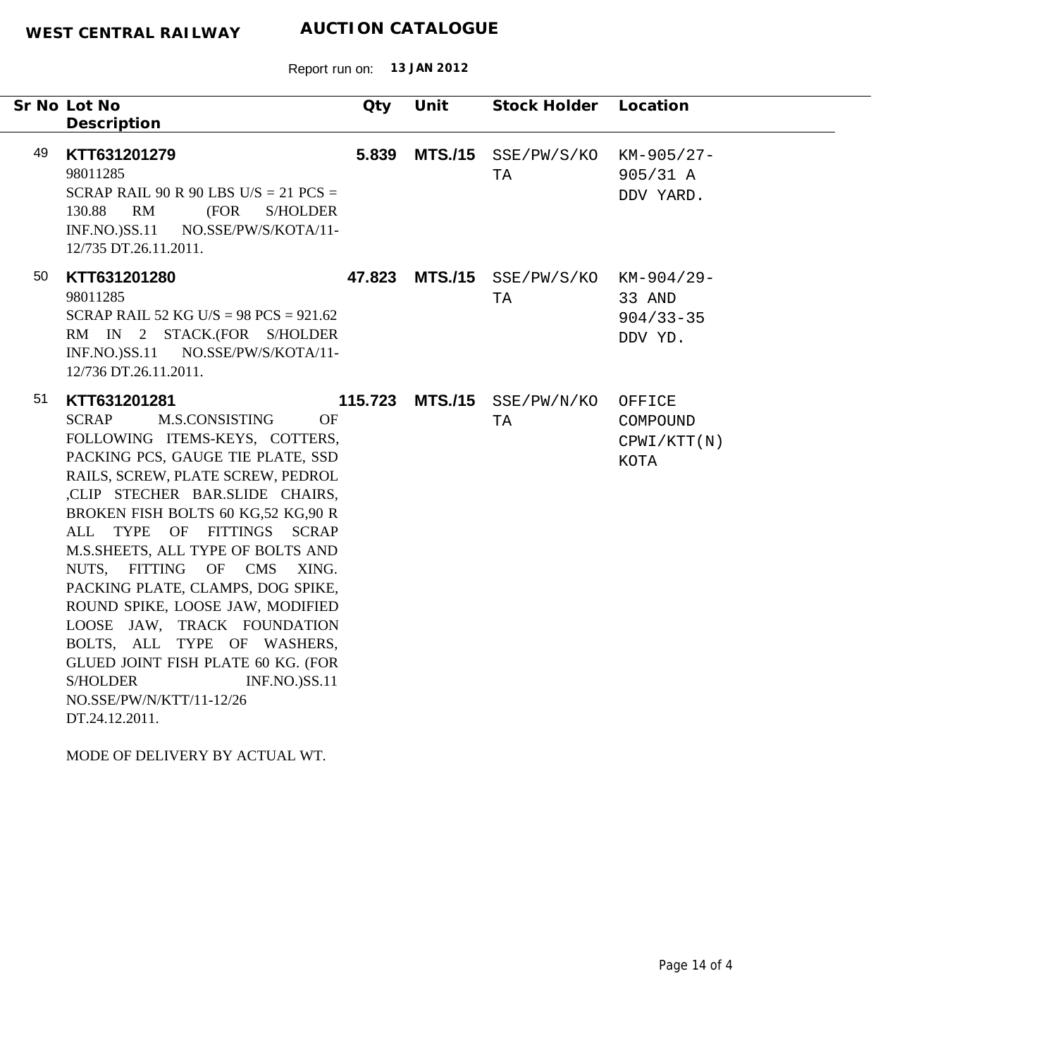**WEST CENTRAL RAILWAY** **AUCTION CATALOGUE**

Report run on: **13 JAN 2012**

| Sr No | Lot No / Description | Qty | Unit | Stock Holder | Location |
|---|---|---|---|---|---|
| 49 | **KTT631201279**<br>98011285<br>SCRAP RAIL 90 R 90 LBS U/S = 21 PCS = 130.88 RM (FOR S/HOLDER INF.NO.)SS.11 NO.SSE/PW/S/KOTA/11-12/735 DT.26.11.2011. | **5.839** | **MTS./15** | SSE/PW/S/KOTA | KM-905/27-905/31 A DDV YARD. |
| 50 | **KTT631201280**<br>98011285<br>SCRAP RAIL 52 KG U/S = 98 PCS = 921.62 RM IN 2 STACK.(FOR S/HOLDER INF.NO.)SS.11 NO.SSE/PW/S/KOTA/11-12/736 DT.26.11.2011. | **47.823** | **MTS./15** | SSE/PW/S/KOTA | KM-904/29-33 AND 904/33-35 DDV YD. |
| 51 | **KTT631201281**<br>SCRAP M.S.CONSISTING OF FOLLOWING ITEMS-KEYS, COTTERS, PACKING PCS, GAUGE TIE PLATE, SSD RAILS, SCREW, PLATE SCREW, PEDROL ,CLIP STECHER BAR.SLIDE CHAIRS, BROKEN FISH BOLTS 60 KG,52 KG,90 R ALL TYPE OF FITTINGS SCRAP M.S.SHEETS, ALL TYPE OF BOLTS AND NUTS, FITTING OF CMS XING. PACKING PLATE, CLAMPS, DOG SPIKE, ROUND SPIKE, LOOSE JAW, MODIFIED LOOSE JAW, TRACK FOUNDATION BOLTS, ALL TYPE OF WASHERS, GLUED JOINT FISH PLATE 60 KG. (FOR S/HOLDER INF.NO.)SS.11 NO.SSE/PW/N/KTT/11-12/26 DT.24.12.2011.<br><br>MODE OF DELIVERY BY ACTUAL WT. | **115.723** | **MTS./15** | SSE/PW/N/KOTA | OFFICE COMPOUND CPWI/KTT(N) KOTA |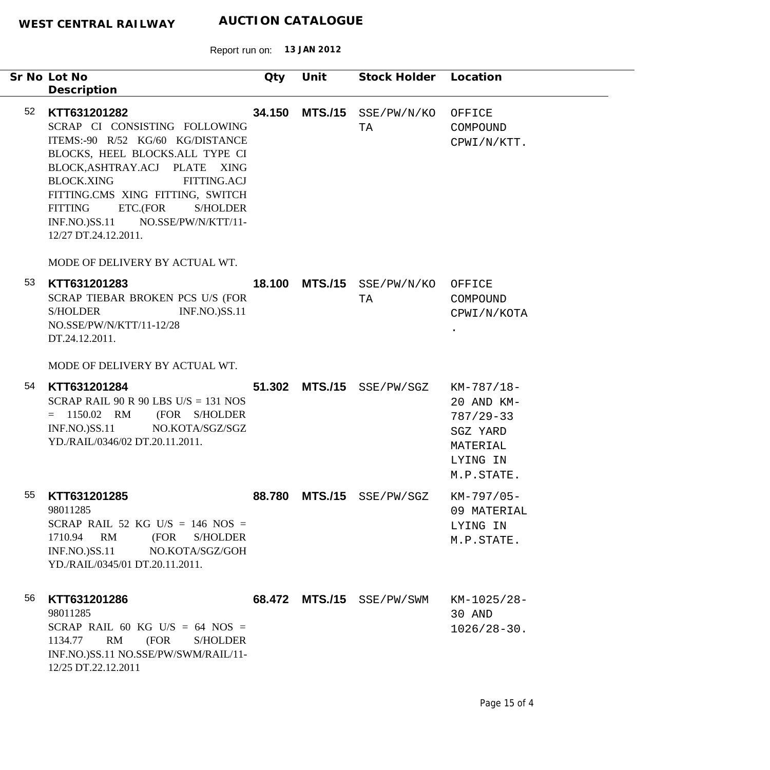**WEST CENTRAL RAILWAY** **AUCTION CATALOGUE**

Report run on: **13 JAN 2012**

| Sr No | Lot No / Description | Qty | Unit | Stock Holder | Location |
|---|---|---|---|---|---|
| 52 | **KTT631201282**<br>SCRAP CI CONSISTING FOLLOWING ITEMS:-90 R/52 KG/60 KG/DISTANCE BLOCKS, HEEL BLOCKS.ALL TYPE CI BLOCK,ASHTRAY.ACJ PLATE XING BLOCK.XING FITTING.ACJ FITTING.CMS XING FITTING, SWITCH FITTING ETC.(FOR S/HOLDER INF.NO.)SS.11 NO.SSE/PW/N/KTT/11-12/27 DT.24.12.2011.<br><br>MODE OF DELIVERY BY ACTUAL WT. | **34.150** | **MTS./15** | SSE/PW/N/KOTA | OFFICE COMPOUND CPWI/N/KTT. |
| 53 | **KTT631201283**<br>SCRAP TIEBAR BROKEN PCS U/S (FOR S/HOLDER INF.NO.)SS.11 NO.SSE/PW/N/KTT/11-12/28 DT.24.12.2011.<br><br>MODE OF DELIVERY BY ACTUAL WT. | **18.100** | **MTS./15** | SSE/PW/N/KOTA | OFFICE COMPOUND CPWI/N/KOTA. |
| 54 | **KTT631201284**<br>SCRAP RAIL 90 R 90 LBS U/S = 131 NOS = 1150.02 RM (FOR S/HOLDER INF.NO.)SS.11 NO.KOTA/SGZ/SGZ YD./RAIL/0346/02 DT.20.11.2011. | **51.302** | **MTS./15** | SSE/PW/SGZ | KM-787/18-20 AND KM-787/29-33 SGZ YARD MATERIAL LYING IN M.P.STATE. |
| 55 | **KTT631201285**<br>98011285<br>SCRAP RAIL 52 KG U/S = 146 NOS = 1710.94 RM (FOR S/HOLDER INF.NO.)SS.11 NO.KOTA/SGZ/GOH YD./RAIL/0345/01 DT.20.11.2011. | **88.780** | **MTS./15** | SSE/PW/SGZ | KM-797/05-09 MATERIAL LYING IN M.P.STATE. |
| 56 | **KTT631201286**<br>98011285<br>SCRAP RAIL 60 KG U/S = 64 NOS = 1134.77 RM (FOR S/HOLDER INF.NO.)SS.11 NO.SSE/PW/SWM/RAIL/11-12/25 DT.22.12.2011 | **68.472** | **MTS./15** | SSE/PW/SWM | KM-1025/28-30 AND 1026/28-30. |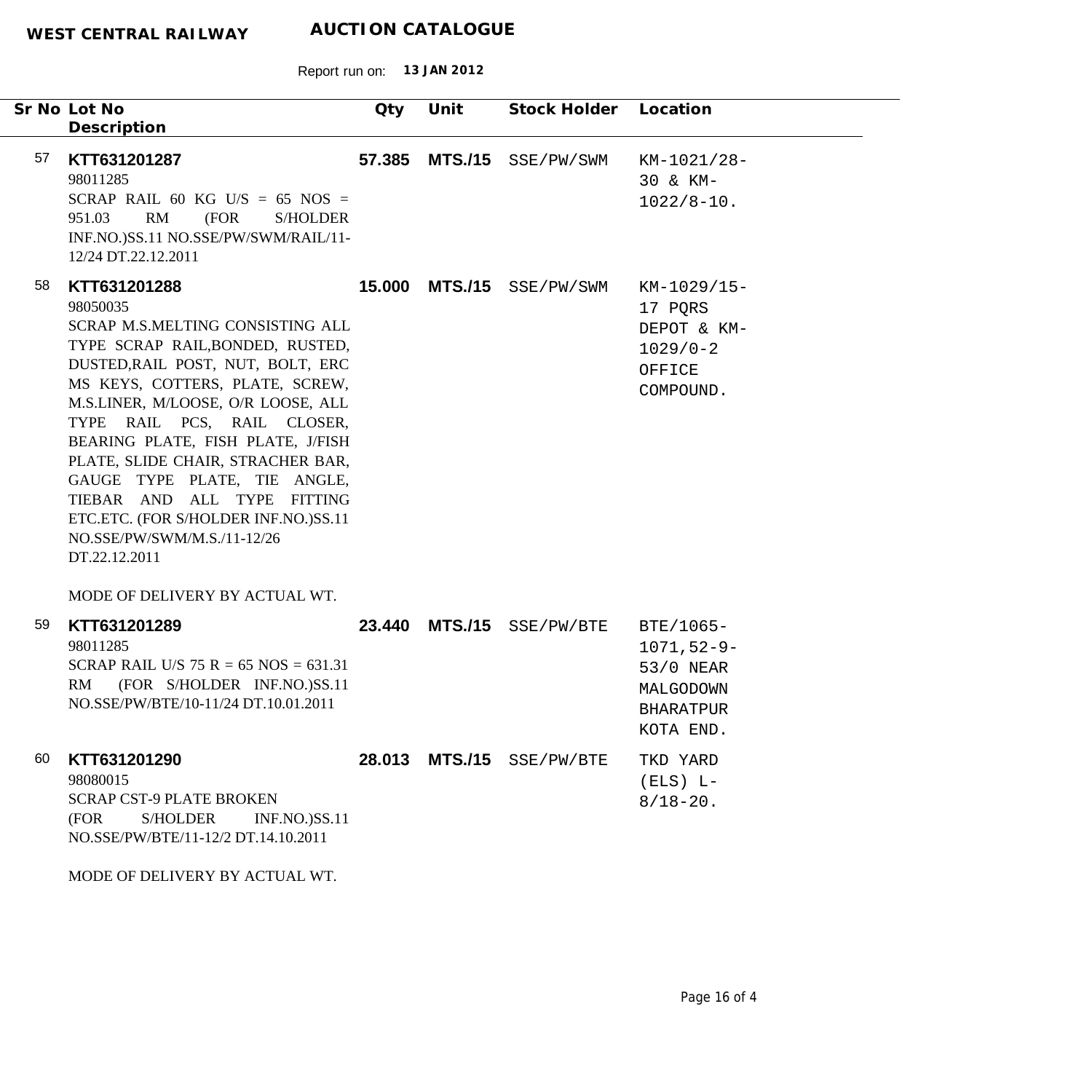**WEST CENTRAL RAILWAY** **AUCTION CATALOGUE**

Report run on: **13 JAN 2012**

| Sr No | Lot No / Description | Qty | Unit | Stock Holder | Location |
|---|---|---|---|---|---|
| 57 | **KTT631201287**<br>98011285<br>SCRAP RAIL 60 KG U/S = 65 NOS = 951.03 RM (FOR S/HOLDER INF.NO.)SS.11 NO.SSE/PW/SWM/RAIL/11-12/24 DT.22.12.2011 | **57.385** | **MTS./15** | SSE/PW/SWM | KM-1021/28-30 & KM-1022/8-10. |
| 58 | **KTT631201288**<br>98050035<br>SCRAP M.S.MELTING CONSISTING ALL TYPE SCRAP RAIL,BONDED, RUSTED, DUSTED,RAIL POST, NUT, BOLT, ERC MS KEYS, COTTERS, PLATE, SCREW, M.S.LINER, M/LOOSE, O/R LOOSE, ALL TYPE RAIL PCS, RAIL CLOSER, BEARING PLATE, FISH PLATE, J/FISH PLATE, SLIDE CHAIR, STRACHER BAR, GAUGE TYPE PLATE, TIE ANGLE, TIEBAR AND ALL TYPE FITTING ETC.ETC. (FOR S/HOLDER INF.NO.)SS.11 NO.SSE/PW/SWM/M.S./11-12/26 DT.22.12.2011<br><br>MODE OF DELIVERY BY ACTUAL WT. | **15.000** | **MTS./15** | SSE/PW/SWM | KM-1029/15-17 PQRS DEPOT & KM-1029/0-2 OFFICE COMPOUND. |
| 59 | **KTT631201289**<br>98011285<br>SCRAP RAIL U/S 75 R = 65 NOS = 631.31 RM (FOR S/HOLDER INF.NO.)SS.11 NO.SSE/PW/BTE/10-11/24 DT.10.01.2011 | **23.440** | **MTS./15** | SSE/PW/BTE | BTE/1065-1071,52-9-53/0 NEAR MALGODOWN BHARATPUR KOTA END. |
| 60 | **KTT631201290**<br>98080015<br>SCRAP CST-9 PLATE BROKEN (FOR S/HOLDER INF.NO.)SS.11 NO.SSE/PW/BTE/11-12/2 DT.14.10.2011<br><br>MODE OF DELIVERY BY ACTUAL WT. | **28.013** | **MTS./15** | SSE/PW/BTE | TKD YARD (ELS) L-8/18-20. |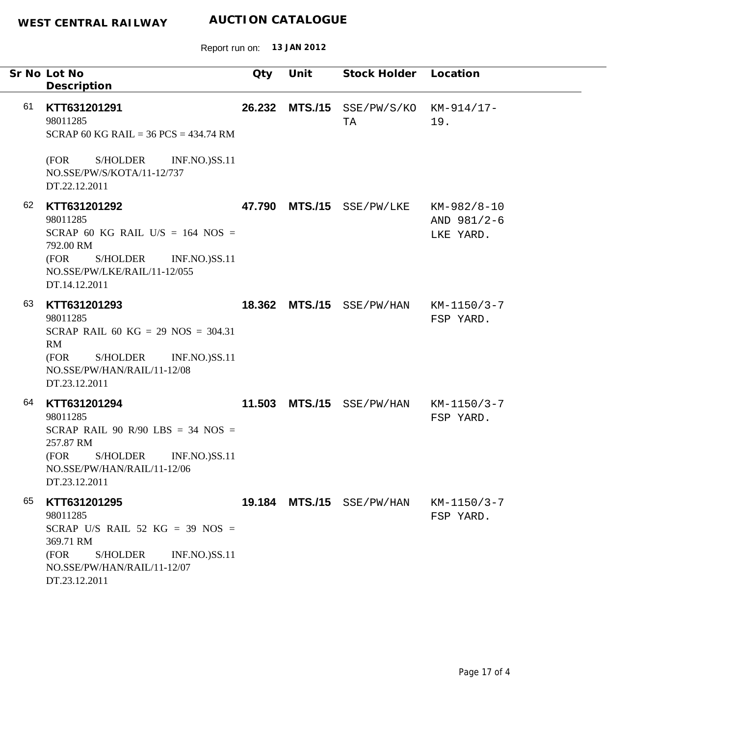**WEST CENTRAL RAILWAY** **AUCTION CATALOGUE**

Report run on: **13 JAN 2012**

| Sr No | Lot No<br>Description | Qty | Unit | Stock Holder | Location |
|---|---|---|---|---|---|
| 61 | **KTT631201291**<br>98011285<br>SCRAP 60 KG RAIL = 36 PCS = 434.74 RM<br><br>(FOR S/HOLDER INF.NO.)SS.11 NO.SSE/PW/S/KOTA/11-12/737 DT.22.12.2011 | **26.232** | **MTS./15** | SSE/PW/S/KOTA | KM-914/17-19. |
| 62 | **KTT631201292**<br>98011285<br>SCRAP 60 KG RAIL U/S = 164 NOS = 792.00 RM<br>(FOR S/HOLDER INF.NO.)SS.11 NO.SSE/PW/LKE/RAIL/11-12/055 DT.14.12.2011 | **47.790** | **MTS./15** | SSE/PW/LKE | KM-982/8-10 AND 981/2-6 LKE YARD. |
| 63 | **KTT631201293**<br>98011285<br>SCRAP RAIL 60 KG = 29 NOS = 304.31 RM<br>(FOR S/HOLDER INF.NO.)SS.11 NO.SSE/PW/HAN/RAIL/11-12/08 DT.23.12.2011 | **18.362** | **MTS./15** | SSE/PW/HAN | KM-1150/3-7 FSP YARD. |
| 64 | **KTT631201294**<br>98011285<br>SCRAP RAIL 90 R/90 LBS = 34 NOS = 257.87 RM<br>(FOR S/HOLDER INF.NO.)SS.11 NO.SSE/PW/HAN/RAIL/11-12/06 DT.23.12.2011 | **11.503** | **MTS./15** | SSE/PW/HAN | KM-1150/3-7 FSP YARD. |
| 65 | **KTT631201295**<br>98011285<br>SCRAP U/S RAIL 52 KG = 39 NOS = 369.71 RM<br>(FOR S/HOLDER INF.NO.)SS.11 NO.SSE/PW/HAN/RAIL/11-12/07 DT.23.12.2011 | **19.184** | **MTS./15** | SSE/PW/HAN | KM-1150/3-7 FSP YARD. |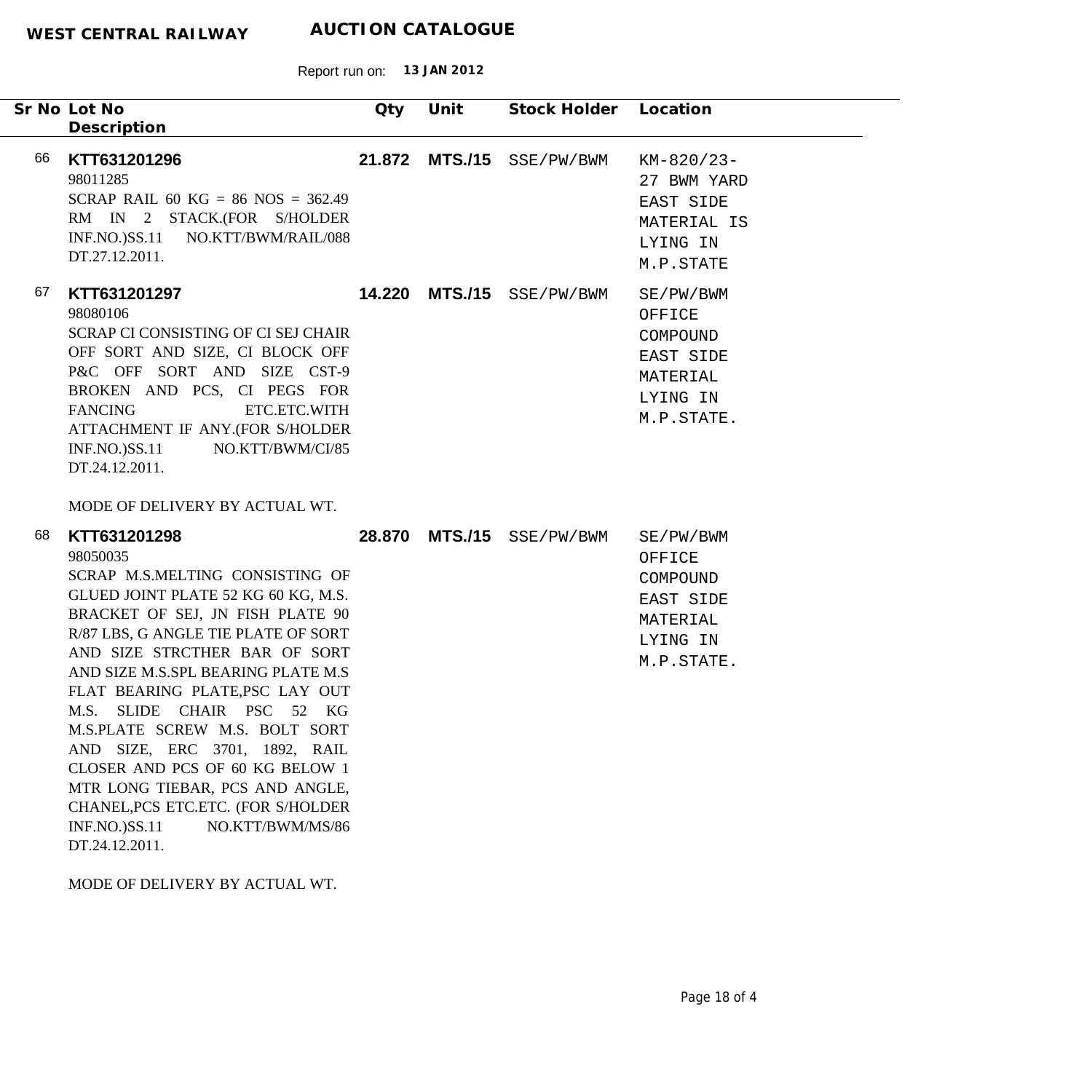**WEST CENTRAL RAILWAY** **AUCTION CATALOGUE**

Report run on: **13 JAN 2012**

| Sr No | Lot No<br>Description | Qty | Unit | Stock Holder | Location |
|---|---|---|---|---|---|
| 66 | **KTT631201296**<br>98011285<br>SCRAP RAIL 60 KG = 86 NOS = 362.49 RM IN 2 STACK.(FOR S/HOLDER INF.NO.)SS.11 NO.KTT/BWM/RAIL/088 DT.27.12.2011. | **21.872** | **MTS./15** | SSE/PW/BWM | KM-820/23-27 BWM YARD EAST SIDE MATERIAL IS LYING IN M.P.STATE |
| 67 | **KTT631201297**<br>98080106<br>SCRAP CI CONSISTING OF CI SEJ CHAIR OFF SORT AND SIZE, CI BLOCK OFF P&C OFF SORT AND SIZE CST-9 BROKEN AND PCS, CI PEGS FOR FANCING ETC.ETC.WITH ATTACHMENT IF ANY.(FOR S/HOLDER INF.NO.)SS.11 NO.KTT/BWM/CI/85 DT.24.12.2011.<br><br>MODE OF DELIVERY BY ACTUAL WT. | **14.220** | **MTS./15** | SSE/PW/BWM | SE/PW/BWM OFFICE COMPOUND EAST SIDE MATERIAL LYING IN M.P.STATE. |
| 68 | **KTT631201298**<br>98050035<br>SCRAP M.S.MELTING CONSISTING OF GLUED JOINT PLATE 52 KG 60 KG, M.S. BRACKET OF SEJ, JN FISH PLATE 90 R/87 LBS, G ANGLE TIE PLATE OF SORT AND SIZE STRCTHER BAR OF SORT AND SIZE M.S.SPL BEARING PLATE M.S FLAT BEARING PLATE,PSC LAY OUT M.S. SLIDE CHAIR PSC 52 KG M.S.PLATE SCREW M.S. BOLT SORT AND SIZE, ERC 3701, 1892, RAIL CLOSER AND PCS OF 60 KG BELOW 1 MTR LONG TIEBAR, PCS AND ANGLE, CHANEL,PCS ETC.ETC. (FOR S/HOLDER INF.NO.)SS.11 NO.KTT/BWM/MS/86 DT.24.12.2011.<br><br>MODE OF DELIVERY BY ACTUAL WT. | **28.870** | **MTS./15** | SSE/PW/BWM | SE/PW/BWM OFFICE COMPOUND EAST SIDE MATERIAL LYING IN M.P.STATE. |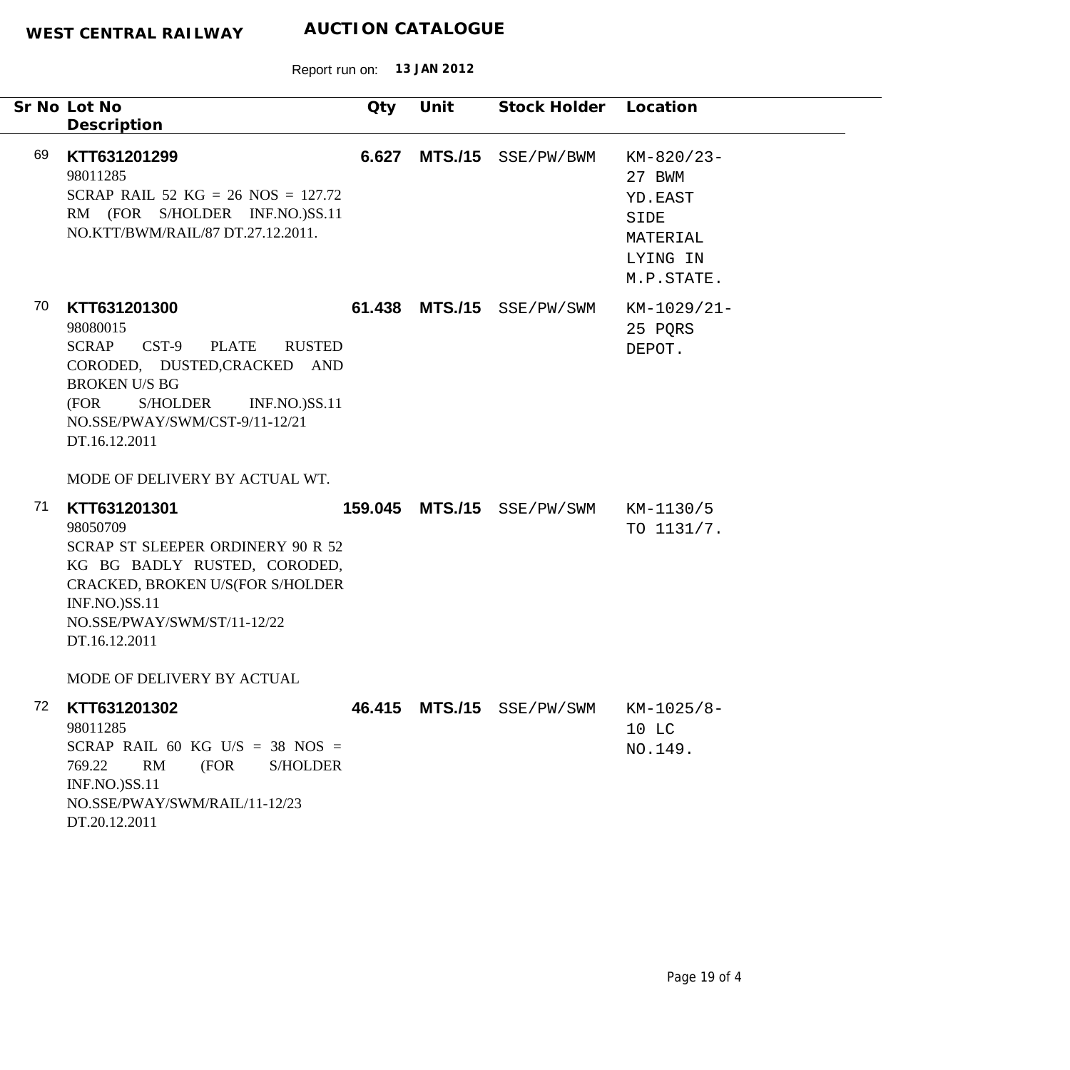**WEST CENTRAL RAILWAY** **AUCTION CATALOGUE**

Report run on: **13 JAN 2012**

| Sr No | Lot No / Description | Qty | Unit | Stock Holder | Location |
|---|---|---|---|---|---|
| 69 | **KTT631201299**<br>98011285<br>SCRAP RAIL 52 KG = 26 NOS = 127.72 RM (FOR S/HOLDER INF.NO.)SS.11 NO.KTT/BWM/RAIL/87 DT.27.12.2011. | **6.627** | **MTS./15** | SSE/PW/BWM | KM-820/23-27 BWM YD.EAST SIDE MATERIAL LYING IN M.P.STATE. |
| 70 | **KTT631201300**<br>98080015<br>SCRAP CST-9 PLATE RUSTED CORODED, DUSTED,CRACKED AND BROKEN U/S BG<br>(FOR S/HOLDER INF.NO.)SS.11 NO.SSE/PWAY/SWM/CST-9/11-12/21 DT.16.12.2011<br><br>MODE OF DELIVERY BY ACTUAL WT. | **61.438** | **MTS./15** | SSE/PW/SWM | KM-1029/21-25 PQRS DEPOT. |
| 71 | **KTT631201301**<br>98050709<br>SCRAP ST SLEEPER ORDINERY 90 R 52 KG BG BADLY RUSTED, CORODED, CRACKED, BROKEN U/S(FOR S/HOLDER INF.NO.)SS.11 NO.SSE/PWAY/SWM/ST/11-12/22 DT.16.12.2011<br><br>MODE OF DELIVERY BY ACTUAL | **159.045** | **MTS./15** | SSE/PW/SWM | KM-1130/5 TO 1131/7. |
| 72 | **KTT631201302**<br>98011285<br>SCRAP RAIL 60 KG U/S = 38 NOS = 769.22 RM (FOR S/HOLDER INF.NO.)SS.11 NO.SSE/PWAY/SWM/RAIL/11-12/23 DT.20.12.2011 | **46.415** | **MTS./15** | SSE/PW/SWM | KM-1025/8-10 LC NO.149. |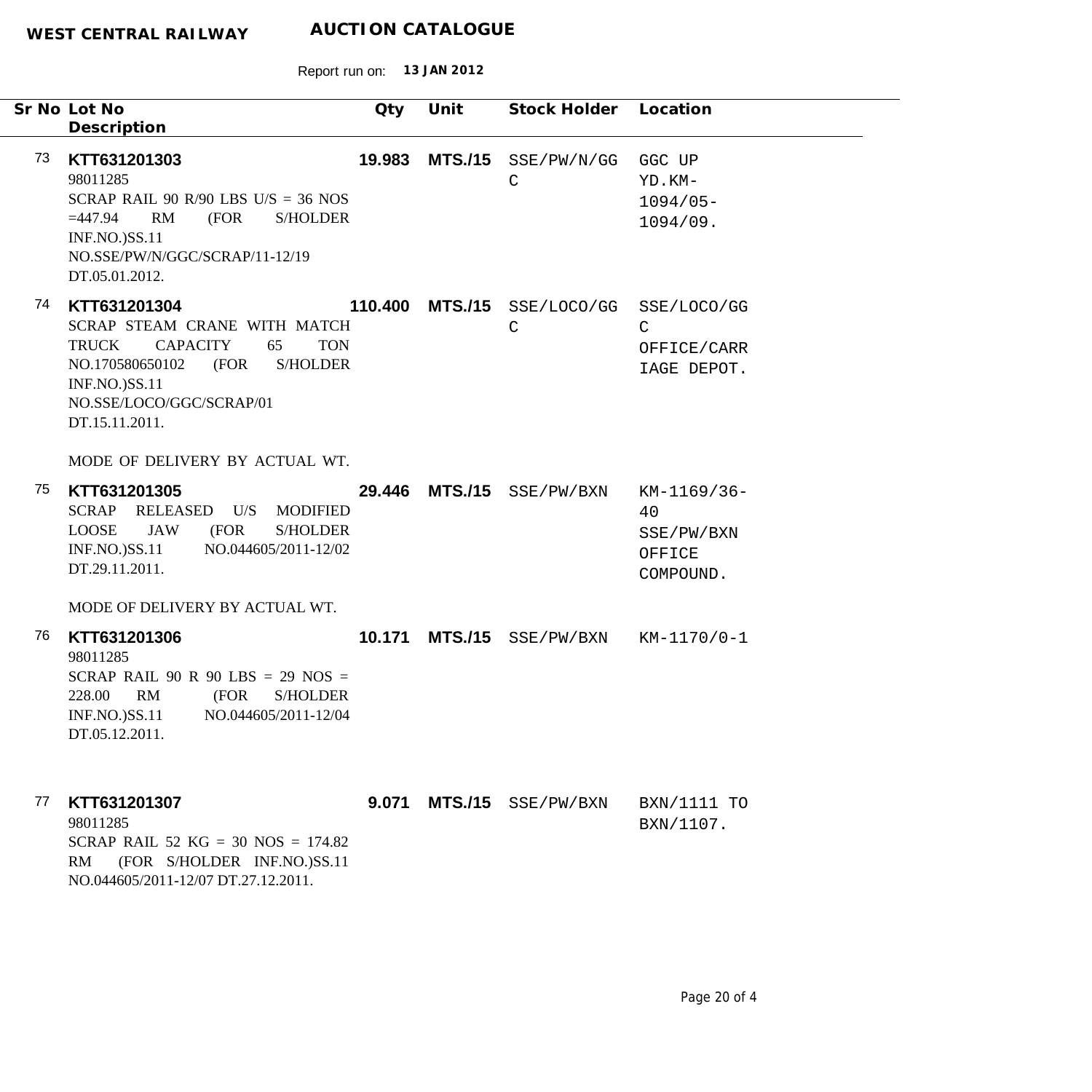**WEST CENTRAL RAILWAY** **AUCTION CATALOGUE**

Report run on: **13 JAN 2012**

| Sr No | Lot No / Description | Qty | Unit | Stock Holder | Location |
|---|---|---|---|---|---|
| 73 | **KTT631201303**<br>98011285<br>SCRAP RAIL 90 R/90 LBS U/S = 36 NOS =447.94 RM (FOR S/HOLDER INF.NO.)SS.11 NO.SSE/PW/N/GGC/SCRAP/11-12/19 DT.05.01.2012. | **19.983** | **MTS./15** | SSE/PW/N/GGC | GGC UP YD.KM-1094/05-1094/09. |
| 74 | **KTT631201304**<br>SCRAP STEAM CRANE WITH MATCH TRUCK CAPACITY 65 TON NO.170580650102 (FOR S/HOLDER INF.NO.)SS.11 NO.SSE/LOCO/GGC/SCRAP/01 DT.15.11.2011.<br><br>MODE OF DELIVERY BY ACTUAL WT. | **110.400** | **MTS./15** | SSE/LOCO/GGC | SSE/LOCO/GGC OFFICE/CARRIAGE DEPOT. |
| 75 | **KTT631201305**<br>SCRAP RELEASED U/S MODIFIED LOOSE JAW (FOR S/HOLDER INF.NO.)SS.11 NO.044605/2011-12/02 DT.29.11.2011.<br><br>MODE OF DELIVERY BY ACTUAL WT. | **29.446** | **MTS./15** | SSE/PW/BXN | KM-1169/36-40 SSE/PW/BXN OFFICE COMPOUND. |
| 76 | **KTT631201306**<br>98011285<br>SCRAP RAIL 90 R 90 LBS = 29 NOS = 228.00 RM (FOR S/HOLDER INF.NO.)SS.11 NO.044605/2011-12/04 DT.05.12.2011. | **10.171** | **MTS./15** | SSE/PW/BXN | KM-1170/0-1 |
| 77 | **KTT631201307**<br>98011285<br>SCRAP RAIL 52 KG = 30 NOS = 174.82 RM (FOR S/HOLDER INF.NO.)SS.11 NO.044605/2011-12/07 DT.27.12.2011. | **9.071** | **MTS./15** | SSE/PW/BXN | BXN/1111 TO BXN/1107. |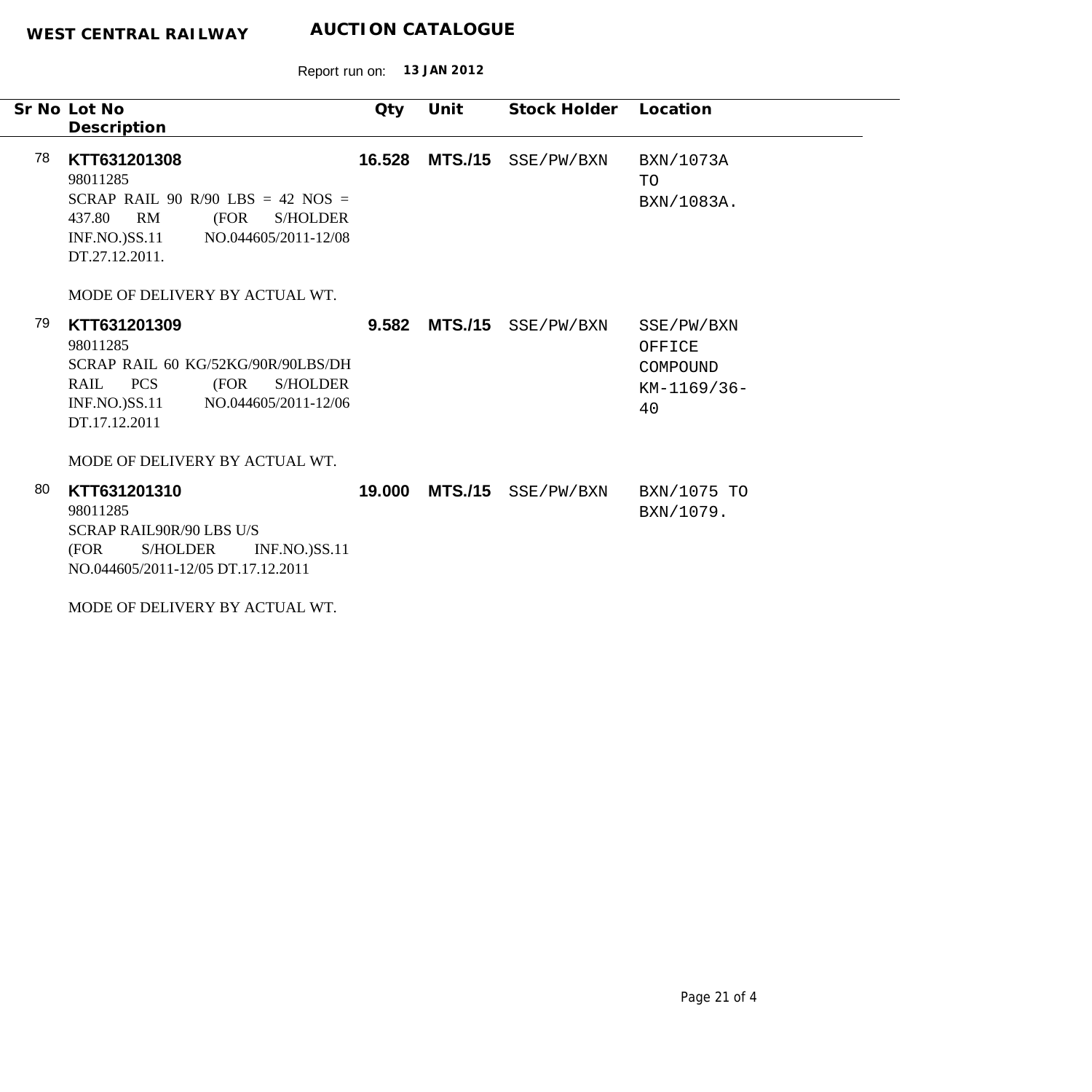**WEST CENTRAL RAILWAY** **AUCTION CATALOGUE**

Report run on: **13 JAN 2012**

| Sr No | Lot No / Description | Qty | Unit | Stock Holder | Location |
|---|---|---|---|---|---|
| 78 | **KTT631201308**<br>98011285<br>SCRAP RAIL 90 R/90 LBS = 42 NOS = 437.80 RM (FOR S/HOLDER INF.NO.)SS.11 NO.044605/2011-12/08 DT.27.12.2011.<br><br>MODE OF DELIVERY BY ACTUAL WT. | **16.528** | **MTS./15** | SSE/PW/BXN | BXN/1073A TO BXN/1083A. |
| 79 | **KTT631201309**<br>98011285<br>SCRAP RAIL 60 KG/52KG/90R/90LBS/DH RAIL PCS (FOR S/HOLDER INF.NO.)SS.11 NO.044605/2011-12/06 DT.17.12.2011<br><br>MODE OF DELIVERY BY ACTUAL WT. | **9.582** | **MTS./15** | SSE/PW/BXN | SSE/PW/BXN OFFICE COMPOUND KM-1169/36-40 |
| 80 | **KTT631201310**<br>98011285<br>SCRAP RAIL90R/90 LBS U/S (FOR S/HOLDER INF.NO.)SS.11 NO.044605/2011-12/05 DT.17.12.2011<br><br>MODE OF DELIVERY BY ACTUAL WT. | **19.000** | **MTS./15** | SSE/PW/BXN | BXN/1075 TO BXN/1079. |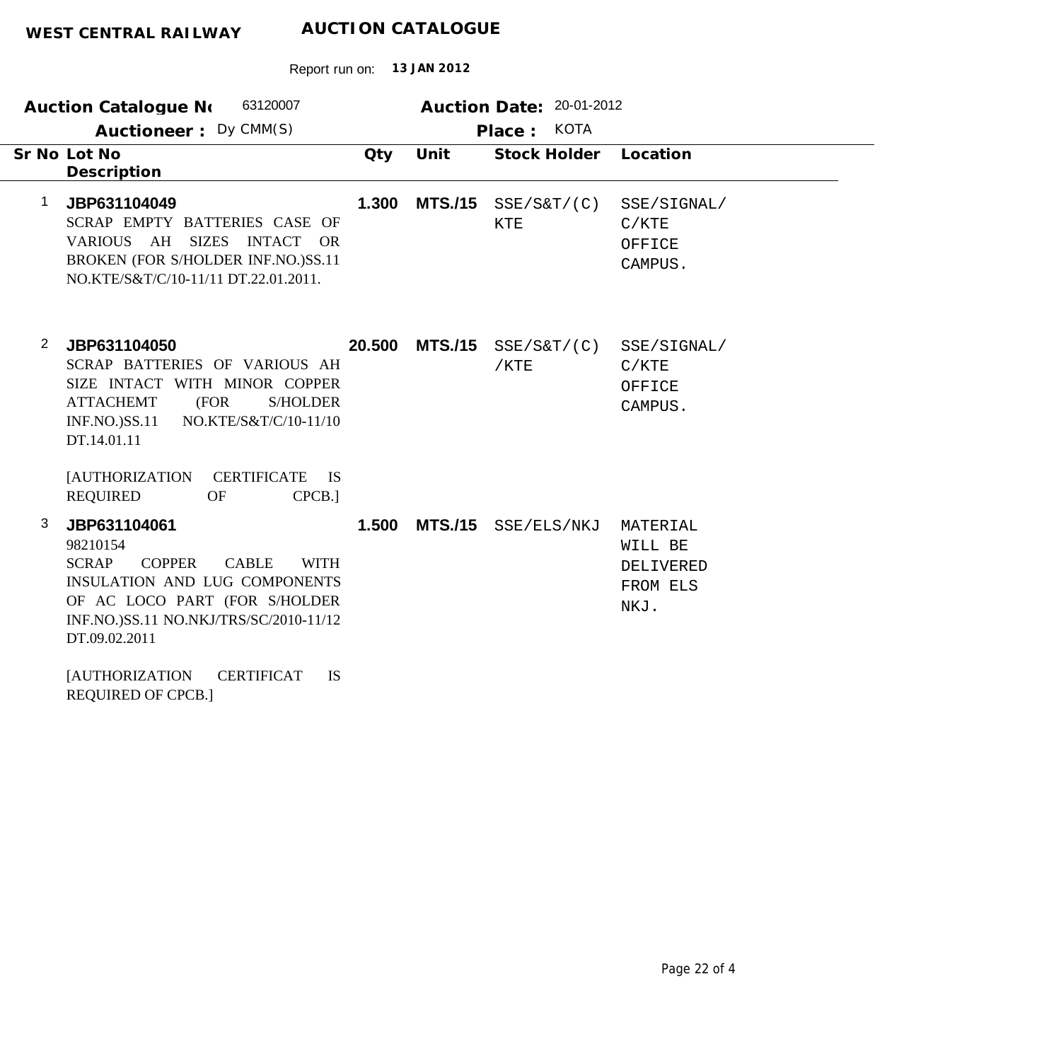**WEST CENTRAL RAILWAY** **AUCTION CATALOGUE**

Report run on: **13 JAN 2012**

**Auction Catalogue No** 63120007 **Auction Date:** 20-01-2012

**Auctioneer :** Dy CMM(S) **Place :** KOTA

| Sr No | Lot No / Description | Qty | Unit | Stock Holder | Location |
|---|---|---|---|---|---|
| 1 | **JBP631104049**<br>SCRAP EMPTY BATTERIES CASE OF VARIOUS AH SIZES INTACT OR BROKEN (FOR S/HOLDER INF.NO.)SS.11 NO.KTE/S&T/C/10-11/11 DT.22.01.2011. | **1.300** | **MTS./15** | SSE/S&T/(C) KTE | SSE/SIGNAL/ C/KTE OFFICE CAMPUS. |
| 2 | **JBP631104050**<br>SCRAP BATTERIES OF VARIOUS AH SIZE INTACT WITH MINOR COPPER ATTACHEMT (FOR S/HOLDER INF.NO.)SS.11 NO.KTE/S&T/C/10-11/10 DT.14.01.11<br><br>[AUTHORIZATION CERTIFICATE IS REQUIRED OF CPCB.] | **20.500** | **MTS./15** | SSE/S&T/(C) /KTE | SSE/SIGNAL/ C/KTE OFFICE CAMPUS. |
| 3 | **JBP631104061**<br>98210154<br>SCRAP COPPER CABLE WITH INSULATION AND LUG COMPONENTS OF AC LOCO PART (FOR S/HOLDER INF.NO.)SS.11 NO.NKJ/TRS/SC/2010-11/12 DT.09.02.2011<br><br>[AUTHORIZATION CERTIFICAT IS REQUIRED OF CPCB.] | **1.500** | **MTS./15** | SSE/ELS/NKJ | MATERIAL WILL BE DELIVERED FROM ELS NKJ. |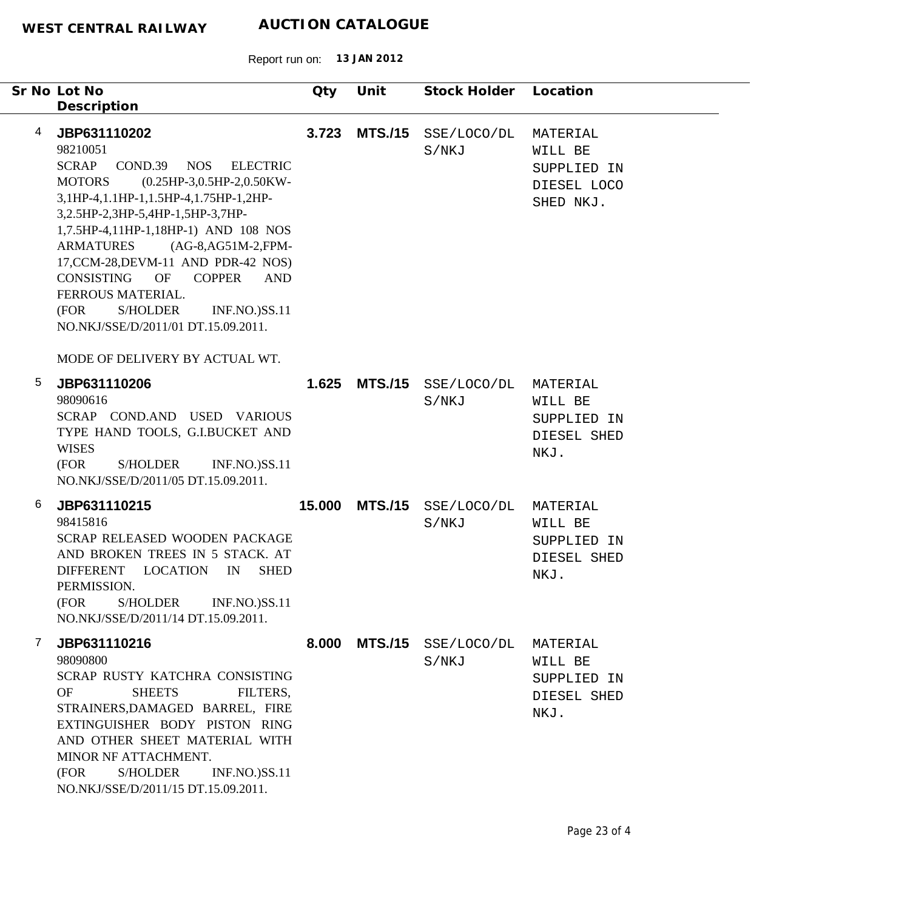**WEST CENTRAL RAILWAY** **AUCTION CATALOGUE**

Report run on: **13 JAN 2012**

| Sr No | Lot No / Description | Qty | Unit | Stock Holder | Location |
|---|---|---|---|---|---|
| 4 | **JBP631110202**<br>98210051<br>SCRAP COND.39 NOS ELECTRIC MOTORS (0.25HP-3,0.5HP-2,0.50KW-3,1HP-4,1.1HP-1,1.5HP-4,1.75HP-1,2HP-3,2.5HP-2,3HP-5,4HP-1,5HP-3,7HP-1,7.5HP-4,11HP-1,18HP-1) AND 108 NOS ARMATURES (AG-8,AG51M-2,FPM-17,CCM-28,DEVM-11 AND PDR-42 NOS) CONSISTING OF COPPER AND FERROUS MATERIAL.<br>(FOR S/HOLDER INF.NO.)SS.11 NO.NKJ/SSE/D/2011/01 DT.15.09.2011.<br><br>MODE OF DELIVERY BY ACTUAL WT. | **3.723** | **MTS./15** | SSE/LOCO/DLS/NKJ | MATERIAL WILL BE SUPPLIED IN DIESEL LOCO SHED NKJ. |
| 5 | **JBP631110206**<br>98090616<br>SCRAP COND.AND USED VARIOUS TYPE HAND TOOLS, G.I.BUCKET AND WISES<br>(FOR S/HOLDER INF.NO.)SS.11 NO.NKJ/SSE/D/2011/05 DT.15.09.2011. | **1.625** | **MTS./15** | SSE/LOCO/DLS/NKJ | MATERIAL WILL BE SUPPLIED IN DIESEL SHED NKJ. |
| 6 | **JBP631110215**<br>98415816<br>SCRAP RELEASED WOODEN PACKAGE AND BROKEN TREES IN 5 STACK. AT DIFFERENT LOCATION IN SHED PERMISSION.<br>(FOR S/HOLDER INF.NO.)SS.11 NO.NKJ/SSE/D/2011/14 DT.15.09.2011. | **15.000** | **MTS./15** | SSE/LOCO/DLS/NKJ | MATERIAL WILL BE SUPPLIED IN DIESEL SHED NKJ. |
| 7 | **JBP631110216**<br>98090800<br>SCRAP RUSTY KATCHRA CONSISTING OF SHEETS FILTERS, STRAINERS,DAMAGED BARREL, FIRE EXTINGUISHER BODY PISTON RING AND OTHER SHEET MATERIAL WITH MINOR NF ATTACHMENT.<br>(FOR S/HOLDER INF.NO.)SS.11 NO.NKJ/SSE/D/2011/15 DT.15.09.2011. | **8.000** | **MTS./15** | SSE/LOCO/DLS/NKJ | MATERIAL WILL BE SUPPLIED IN DIESEL SHED NKJ. |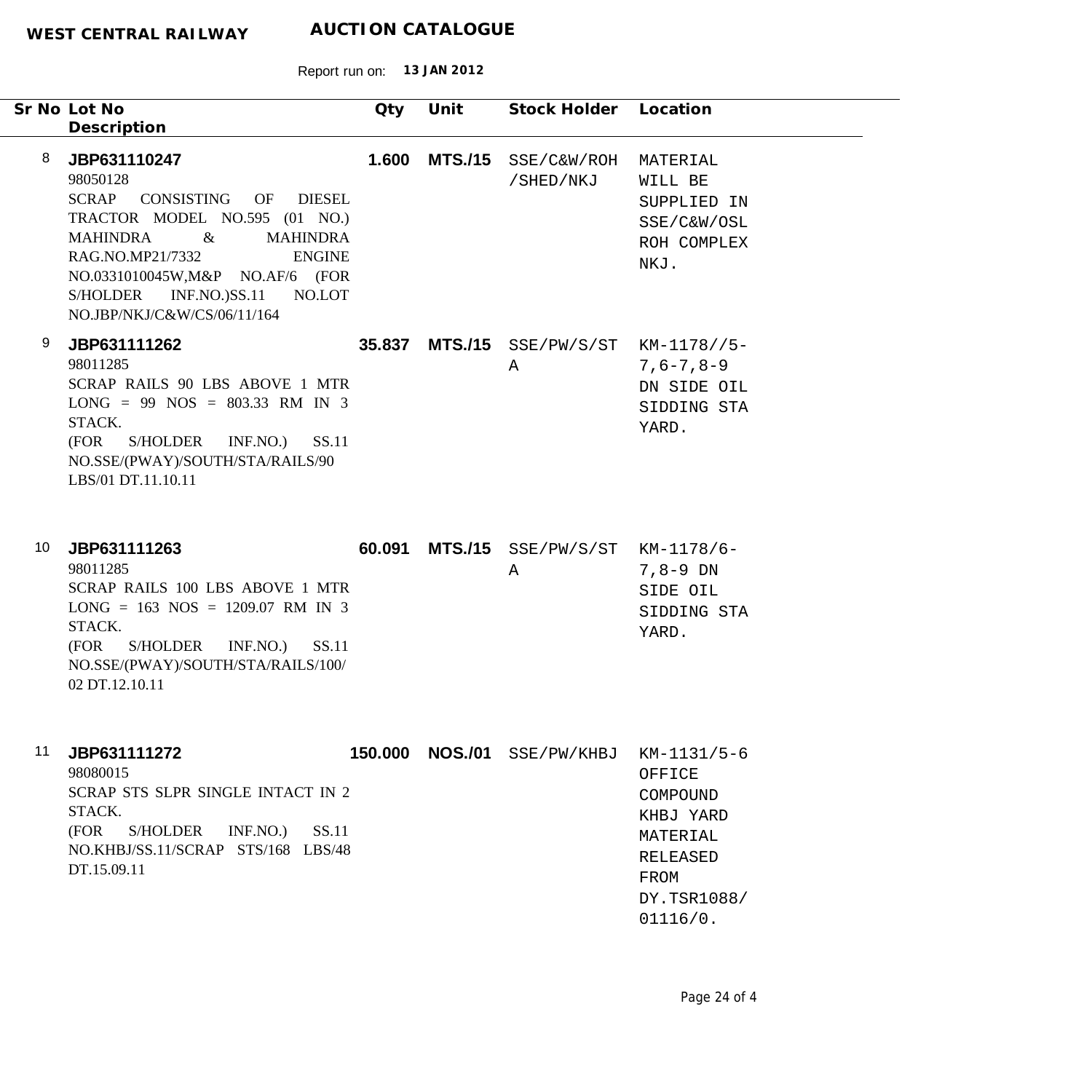**WEST CENTRAL RAILWAY** **AUCTION CATALOGUE**

Report run on: **13 JAN 2012**

| Sr No | Lot No / Description | Qty | Unit | Stock Holder | Location |
|---|---|---|---|---|---|
| 8 | **JBP631110247**<br>98050128<br>SCRAP CONSISTING OF DIESEL TRACTOR MODEL NO.595 (01 NO.) MAHINDRA & MAHINDRA RAG.NO.MP21/7332 ENGINE NO.0331010045W,M&P NO.AF/6 (FOR S/HOLDER INF.NO.)SS.11 NO.LOT NO.JBP/NKJ/C&W/CS/06/11/164 | **1.600** | **MTS./15** | SSE/C&W/ROH /SHED/NKJ | MATERIAL WILL BE SUPPLIED IN SSE/C&W/OSL ROH COMPLEX NKJ. |
| 9 | **JBP631111262**<br>98011285<br>SCRAP RAILS 90 LBS ABOVE 1 MTR LONG = 99 NOS = 803.33 RM IN 3 STACK.<br>(FOR S/HOLDER INF.NO.) SS.11 NO.SSE/(PWAY)/SOUTH/STA/RAILS/90 LBS/01 DT.11.10.11 | **35.837** | **MTS./15** | SSE/PW/S/STA | KM-1178//5-7,6-7,8-9 DN SIDE OIL SIDDING STA YARD. |
| 10 | **JBP631111263**<br>98011285<br>SCRAP RAILS 100 LBS ABOVE 1 MTR LONG = 163 NOS = 1209.07 RM IN 3 STACK.<br>(FOR S/HOLDER INF.NO.) SS.11 NO.SSE/(PWAY)/SOUTH/STA/RAILS/100/02 DT.12.10.11 | **60.091** | **MTS./15** | SSE/PW/S/STA | KM-1178/6-7,8-9 DN SIDE OIL SIDDING STA YARD. |
| 11 | **JBP631111272**<br>98080015<br>SCRAP STS SLPR SINGLE INTACT IN 2 STACK.<br>(FOR S/HOLDER INF.NO.) SS.11 NO.KHBJ/SS.11/SCRAP STS/168 LBS/48 DT.15.09.11 | **150.000** | **NOS./01** | SSE/PW/KHBJ | KM-1131/5-6 OFFICE COMPOUND KHBJ YARD MATERIAL RELEASED FROM DY.TSR1088/01116/0. |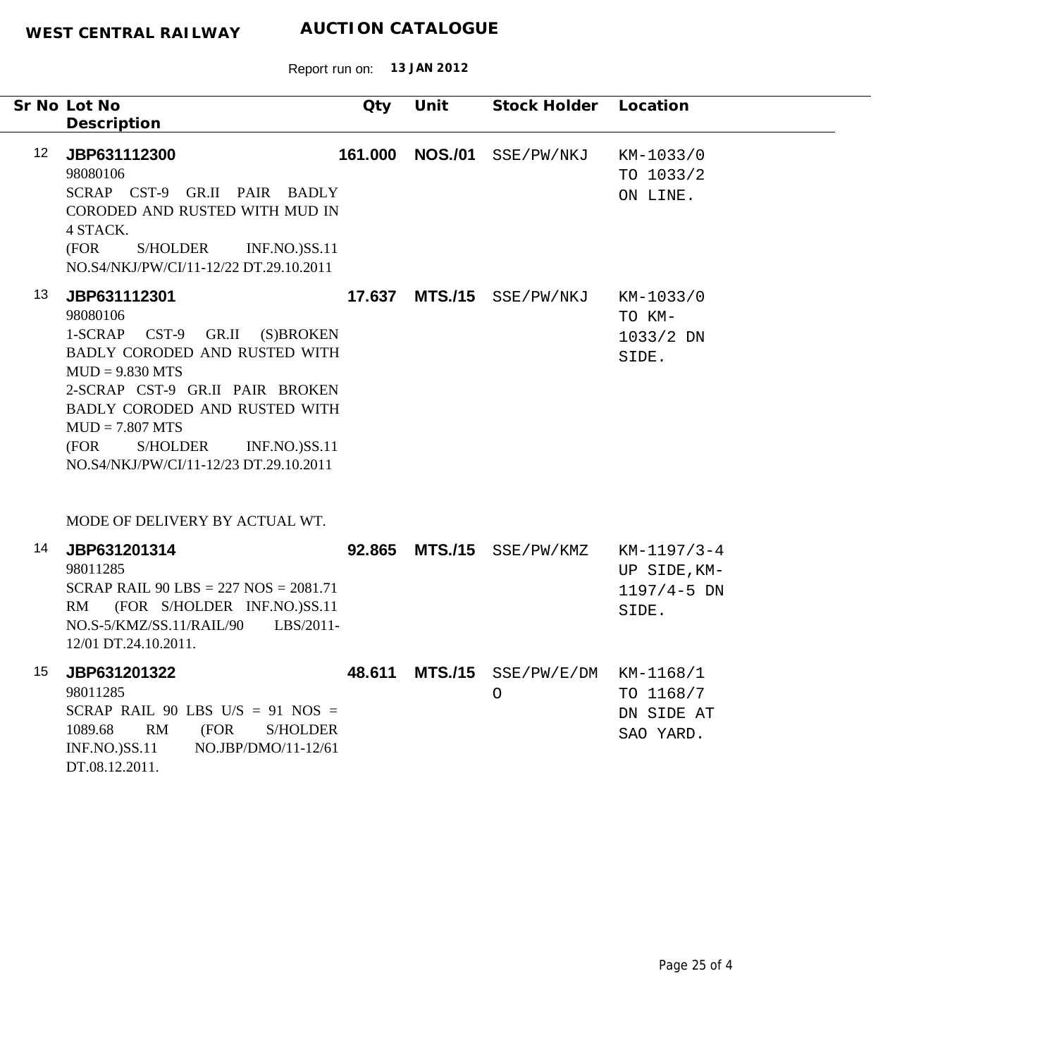**WEST CENTRAL RAILWAY** **AUCTION CATALOGUE**

Report run on: **13 JAN 2012**

| Sr No | Lot No<br>Description | Qty | Unit | Stock Holder | Location |
|---|---|---|---|---|---|
| 12 | **JBP631112300**<br>98080106<br>SCRAP CST-9 GR.II PAIR BADLY CORODED AND RUSTED WITH MUD IN 4 STACK.<br>(FOR S/HOLDER INF.NO.)SS.11 NO.S4/NKJ/PW/CI/11-12/22 DT.29.10.2011 | **161.000** | **NOS./01** | SSE/PW/NKJ | KM-1033/0 TO 1033/2 ON LINE. |
| 13 | **JBP631112301**<br>98080106<br>1-SCRAP CST-9 GR.II (S)BROKEN BADLY CORODED AND RUSTED WITH MUD = 9.830 MTS<br>2-SCRAP CST-9 GR.II PAIR BROKEN BADLY CORODED AND RUSTED WITH MUD = 7.807 MTS<br>(FOR S/HOLDER INF.NO.)SS.11 NO.S4/NKJ/PW/CI/11-12/23 DT.29.10.2011<br><br>MODE OF DELIVERY BY ACTUAL WT. | **17.637** | **MTS./15** | SSE/PW/NKJ | KM-1033/0 TO KM-1033/2 DN SIDE. |
| 14 | **JBP631201314**<br>98011285<br>SCRAP RAIL 90 LBS = 227 NOS = 2081.71 RM (FOR S/HOLDER INF.NO.)SS.11 NO.S-5/KMZ/SS.11/RAIL/90 LBS/2011-12/01 DT.24.10.2011. | **92.865** | **MTS./15** | SSE/PW/KMZ | KM-1197/3-4 UP SIDE,KM-1197/4-5 DN SIDE. |
| 15 | **JBP631201322**<br>98011285<br>SCRAP RAIL 90 LBS U/S = 91 NOS = 1089.68 RM (FOR S/HOLDER INF.NO.)SS.11 NO.JBP/DMO/11-12/61 DT.08.12.2011. | **48.611** | **MTS./15** | SSE/PW/E/DMO | KM-1168/1 TO 1168/7 DN SIDE AT SAO YARD. |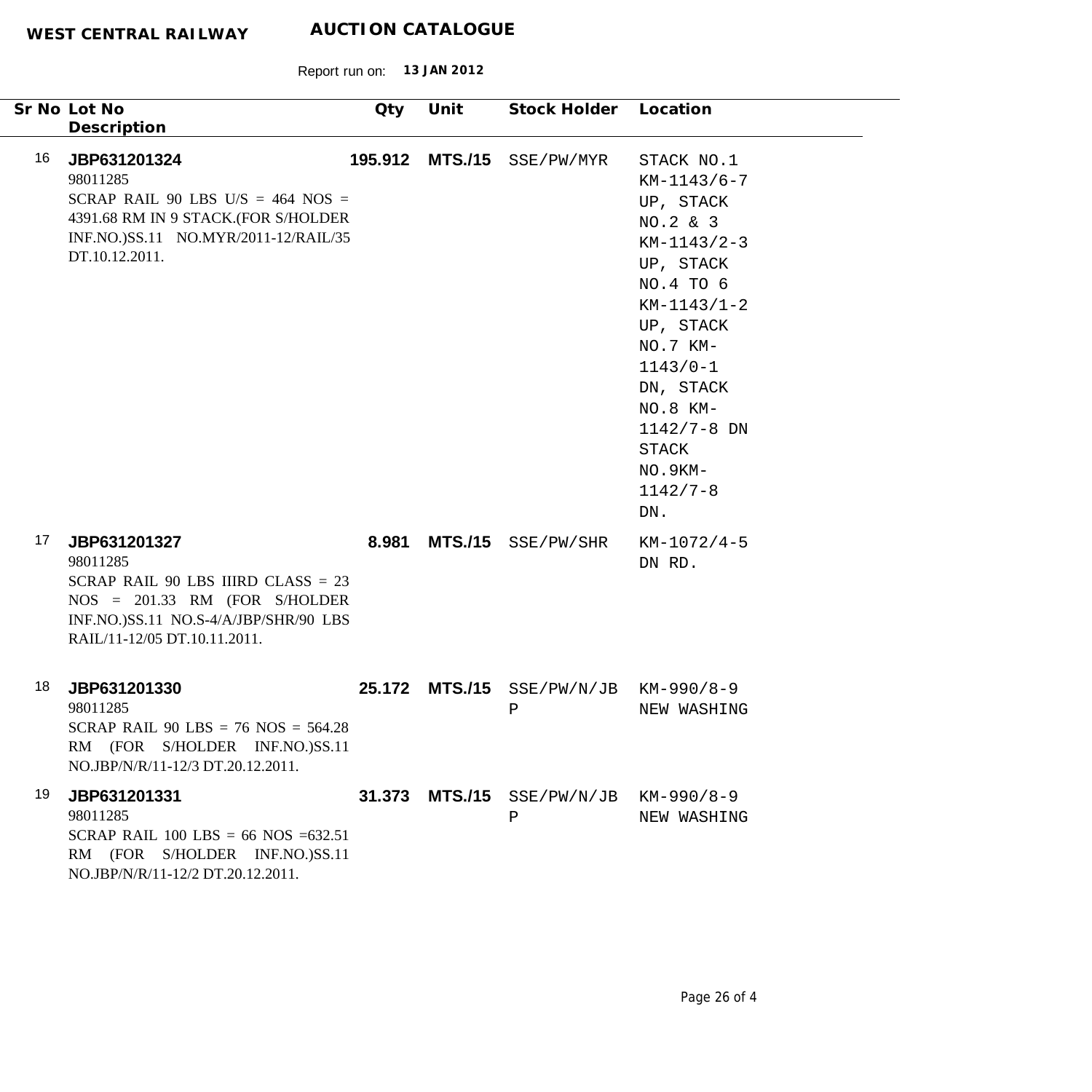**WEST CENTRAL RAILWAY** **AUCTION CATALOGUE**

Report run on: **13 JAN 2012**

| Sr No | Lot No / Description | Qty | Unit | Stock Holder | Location |
|---|---|---|---|---|---|
| 16 | **JBP631201324**<br>98011285<br>SCRAP RAIL 90 LBS U/S = 464 NOS = 4391.68 RM IN 9 STACK.(FOR S/HOLDER INF.NO.)SS.11 NO.MYR/2011-12/RAIL/35 DT.10.12.2011. | **195.912** | **MTS./15** | SSE/PW/MYR | STACK NO.1 KM-1143/6-7 UP, STACK NO.2 & 3 KM-1143/2-3 UP, STACK NO.4 TO 6 KM-1143/1-2 UP, STACK NO.7 KM-1143/0-1 DN, STACK NO.8 KM-1142/7-8 DN STACK NO.9KM-1142/7-8 DN. |
| 17 | **JBP631201327**<br>98011285<br>SCRAP RAIL 90 LBS IIIRD CLASS = 23 NOS = 201.33 RM (FOR S/HOLDER INF.NO.)SS.11 NO.S-4/A/JBP/SHR/90 LBS RAIL/11-12/05 DT.10.11.2011. | **8.981** | **MTS./15** | SSE/PW/SHR | KM-1072/4-5 DN RD. |
| 18 | **JBP631201330**<br>98011285<br>SCRAP RAIL 90 LBS = 76 NOS = 564.28 RM (FOR S/HOLDER INF.NO.)SS.11 NO.JBP/N/R/11-12/3 DT.20.12.2011. | **25.172** | **MTS./15** | SSE/PW/N/JBP | KM-990/8-9 NEW WASHING |
| 19 | **JBP631201331**<br>98011285<br>SCRAP RAIL 100 LBS = 66 NOS =632.51 RM (FOR S/HOLDER INF.NO.)SS.11 NO.JBP/N/R/11-12/2 DT.20.12.2011. | **31.373** | **MTS./15** | SSE/PW/N/JBP | KM-990/8-9 NEW WASHING |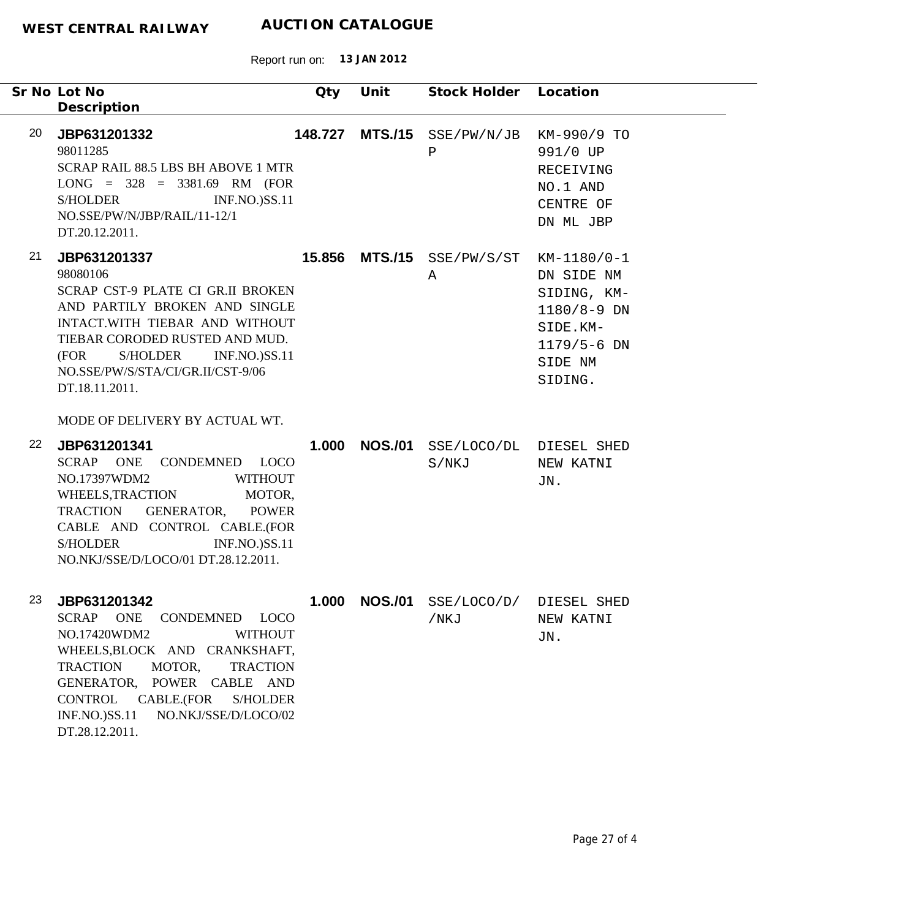**WEST CENTRAL RAILWAY** **AUCTION CATALOGUE**

Report run on: **13 JAN 2012**

| Sr No | Lot No / Description | Qty | Unit | Stock Holder | Location |
|---|---|---|---|---|---|
| 20 | **JBP631201332**<br>98011285<br>SCRAP RAIL 88.5 LBS BH ABOVE 1 MTR LONG = 328 = 3381.69 RM (FOR S/HOLDER INF.NO.)SS.11 NO.SSE/PW/N/JBP/RAIL/11-12/1 DT.20.12.2011. | **148.727** | **MTS./15** | SSE/PW/N/JBP | KM-990/9 TO 991/0 UP RECEIVING NO.1 AND CENTRE OF DN ML JBP |
| 21 | **JBP631201337**<br>98080106<br>SCRAP CST-9 PLATE CI GR.II BROKEN AND PARTILY BROKEN AND SINGLE INTACT.WITH TIEBAR AND WITHOUT TIEBAR CORODED RUSTED AND MUD. (FOR S/HOLDER INF.NO.)SS.11 NO.SSE/PW/S/STA/CI/GR.II/CST-9/06 DT.18.11.2011.<br><br>MODE OF DELIVERY BY ACTUAL WT. | **15.856** | **MTS./15** | SSE/PW/S/STA | KM-1180/0-1 DN SIDE NM SIDING, KM-1180/8-9 DN SIDE.KM-1179/5-6 DN SIDE NM SIDING. |
| 22 | **JBP631201341**<br>SCRAP ONE CONDEMNED LOCO NO.17397WDM2 WITHOUT WHEELS,TRACTION MOTOR, TRACTION GENERATOR, POWER CABLE AND CONTROL CABLE.(FOR S/HOLDER INF.NO.)SS.11 NO.NKJ/SSE/D/LOCO/01 DT.28.12.2011. | **1.000** | **NOS./01** | SSE/LOCO/DLS/NKJ | DIESEL SHED NEW KATNI JN. |
| 23 | **JBP631201342**<br>SCRAP ONE CONDEMNED LOCO NO.17420WDM2 WITHOUT WHEELS,BLOCK AND CRANKSHAFT, TRACTION MOTOR, TRACTION GENERATOR, POWER CABLE AND CONTROL CABLE.(FOR S/HOLDER INF.NO.)SS.11 NO.NKJ/SSE/D/LOCO/02 DT.28.12.2011. | **1.000** | **NOS./01** | SSE/LOCO/D//NKJ | DIESEL SHED NEW KATNI JN. |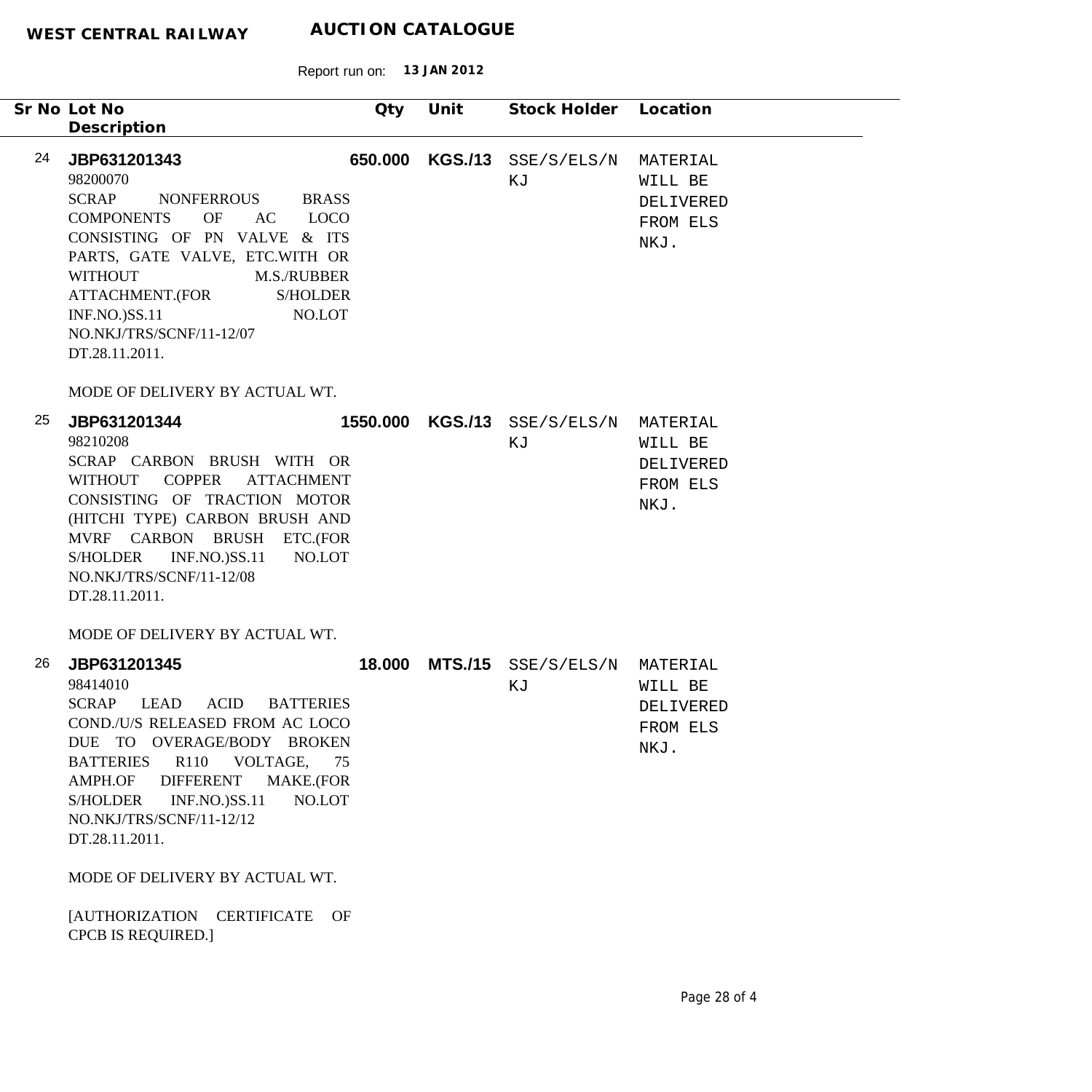**WEST CENTRAL RAILWAY** **AUCTION CATALOGUE**

Report run on: **13 JAN 2012**

| Sr No | Lot No / Description | Qty | Unit | Stock Holder | Location |
|---|---|---|---|---|---|
| 24 | **JBP631201343**<br>98200070<br>SCRAP NONFERROUS BRASS COMPONENTS OF AC LOCO CONSISTING OF PN VALVE & ITS PARTS, GATE VALVE, ETC.WITH OR WITHOUT M.S./RUBBER ATTACHMENT.(FOR S/HOLDER INF.NO.)SS.11 NO.LOT NO.NKJ/TRS/SCNF/11-12/07 DT.28.11.2011.<br><br>MODE OF DELIVERY BY ACTUAL WT. | **650.000** | **KGS./13** | SSE/S/ELS/NKJ | MATERIAL WILL BE DELIVERED FROM ELS NKJ. |
| 25 | **JBP631201344**<br>98210208<br>SCRAP CARBON BRUSH WITH OR WITHOUT COPPER ATTACHMENT CONSISTING OF TRACTION MOTOR (HITCHI TYPE) CARBON BRUSH AND MVRF CARBON BRUSH ETC.(FOR S/HOLDER INF.NO.)SS.11 NO.LOT NO.NKJ/TRS/SCNF/11-12/08 DT.28.11.2011.<br><br>MODE OF DELIVERY BY ACTUAL WT. | **1550.000** | **KGS./13** | SSE/S/ELS/NKJ | MATERIAL WILL BE DELIVERED FROM ELS NKJ. |
| 26 | **JBP631201345**<br>98414010<br>SCRAP LEAD ACID BATTERIES COND./U/S RELEASED FROM AC LOCO DUE TO OVERAGE/BODY BROKEN BATTERIES R110 VOLTAGE, 75 AMPH.OF DIFFERENT MAKE.(FOR S/HOLDER INF.NO.)SS.11 NO.LOT NO.NKJ/TRS/SCNF/11-12/12 DT.28.11.2011.<br><br>MODE OF DELIVERY BY ACTUAL WT.<br><br>[AUTHORIZATION CERTIFICATE OF CPCB IS REQUIRED.] | **18.000** | **MTS./15** | SSE/S/ELS/NKJ | MATERIAL WILL BE DELIVERED FROM ELS NKJ. |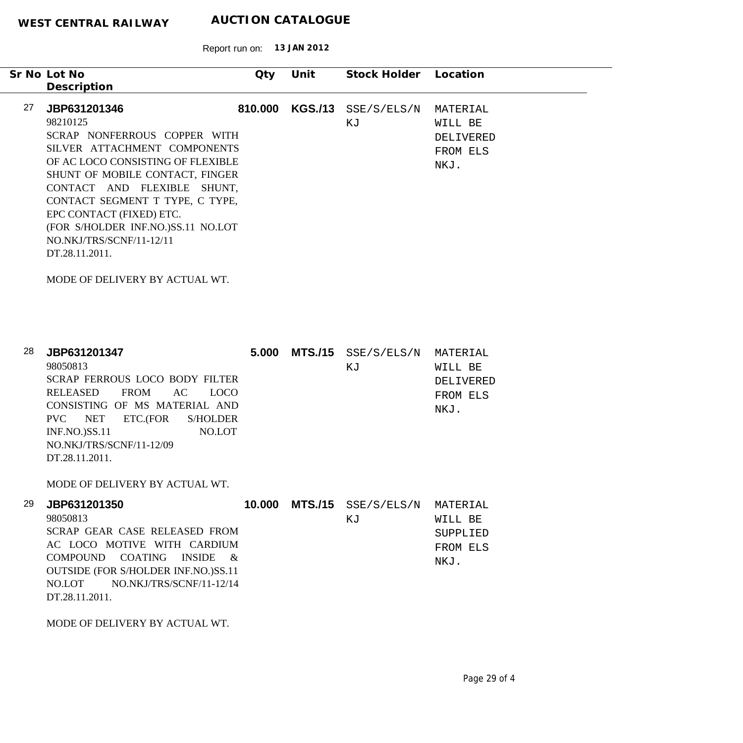**WEST CENTRAL RAILWAY** **AUCTION CATALOGUE**

Report run on: **13 JAN 2012**

| Sr No | Lot No<br>Description | Qty | Unit | Stock Holder | Location |
|---|---|---|---|---|---|
| 27 | **JBP631201346**<br>98210125<br>SCRAP NONFERROUS COPPER WITH SILVER ATTACHMENT COMPONENTS OF AC LOCO CONSISTING OF FLEXIBLE SHUNT OF MOBILE CONTACT, FINGER CONTACT AND FLEXIBLE SHUNT, CONTACT SEGMENT T TYPE, C TYPE, EPC CONTACT (FIXED) ETC.<br>(FOR S/HOLDER INF.NO.)SS.11 NO.LOT NO.NKJ/TRS/SCNF/11-12/11 DT.28.11.2011.<br><br>MODE OF DELIVERY BY ACTUAL WT. | **810.000** | **KGS./13** | SSE/S/ELS/NKJ | MATERIAL WILL BE DELIVERED FROM ELS NKJ. |
| 28 | **JBP631201347**<br>98050813<br>SCRAP FERROUS LOCO BODY FILTER RELEASED FROM AC LOCO CONSISTING OF MS MATERIAL AND PVC NET ETC.(FOR S/HOLDER INF.NO.)SS.11 NO.LOT NO.NKJ/TRS/SCNF/11-12/09 DT.28.11.2011.<br><br>MODE OF DELIVERY BY ACTUAL WT. | **5.000** | **MTS./15** | SSE/S/ELS/NKJ | MATERIAL WILL BE DELIVERED FROM ELS NKJ. |
| 29 | **JBP631201350**<br>98050813<br>SCRAP GEAR CASE RELEASED FROM AC LOCO MOTIVE WITH CARDIUM COMPOUND COATING INSIDE & OUTSIDE (FOR S/HOLDER INF.NO.)SS.11 NO.LOT NO.NKJ/TRS/SCNF/11-12/14 DT.28.11.2011.<br><br>MODE OF DELIVERY BY ACTUAL WT. | **10.000** | **MTS./15** | SSE/S/ELS/NKJ | MATERIAL WILL BE SUPPLIED FROM ELS NKJ. |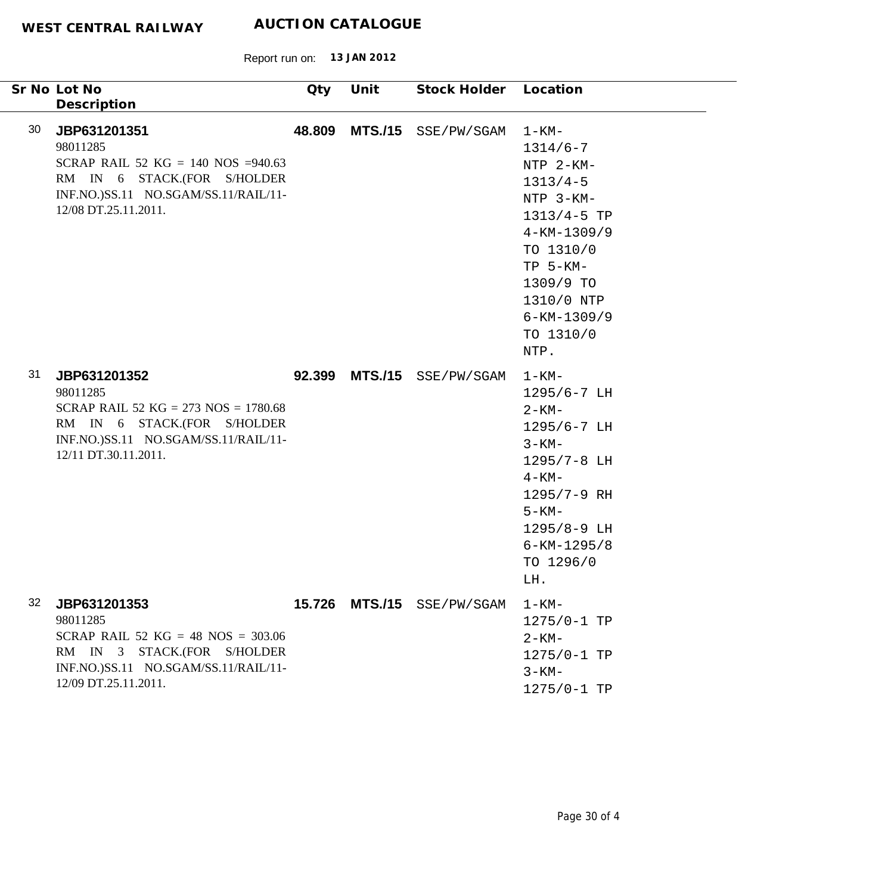**WEST CENTRAL RAILWAY** **AUCTION CATALOGUE**

Report run on: **13 JAN 2012**

| Sr No | Lot No / Description | Qty | Unit | Stock Holder | Location |
|---|---|---|---|---|---|
| 30 | **JBP631201351**<br>98011285<br>SCRAP RAIL 52 KG = 140 NOS =940.63 RM IN 6 STACK.(FOR S/HOLDER INF.NO.)SS.11 NO.SGAM/SS.11/RAIL/11-12/08 DT.25.11.2011. | **48.809** | **MTS./15** | SSE/PW/SGAM | 1-KM-1314/6-7 NTP 2-KM-1313/4-5 NTP 3-KM-1313/4-5 TP 4-KM-1309/9 TO 1310/0 TP 5-KM-1309/9 TO 1310/0 NTP 6-KM-1309/9 TO 1310/0 NTP. |
| 31 | **JBP631201352**<br>98011285<br>SCRAP RAIL 52 KG = 273 NOS = 1780.68 RM IN 6 STACK.(FOR S/HOLDER INF.NO.)SS.11 NO.SGAM/SS.11/RAIL/11-12/11 DT.30.11.2011. | **92.399** | **MTS./15** | SSE/PW/SGAM | 1-KM-1295/6-7 LH 2-KM-1295/6-7 LH 3-KM-1295/7-8 LH 4-KM-1295/7-9 RH 5-KM-1295/8-9 LH 6-KM-1295/8 TO 1296/0 LH. |
| 32 | **JBP631201353**<br>98011285<br>SCRAP RAIL 52 KG = 48 NOS = 303.06 RM IN 3 STACK.(FOR S/HOLDER INF.NO.)SS.11 NO.SGAM/SS.11/RAIL/11-12/09 DT.25.11.2011. | **15.726** | **MTS./15** | SSE/PW/SGAM | 1-KM-1275/0-1 TP 2-KM-1275/0-1 TP 3-KM-1275/0-1 TP |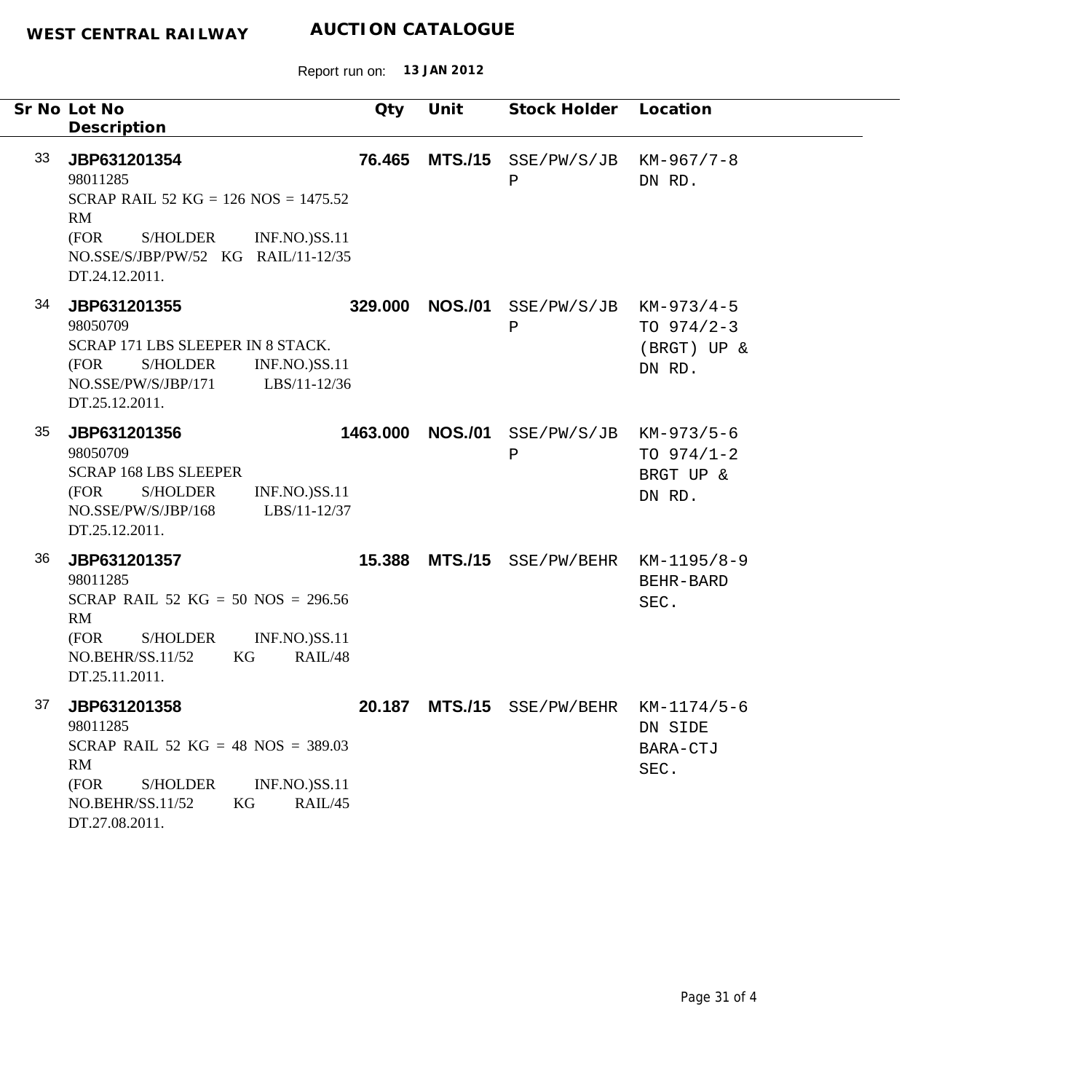**WEST CENTRAL RAILWAY** **AUCTION CATALOGUE**

Report run on: **13 JAN 2012**

| Sr No | Lot No / Description | Qty | Unit | Stock Holder | Location |
|---|---|---|---|---|---|
| 33 | **JBP631201354**<br>98011285<br>SCRAP RAIL 52 KG = 126 NOS = 1475.52 RM<br>(FOR S/HOLDER INF.NO.)SS.11 NO.SSE/S/JBP/PW/52 KG RAIL/11-12/35 DT.24.12.2011. | **76.465** | **MTS./15** | SSE/PW/S/JBP | KM-967/7-8 DN RD. |
| 34 | **JBP631201355**<br>98050709<br>SCRAP 171 LBS SLEEPER IN 8 STACK.<br>(FOR S/HOLDER INF.NO.)SS.11 NO.SSE/PW/S/JBP/171 LBS/11-12/36 DT.25.12.2011. | **329.000** | **NOS./01** | SSE/PW/S/JBP | KM-973/4-5 TO 974/2-3 (BRGT) UP & DN RD. |
| 35 | **JBP631201356**<br>98050709<br>SCRAP 168 LBS SLEEPER<br>(FOR S/HOLDER INF.NO.)SS.11 NO.SSE/PW/S/JBP/168 LBS/11-12/37 DT.25.12.2011. | **1463.000** | **NOS./01** | SSE/PW/S/JBP | KM-973/5-6 TO 974/1-2 BRGT UP & DN RD. |
| 36 | **JBP631201357**<br>98011285<br>SCRAP RAIL 52 KG = 50 NOS = 296.56 RM<br>(FOR S/HOLDER INF.NO.)SS.11 NO.BEHR/SS.11/52 KG RAIL/48 DT.25.11.2011. | **15.388** | **MTS./15** | SSE/PW/BEHR | KM-1195/8-9 BEHR-BARD SEC. |
| 37 | **JBP631201358**<br>98011285<br>SCRAP RAIL 52 KG = 48 NOS = 389.03 RM<br>(FOR S/HOLDER INF.NO.)SS.11 NO.BEHR/SS.11/52 KG RAIL/45 DT.27.08.2011. | **20.187** | **MTS./15** | SSE/PW/BEHR | KM-1174/5-6 DN SIDE BARA-CTJ SEC. |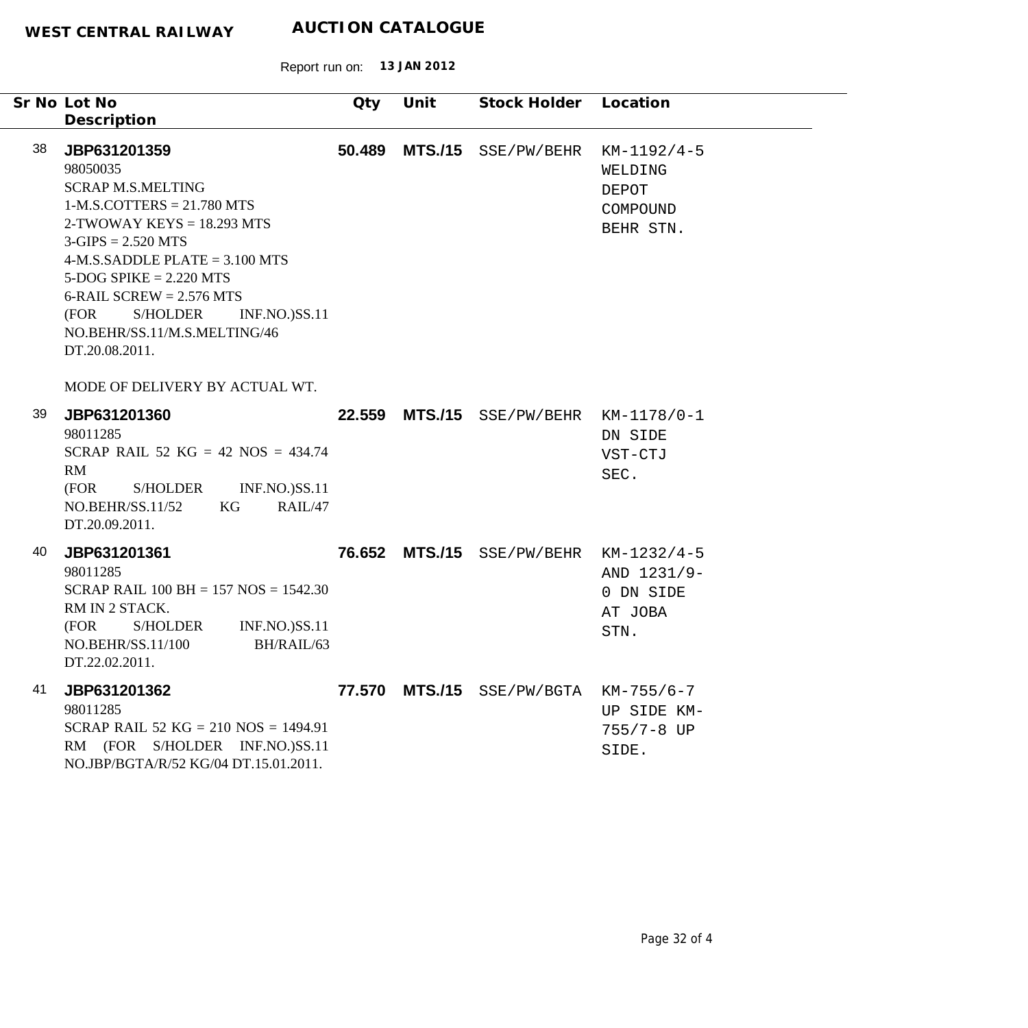**WEST CENTRAL RAILWAY** **AUCTION CATALOGUE**

Report run on: **13 JAN 2012**

| Sr No | Lot No<br>Description | Qty | Unit | Stock Holder | Location |
|---|---|---|---|---|---|
| 38 | **JBP631201359**<br>98050035<br>SCRAP M.S.MELTING<br>1-M.S.COTTERS = 21.780 MTS<br>2-TWOWAY KEYS = 18.293 MTS<br>3-GIPS = 2.520 MTS<br>4-M.S.SADDLE PLATE = 3.100 MTS<br>5-DOG SPIKE = 2.220 MTS<br>6-RAIL SCREW = 2.576 MTS<br>(FOR S/HOLDER INF.NO.)SS.11 NO.BEHR/SS.11/M.S.MELTING/46 DT.20.08.2011.<br><br>MODE OF DELIVERY BY ACTUAL WT. | **50.489** | **MTS./15** | SSE/PW/BEHR | KM-1192/4-5 WELDING DEPOT COMPOUND BEHR STN. |
| 39 | **JBP631201360**<br>98011285<br>SCRAP RAIL 52 KG = 42 NOS = 434.74 RM<br>(FOR S/HOLDER INF.NO.)SS.11 NO.BEHR/SS.11/52 KG RAIL/47 DT.20.09.2011. | **22.559** | **MTS./15** | SSE/PW/BEHR | KM-1178/0-1 DN SIDE VST-CTJ SEC. |
| 40 | **JBP631201361**<br>98011285<br>SCRAP RAIL 100 BH = 157 NOS = 1542.30 RM IN 2 STACK.<br>(FOR S/HOLDER INF.NO.)SS.11 NO.BEHR/SS.11/100 BH/RAIL/63 DT.22.02.2011. | **76.652** | **MTS./15** | SSE/PW/BEHR | KM-1232/4-5 AND 1231/9-0 DN SIDE AT JOBA STN. |
| 41 | **JBP631201362**<br>98011285<br>SCRAP RAIL 52 KG = 210 NOS = 1494.91 RM (FOR S/HOLDER INF.NO.)SS.11 NO.JBP/BGTA/R/52 KG/04 DT.15.01.2011. | **77.570** | **MTS./15** | SSE/PW/BGTA | KM-755/6-7 UP SIDE KM-755/7-8 UP SIDE. |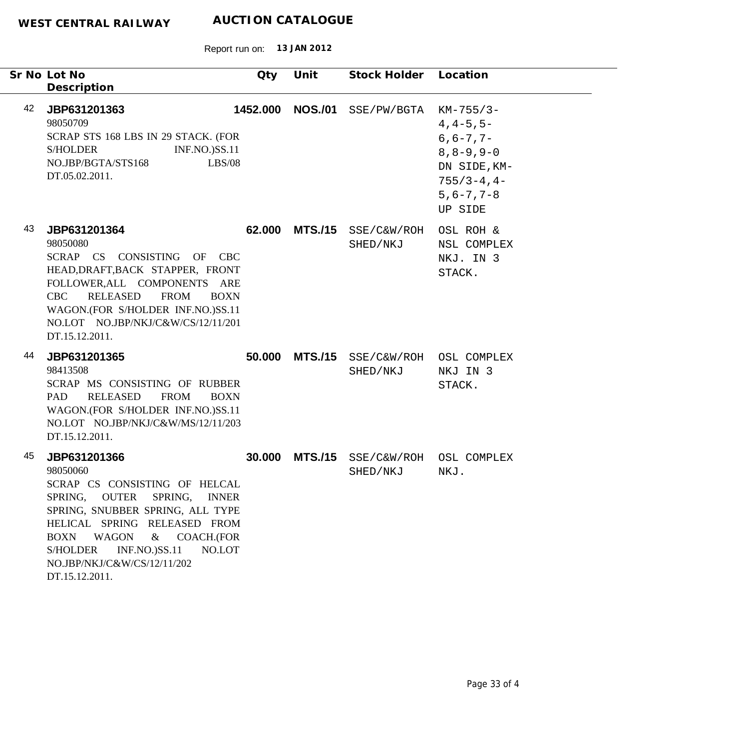**WEST CENTRAL RAILWAY** **AUCTION CATALOGUE**

Report run on: **13 JAN 2012**

| Sr No | Lot No / Description | Qty | Unit | Stock Holder | Location |
|---|---|---|---|---|---|
| 42 | **JBP631201363**<br>98050709<br>SCRAP STS 168 LBS IN 29 STACK. (FOR S/HOLDER INF.NO.)SS.11 NO.JBP/BGTA/STS168 LBS/08 DT.05.02.2011. | **1452.000** | **NOS./01** | SSE/PW/BGTA | KM-755/3-4,4-5,5-6,6-7,7-8,8-9,9-0 DN SIDE,KM-755/3-4,4-5,6-7,7-8 UP SIDE |
| 43 | **JBP631201364**<br>98050080<br>SCRAP CS CONSISTING OF CBC HEAD,DRAFT,BACK STAPPER, FRONT FOLLOWER,ALL COMPONENTS ARE CBC RELEASED FROM BOXN WAGON.(FOR S/HOLDER INF.NO.)SS.11 NO.LOT NO.JBP/NKJ/C&W/CS/12/11/201 DT.15.12.2011. | **62.000** | **MTS./15** | SSE/C&W/ROH SHED/NKJ | OSL ROH & NSL COMPLEX NKJ. IN 3 STACK. |
| 44 | **JBP631201365**<br>98413508<br>SCRAP MS CONSISTING OF RUBBER PAD RELEASED FROM BOXN WAGON.(FOR S/HOLDER INF.NO.)SS.11 NO.LOT NO.JBP/NKJ/C&W/MS/12/11/203 DT.15.12.2011. | **50.000** | **MTS./15** | SSE/C&W/ROH SHED/NKJ | OSL COMPLEX NKJ IN 3 STACK. |
| 45 | **JBP631201366**<br>98050060<br>SCRAP CS CONSISTING OF HELCAL SPRING, OUTER SPRING, INNER SPRING, SNUBBER SPRING, ALL TYPE HELICAL SPRING RELEASED FROM BOXN WAGON & COACH.(FOR S/HOLDER INF.NO.)SS.11 NO.LOT NO.JBP/NKJ/C&W/CS/12/11/202 DT.15.12.2011. | **30.000** | **MTS./15** | SSE/C&W/ROH SHED/NKJ | OSL COMPLEX NKJ. |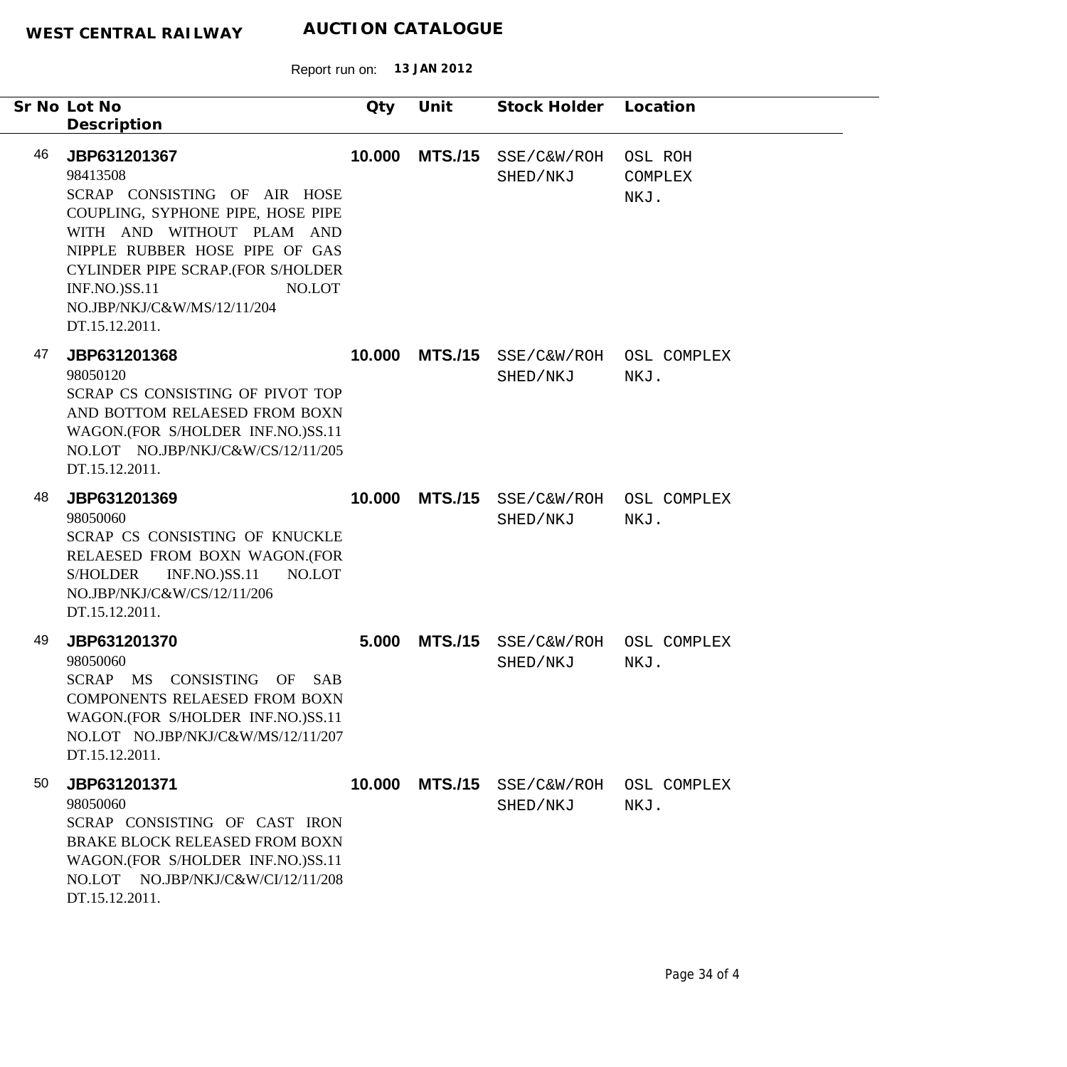**WEST CENTRAL RAILWAY** **AUCTION CATALOGUE**

Report run on: **13 JAN 2012**

| Sr No | Lot No / Description | Qty | Unit | Stock Holder | Location |
|---|---|---|---|---|---|
| 46 | **JBP631201367**<br>98413508<br>SCRAP CONSISTING OF AIR HOSE COUPLING, SYPHONE PIPE, HOSE PIPE WITH AND WITHOUT PLAM AND NIPPLE RUBBER HOSE PIPE OF GAS CYLINDER PIPE SCRAP.(FOR S/HOLDER INF.NO.)SS.11 NO.LOT NO.JBP/NKJ/C&W/MS/12/11/204 DT.15.12.2011. | **10.000** | **MTS./15** | SSE/C&W/ROH SHED/NKJ | OSL ROH COMPLEX NKJ. |
| 47 | **JBP631201368**<br>98050120<br>SCRAP CS CONSISTING OF PIVOT TOP AND BOTTOM RELAESED FROM BOXN WAGON.(FOR S/HOLDER INF.NO.)SS.11 NO.LOT NO.JBP/NKJ/C&W/CS/12/11/205 DT.15.12.2011. | **10.000** | **MTS./15** | SSE/C&W/ROH SHED/NKJ | OSL COMPLEX NKJ. |
| 48 | **JBP631201369**<br>98050060<br>SCRAP CS CONSISTING OF KNUCKLE RELAESED FROM BOXN WAGON.(FOR S/HOLDER INF.NO.)SS.11 NO.LOT NO.JBP/NKJ/C&W/CS/12/11/206 DT.15.12.2011. | **10.000** | **MTS./15** | SSE/C&W/ROH SHED/NKJ | OSL COMPLEX NKJ. |
| 49 | **JBP631201370**<br>98050060<br>SCRAP MS CONSISTING OF SAB COMPONENTS RELAESED FROM BOXN WAGON.(FOR S/HOLDER INF.NO.)SS.11 NO.LOT NO.JBP/NKJ/C&W/MS/12/11/207 DT.15.12.2011. | **5.000** | **MTS./15** | SSE/C&W/ROH SHED/NKJ | OSL COMPLEX NKJ. |
| 50 | **JBP631201371**<br>98050060<br>SCRAP CONSISTING OF CAST IRON BRAKE BLOCK RELEASED FROM BOXN WAGON.(FOR S/HOLDER INF.NO.)SS.11 NO.LOT NO.JBP/NKJ/C&W/CI/12/11/208 DT.15.12.2011. | **10.000** | **MTS./15** | SSE/C&W/ROH SHED/NKJ | OSL COMPLEX NKJ. |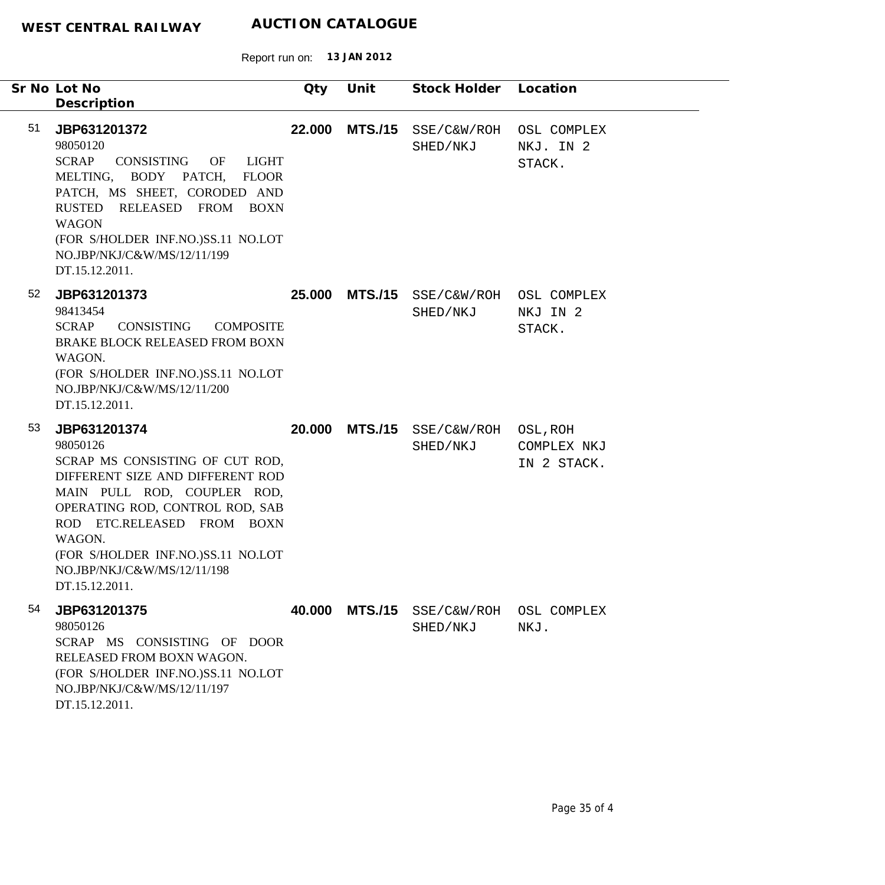**WEST CENTRAL RAILWAY** **AUCTION CATALOGUE**

Report run on: **13 JAN 2012**

| Sr No | Lot No<br>Description | Qty | Unit | Stock Holder | Location |
|---|---|---|---|---|---|
| 51 | **JBP631201372**<br>98050120<br>SCRAP CONSISTING OF LIGHT MELTING, BODY PATCH, FLOOR PATCH, MS SHEET, CORODED AND RUSTED RELEASED FROM BOXN WAGON<br>(FOR S/HOLDER INF.NO.)SS.11 NO.LOT NO.JBP/NKJ/C&W/MS/12/11/199 DT.15.12.2011. | **22.000** | **MTS./15** | SSE/C&W/ROH SHED/NKJ | OSL COMPLEX NKJ. IN 2 STACK. |
| 52 | **JBP631201373**<br>98413454<br>SCRAP CONSISTING COMPOSITE BRAKE BLOCK RELEASED FROM BOXN WAGON.<br>(FOR S/HOLDER INF.NO.)SS.11 NO.LOT NO.JBP/NKJ/C&W/MS/12/11/200 DT.15.12.2011. | **25.000** | **MTS./15** | SSE/C&W/ROH SHED/NKJ | OSL COMPLEX NKJ IN 2 STACK. |
| 53 | **JBP631201374**<br>98050126<br>SCRAP MS CONSISTING OF CUT ROD, DIFFERENT SIZE AND DIFFERENT ROD MAIN PULL ROD, COUPLER ROD, OPERATING ROD, CONTROL ROD, SAB ROD ETC.RELEASED FROM BOXN WAGON.<br>(FOR S/HOLDER INF.NO.)SS.11 NO.LOT NO.JBP/NKJ/C&W/MS/12/11/198 DT.15.12.2011. | **20.000** | **MTS./15** | SSE/C&W/ROH SHED/NKJ | OSL,ROH COMPLEX NKJ IN 2 STACK. |
| 54 | **JBP631201375**<br>98050126<br>SCRAP MS CONSISTING OF DOOR RELEASED FROM BOXN WAGON.<br>(FOR S/HOLDER INF.NO.)SS.11 NO.LOT NO.JBP/NKJ/C&W/MS/12/11/197 DT.15.12.2011. | **40.000** | **MTS./15** | SSE/C&W/ROH SHED/NKJ | OSL COMPLEX NKJ. |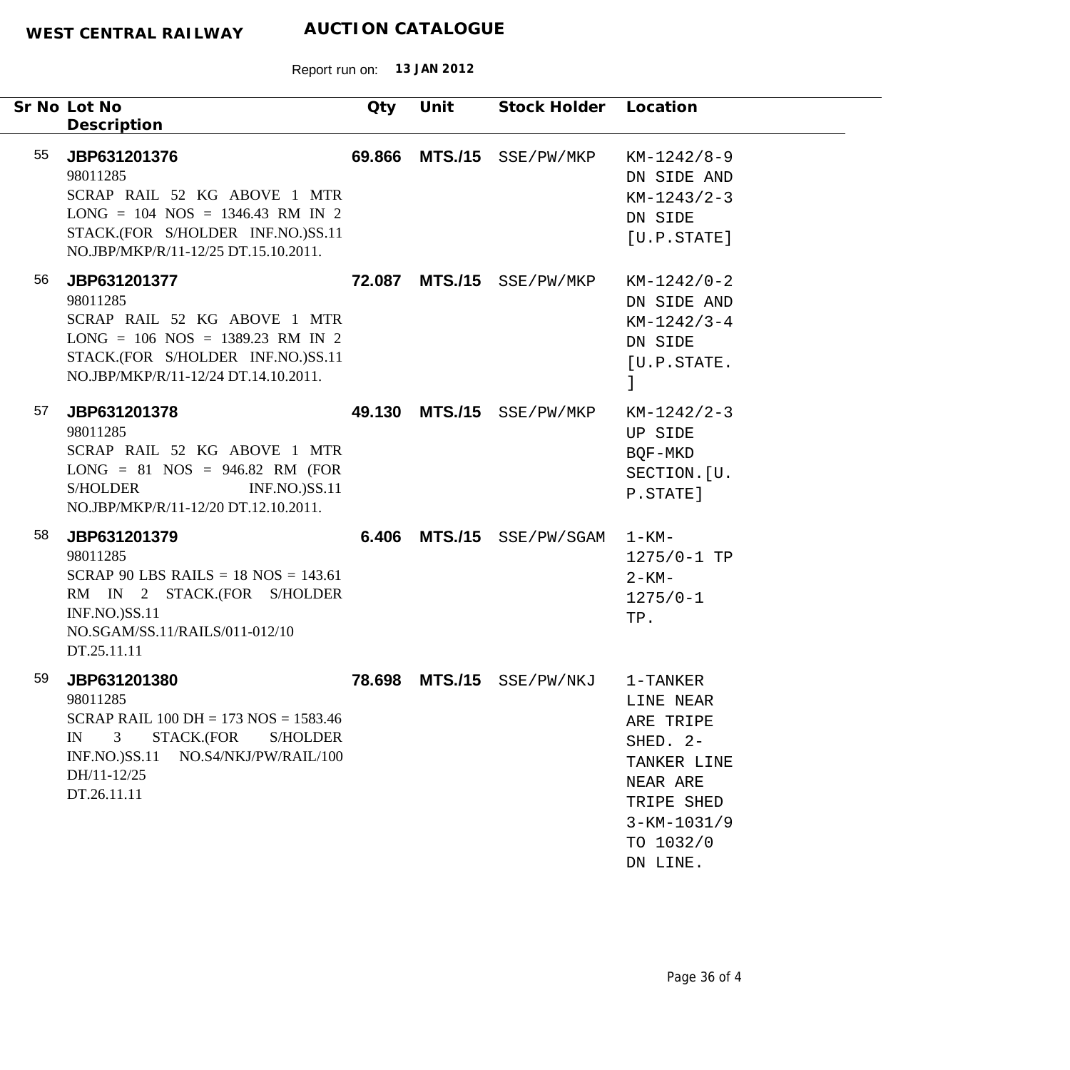**WEST CENTRAL RAILWAY** **AUCTION CATALOGUE**

Report run on: **13 JAN 2012**

| Sr No | Lot No / Description | Qty | Unit | Stock Holder | Location |
|---|---|---|---|---|---|
| 55 | **JBP631201376**<br>98011285<br>SCRAP RAIL 52 KG ABOVE 1 MTR LONG = 104 NOS = 1346.43 RM IN 2 STACK.(FOR S/HOLDER INF.NO.)SS.11 NO.JBP/MKP/R/11-12/25 DT.15.10.2011. | **69.866** | **MTS./15** | SSE/PW/MKP | KM-1242/8-9 DN SIDE AND KM-1243/2-3 DN SIDE [U.P.STATE] |
| 56 | **JBP631201377**<br>98011285<br>SCRAP RAIL 52 KG ABOVE 1 MTR LONG = 106 NOS = 1389.23 RM IN 2 STACK.(FOR S/HOLDER INF.NO.)SS.11 NO.JBP/MKP/R/11-12/24 DT.14.10.2011. | **72.087** | **MTS./15** | SSE/PW/MKP | KM-1242/0-2 DN SIDE AND KM-1242/3-4 DN SIDE [U.P.STATE. ] |
| 57 | **JBP631201378**<br>98011285<br>SCRAP RAIL 52 KG ABOVE 1 MTR LONG = 81 NOS = 946.82 RM (FOR S/HOLDER INF.NO.)SS.11 NO.JBP/MKP/R/11-12/20 DT.12.10.2011. | **49.130** | **MTS./15** | SSE/PW/MKP | KM-1242/2-3 UP SIDE BQF-MKD SECTION.[U.P.STATE] |
| 58 | **JBP631201379**<br>98011285<br>SCRAP 90 LBS RAILS = 18 NOS = 143.61 RM IN 2 STACK.(FOR S/HOLDER INF.NO.)SS.11 NO.SGAM/SS.11/RAILS/011-012/10 DT.25.11.11 | **6.406** | **MTS./15** | SSE/PW/SGAM | 1-KM-1275/0-1 TP 2-KM-1275/0-1 TP. |
| 59 | **JBP631201380**<br>98011285<br>SCRAP RAIL 100 DH = 173 NOS = 1583.46 IN 3 STACK.(FOR S/HOLDER INF.NO.)SS.11 NO.S4/NKJ/PW/RAIL/100 DH/11-12/25 DT.26.11.11 | **78.698** | **MTS./15** | SSE/PW/NKJ | 1-TANKER LINE NEAR ARE TRIPE SHED. 2-TANKER LINE NEAR ARE TRIPE SHED 3-KM-1031/9 TO 1032/0 DN LINE. |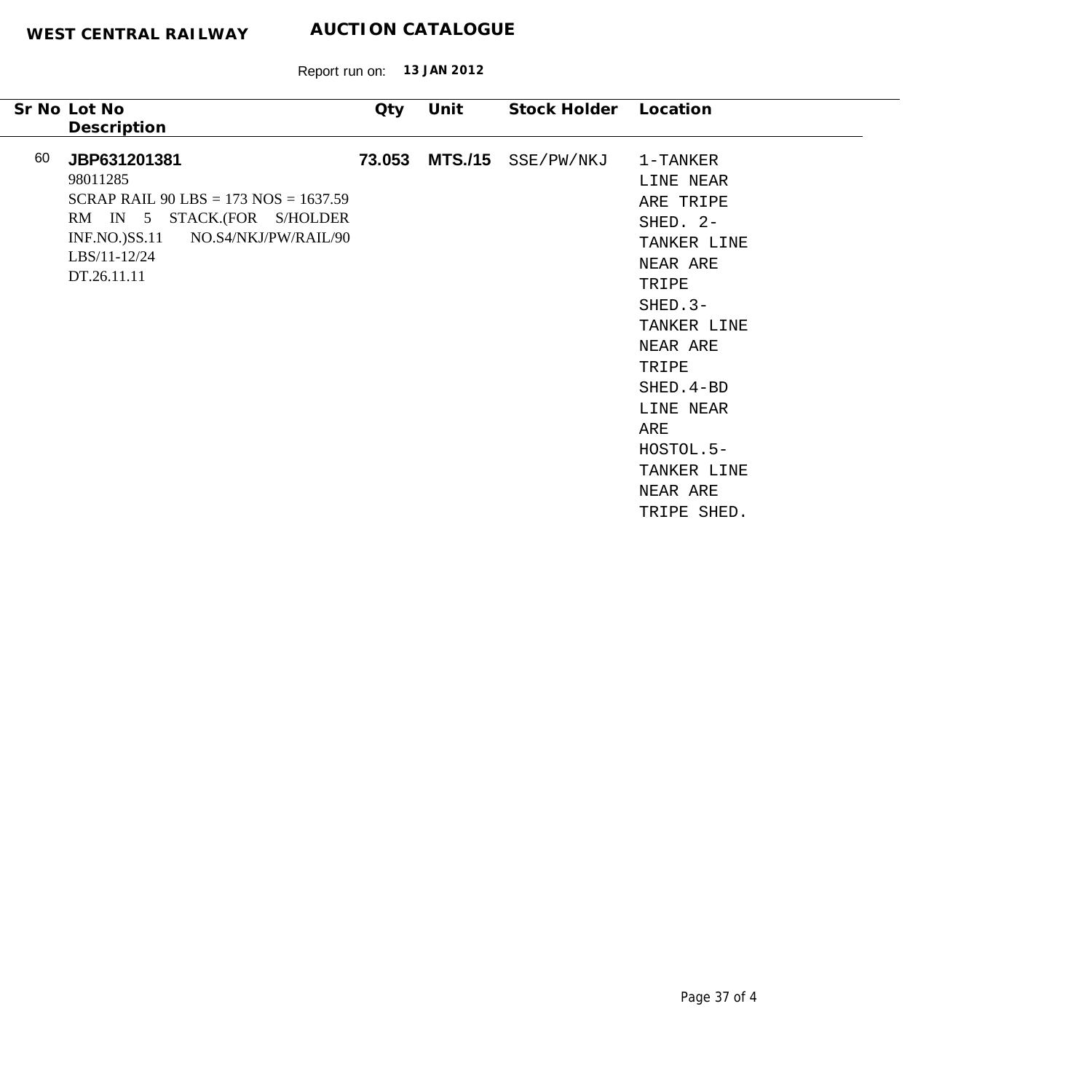**WEST CENTRAL RAILWAY** **AUCTION CATALOGUE**

Report run on: **13 JAN 2012**

| Sr No | Lot No / Description | Qty | Unit | Stock Holder | Location |
|---|---|---|---|---|---|
| 60 | **JBP631201381**<br>98011285<br>SCRAP RAIL 90 LBS = 173 NOS = 1637.59 RM IN 5 STACK.(FOR S/HOLDER INF.NO.)SS.11 NO.S4/NKJ/PW/RAIL/90 LBS/11-12/24 DT.26.11.11 | **73.053** | **MTS./15** | SSE/PW/NKJ | 1-TANKER LINE NEAR ARE TRIPE SHED. 2-TANKER LINE NEAR ARE TRIPE SHED.3-TANKER LINE NEAR ARE TRIPE SHED.4-BD LINE NEAR ARE HOSTOL.5-TANKER LINE NEAR ARE TRIPE SHED. |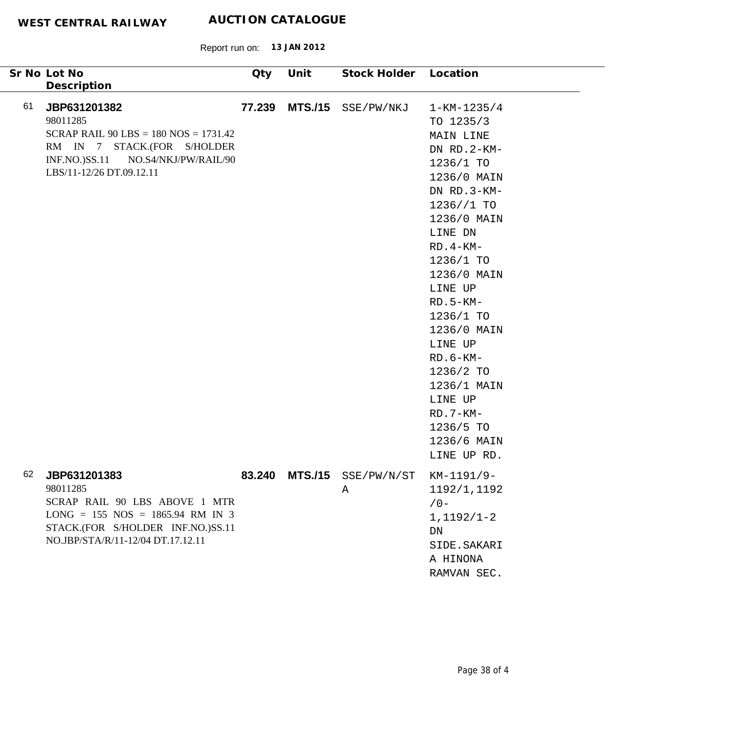**WEST CENTRAL RAILWAY** **AUCTION CATALOGUE**

Report run on: **13 JAN 2012**

| Sr No | Lot No / Description | Qty | Unit | Stock Holder | Location |
|---|---|---|---|---|---|
| 61 | **JBP631201382**<br>98011285<br>SCRAP RAIL 90 LBS = 180 NOS = 1731.42 RM IN 7 STACK.(FOR S/HOLDER INF.NO.)SS.11 NO.S4/NKJ/PW/RAIL/90 LBS/11-12/26 DT.09.12.11 | **77.239** | **MTS./15** | SSE/PW/NKJ | 1-KM-1235/4 TO 1235/3 MAIN LINE DN RD.2-KM-1236/1 TO 1236/0 MAIN DN RD.3-KM-1236//1 TO 1236/0 MAIN LINE DN RD.4-KM-1236/1 TO 1236/0 MAIN LINE UP RD.5-KM-1236/1 TO 1236/0 MAIN LINE UP RD.6-KM-1236/2 TO 1236/1 MAIN LINE UP RD.7-KM-1236/5 TO 1236/6 MAIN LINE UP RD. |
| 62 | **JBP631201383**<br>98011285<br>SCRAP RAIL 90 LBS ABOVE 1 MTR LONG = 155 NOS = 1865.94 RM IN 3 STACK.(FOR S/HOLDER INF.NO.)SS.11 NO.JBP/STA/R/11-12/04 DT.17.12.11 | **83.240** | **MTS./15** | SSE/PW/N/STA | KM-1191/9-1192/1,1192/0-1,1192/1-2 DN SIDE.SAKARIA HINONA RAMVAN SEC. |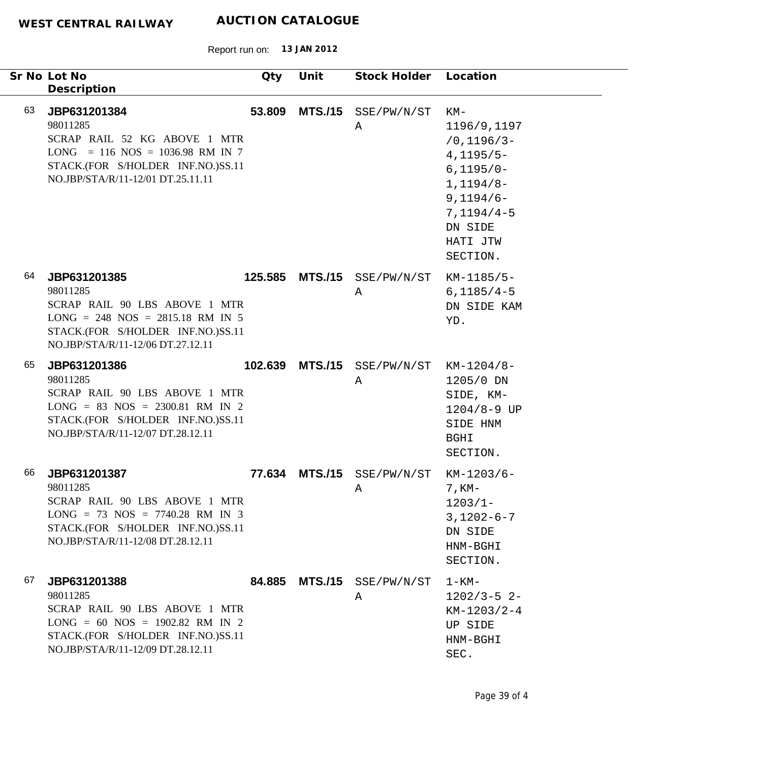**WEST CENTRAL RAILWAY** **AUCTION CATALOGUE**

Report run on: **13 JAN 2012**

| Sr No | Lot No / Description | Qty | Unit | Stock Holder | Location |
|---|---|---|---|---|---|
| 63 | **JBP631201384**<br>98011285<br>SCRAP RAIL 52 KG ABOVE 1 MTR LONG = 116 NOS = 1036.98 RM IN 7 STACK.(FOR S/HOLDER INF.NO.)SS.11 NO.JBP/STA/R/11-12/01 DT.25.11.11 | **53.809** | **MTS./15** | SSE/PW/N/STA | KM-1196/9,1197/0,1196/3-4,1195/5-6,1195/0-1,1194/8-9,1194/6-7,1194/4-5 DN SIDE HATI JTW SECTION. |
| 64 | **JBP631201385**<br>98011285<br>SCRAP RAIL 90 LBS ABOVE 1 MTR LONG = 248 NOS = 2815.18 RM IN 5 STACK.(FOR S/HOLDER INF.NO.)SS.11 NO.JBP/STA/R/11-12/06 DT.27.12.11 | **125.585** | **MTS./15** | SSE/PW/N/STA | KM-1185/5-6,1185/4-5 DN SIDE KAM YD. |
| 65 | **JBP631201386**<br>98011285<br>SCRAP RAIL 90 LBS ABOVE 1 MTR LONG = 83 NOS = 2300.81 RM IN 2 STACK.(FOR S/HOLDER INF.NO.)SS.11 NO.JBP/STA/R/11-12/07 DT.28.12.11 | **102.639** | **MTS./15** | SSE/PW/N/STA | KM-1204/8-1205/0 DN SIDE, KM-1204/8-9 UP SIDE HNM BGHI SECTION. |
| 66 | **JBP631201387**<br>98011285<br>SCRAP RAIL 90 LBS ABOVE 1 MTR LONG = 73 NOS = 7740.28 RM IN 3 STACK.(FOR S/HOLDER INF.NO.)SS.11 NO.JBP/STA/R/11-12/08 DT.28.12.11 | **77.634** | **MTS./15** | SSE/PW/N/STA | KM-1203/6-7,KM-1203/1-3,1202-6-7 DN SIDE HNM-BGHI SECTION. |
| 67 | **JBP631201388**<br>98011285<br>SCRAP RAIL 90 LBS ABOVE 1 MTR LONG = 60 NOS = 1902.82 RM IN 2 STACK.(FOR S/HOLDER INF.NO.)SS.11 NO.JBP/STA/R/11-12/09 DT.28.12.11 | **84.885** | **MTS./15** | SSE/PW/N/STA | 1-KM-1202/3-5 2-KM-1203/2-4 UP SIDE HNM-BGHI SEC. |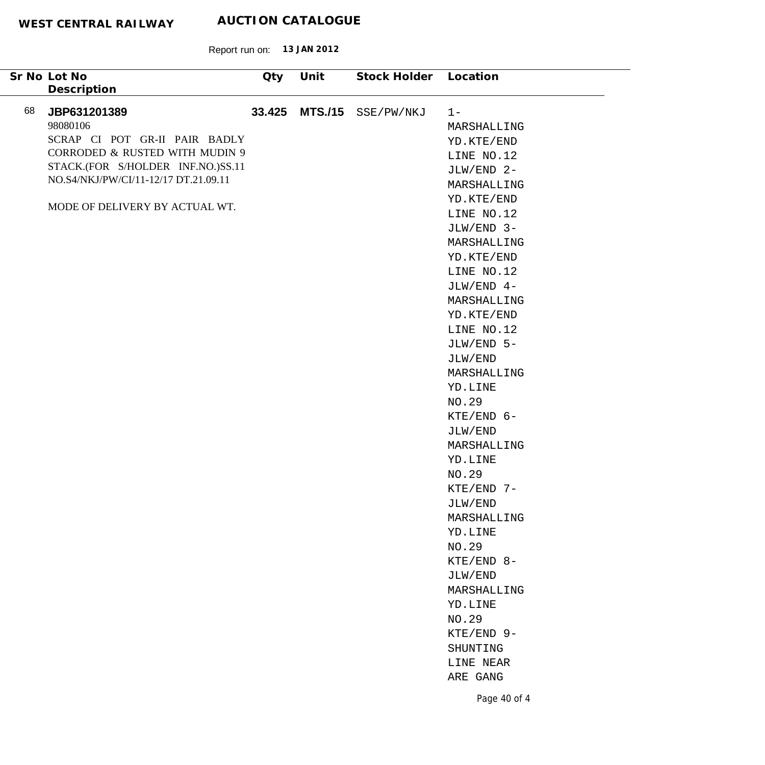**WEST CENTRAL RAILWAY** **AUCTION CATALOGUE**

Report run on: **13 JAN 2012**

| Sr No | Lot No / Description | Qty | Unit | Stock Holder | Location |
|---|---|---|---|---|---|
| 68 | **JBP631201389**<br>98080106<br>SCRAP CI POT GR-II PAIR BADLY CORRODED & RUSTED WITH MUDIN 9 STACK.(FOR S/HOLDER INF.NO.)SS.11 NO.S4/NKJ/PW/CI/11-12/17 DT.21.09.11<br><br>MODE OF DELIVERY BY ACTUAL WT. | **33.425** | **MTS./15** | SSE/PW/NKJ | 1- MARSHALLING YD.KTE/END LINE NO.12 JLW/END 2- MARSHALLING YD.KTE/END LINE NO.12 JLW/END 3- MARSHALLING YD.KTE/END LINE NO.12 JLW/END 4- MARSHALLING YD.KTE/END LINE NO.12 JLW/END 5- JLW/END MARSHALLING YD.LINE NO.29 KTE/END 6- JLW/END MARSHALLING YD.LINE NO.29 KTE/END 7- JLW/END MARSHALLING YD.LINE NO.29 KTE/END 8- JLW/END MARSHALLING YD.LINE NO.29 KTE/END 9- SHUNTING LINE NEAR ARE GANG |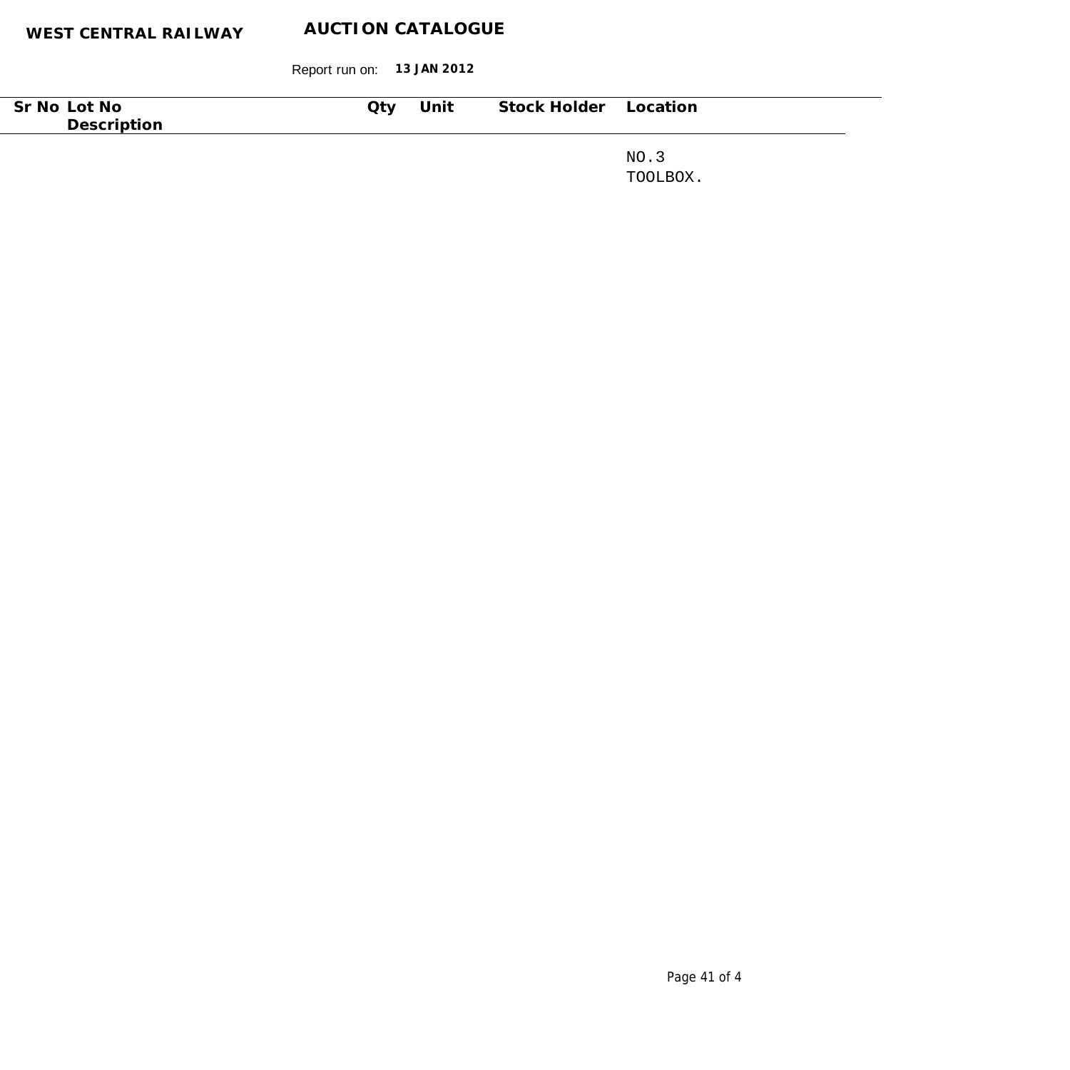**WEST CENTRAL RAILWAY** **AUCTION CATALOGUE**

Report run on: **13 JAN 2012**

| Sr No | Lot No<br>Description | Qty | Unit | Stock Holder | Location |
|---|---|---|---|---|---|
| | | | | | NO.3<br>TOOLBOX. |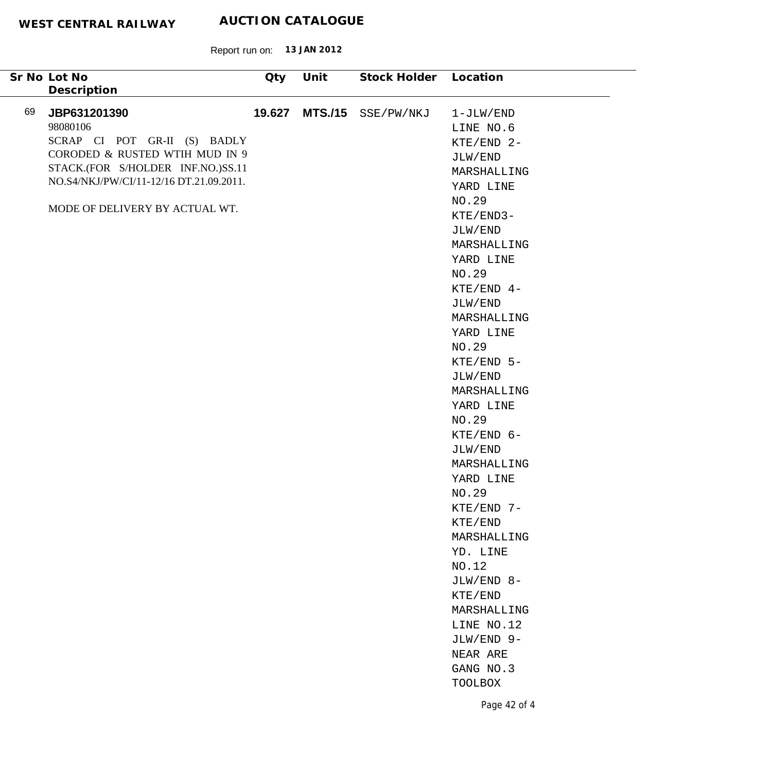**WEST CENTRAL RAILWAY** **AUCTION CATALOGUE**

Report run on: **13 JAN 2012**

| Sr No | Lot No / Description | Qty | Unit | Stock Holder | Location |
|---|---|---|---|---|---|
| 69 | **JBP631201390**<br>98080106<br>SCRAP CI POT GR-II (S) BADLY CORODED & RUSTED WTIH MUD IN 9 STACK.(FOR S/HOLDER INF.NO.)SS.11 NO.S4/NKJ/PW/CI/11-12/16 DT.21.09.2011.<br><br>MODE OF DELIVERY BY ACTUAL WT. | **19.627** | **MTS./15** | SSE/PW/NKJ | 1-JLW/END LINE NO.6 KTE/END 2-JLW/END MARSHALLING YARD LINE NO.29 KTE/END3-JLW/END MARSHALLING YARD LINE NO.29 KTE/END 4-JLW/END MARSHALLING YARD LINE NO.29 KTE/END 5-JLW/END MARSHALLING YARD LINE NO.29 KTE/END 6-JLW/END MARSHALLING YARD LINE NO.29 KTE/END 7-KTE/END MARSHALLING YD. LINE NO.12 JLW/END 8-KTE/END MARSHALLING LINE NO.12 JLW/END 9-NEAR ARE GANG NO.3 TOOLBOX |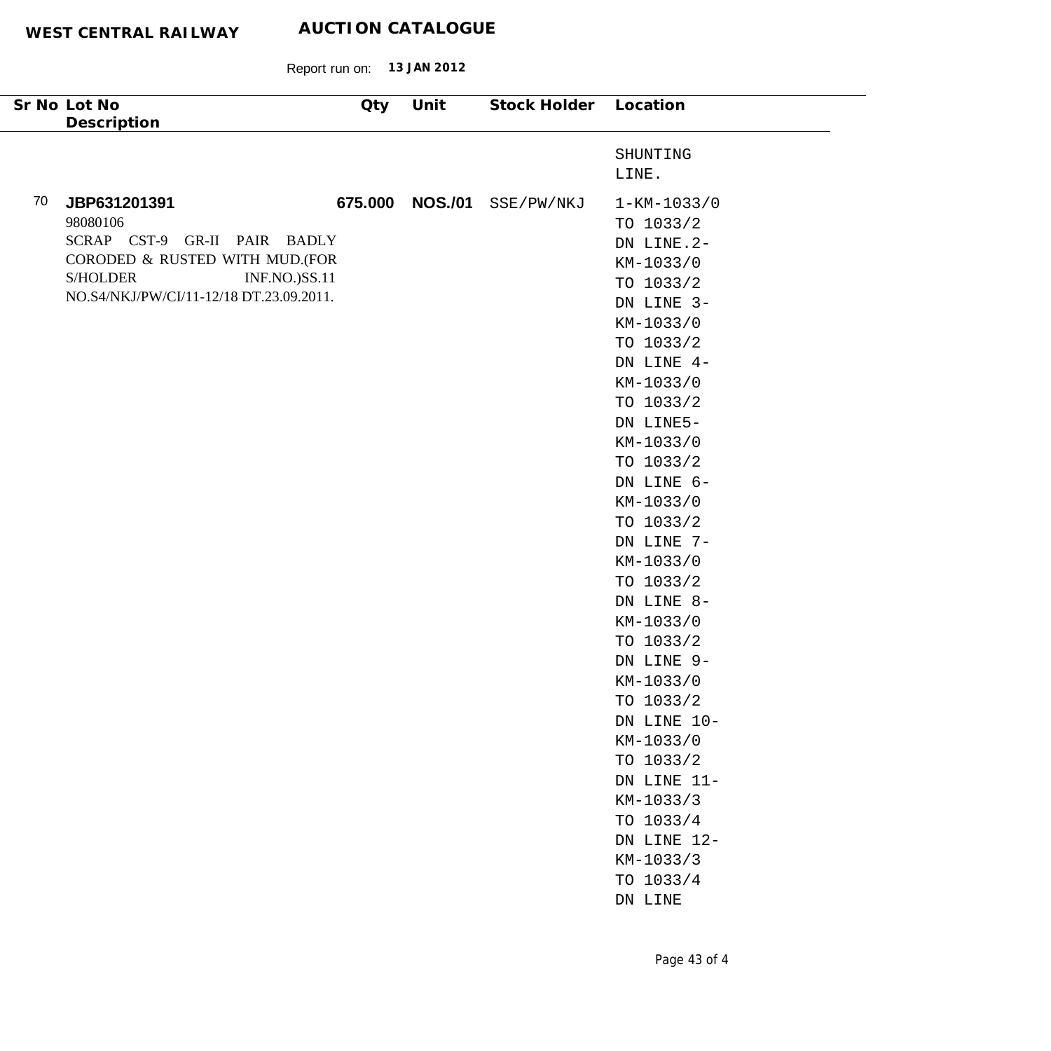**WEST CENTRAL RAILWAY** **AUCTION CATALOGUE**

Report run on: **13 JAN 2012**

| Sr No | Lot No / Description | Qty | Unit | Stock Holder | Location |
|---|---|---|---|---|---|
| | | | | | SHUNTING LINE. |
| 70 | **JBP631201391**<br>98080106<br>SCRAP CST-9 GR-II PAIR BADLY CORODED & RUSTED WITH MUD.(FOR S/HOLDER INF.NO.)SS.11 NO.S4/NKJ/PW/CI/11-12/18 DT.23.09.2011. | **675.000** | **NOS./01** | SSE/PW/NKJ | 1-KM-1033/0 TO 1033/2 DN LINE.2-KM-1033/0 TO 1033/2 DN LINE 3-KM-1033/0 TO 1033/2 DN LINE 4-KM-1033/0 TO 1033/2 DN LINE5-KM-1033/0 TO 1033/2 DN LINE 6-KM-1033/0 TO 1033/2 DN LINE 7-KM-1033/0 TO 1033/2 DN LINE 8-KM-1033/0 TO 1033/2 DN LINE 9-KM-1033/0 TO 1033/2 DN LINE 10-KM-1033/0 TO 1033/2 DN LINE 11-KM-1033/3 TO 1033/4 DN LINE 12-KM-1033/3 TO 1033/4 DN LINE |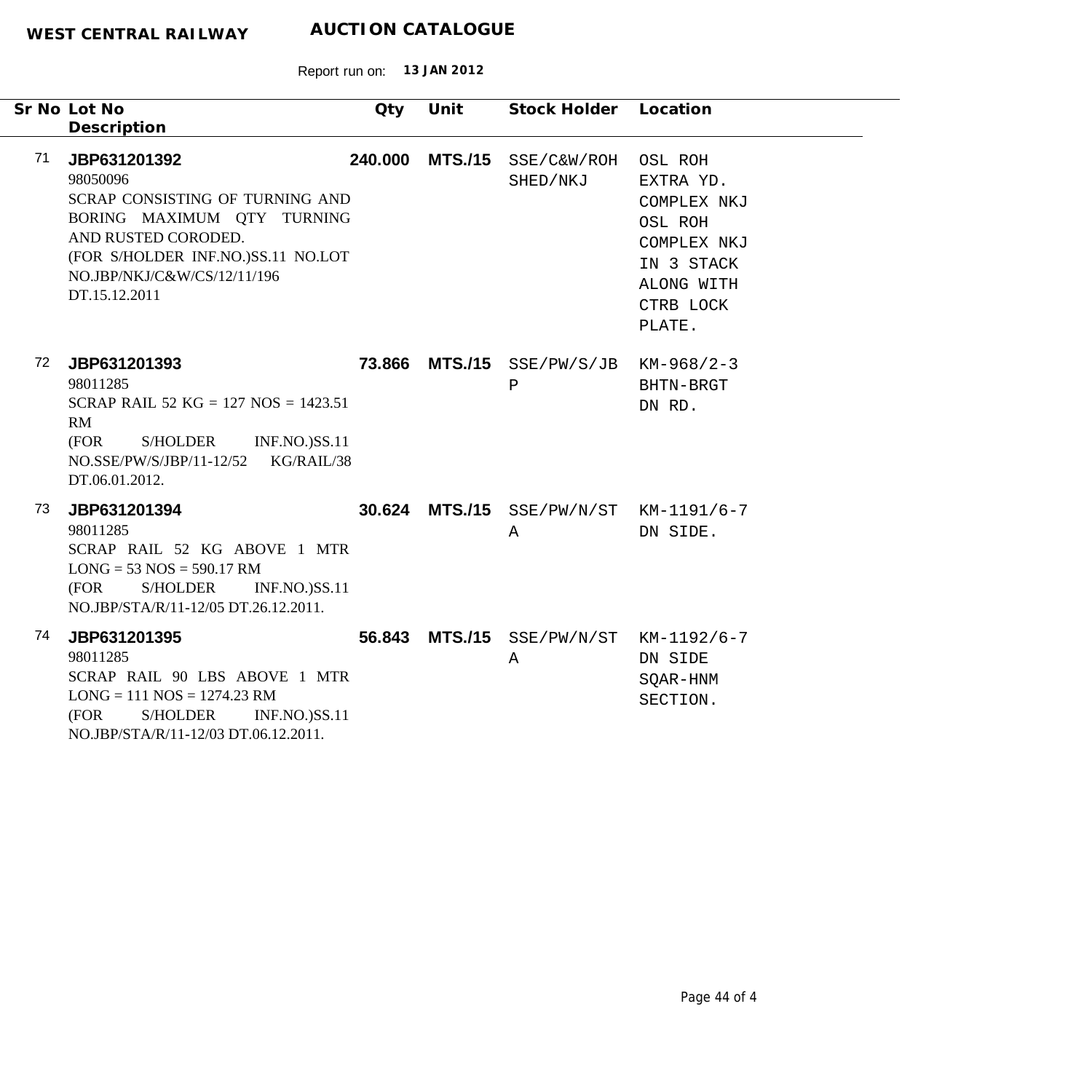**WEST CENTRAL RAILWAY** **AUCTION CATALOGUE**

Report run on: **13 JAN 2012**

| Sr No | Lot No / Description | Qty | Unit | Stock Holder | Location |
|---|---|---|---|---|---|
| 71 | **JBP631201392**<br>98050096<br>SCRAP CONSISTING OF TURNING AND BORING MAXIMUM QTY TURNING AND RUSTED CORODED.<br>(FOR S/HOLDER INF.NO.)SS.11 NO.LOT NO.JBP/NKJ/C&W/CS/12/11/196 DT.15.12.2011 | **240.000** | **MTS./15** | SSE/C&W/ROH SHED/NKJ | OSL ROH EXTRA YD. COMPLEX NKJ OSL ROH COMPLEX NKJ IN 3 STACK ALONG WITH CTRB LOCK PLATE. |
| 72 | **JBP631201393**<br>98011285<br>SCRAP RAIL 52 KG = 127 NOS = 1423.51 RM<br>(FOR S/HOLDER INF.NO.)SS.11 NO.SSE/PW/S/JBP/11-12/52 KG/RAIL/38 DT.06.01.2012. | **73.866** | **MTS./15** | SSE/PW/S/JBP | KM-968/2-3 BHTN-BRGT DN RD. |
| 73 | **JBP631201394**<br>98011285<br>SCRAP RAIL 52 KG ABOVE 1 MTR LONG = 53 NOS = 590.17 RM<br>(FOR S/HOLDER INF.NO.)SS.11 NO.JBP/STA/R/11-12/05 DT.26.12.2011. | **30.624** | **MTS./15** | SSE/PW/N/STA | KM-1191/6-7 DN SIDE. |
| 74 | **JBP631201395**<br>98011285<br>SCRAP RAIL 90 LBS ABOVE 1 MTR LONG = 111 NOS = 1274.23 RM<br>(FOR S/HOLDER INF.NO.)SS.11 NO.JBP/STA/R/11-12/03 DT.06.12.2011. | **56.843** | **MTS./15** | SSE/PW/N/STA | KM-1192/6-7 DN SIDE SQAR-HNM SECTION. |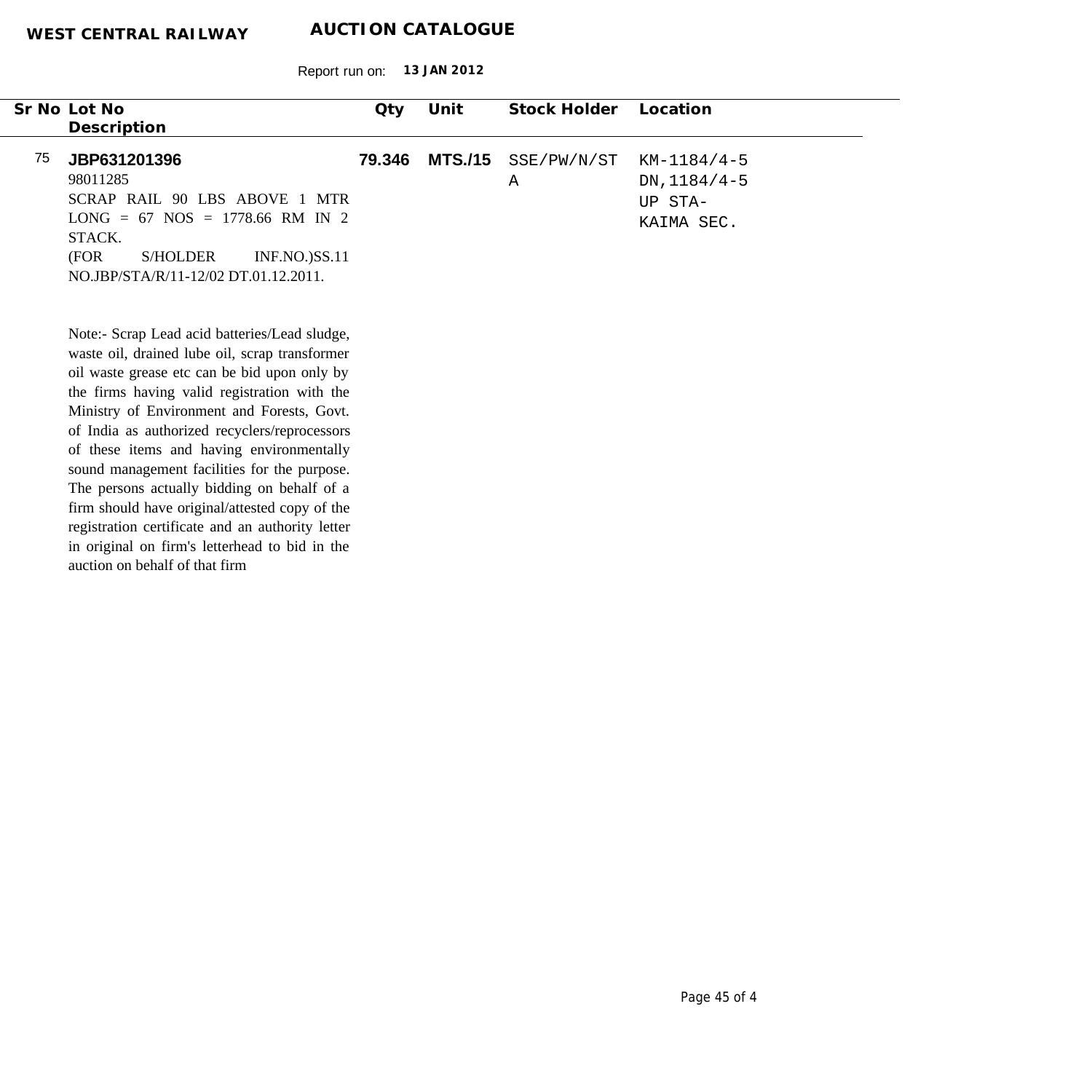**WEST CENTRAL RAILWAY** **AUCTION CATALOGUE**

Report run on: **13 JAN 2012**

| Sr No | Lot No<br>Description | Qty | Unit | Stock Holder | Location |
|---|---|---|---|---|---|
| 75 | **JBP631201396**<br>98011285<br>SCRAP RAIL 90 LBS ABOVE 1 MTR LONG = 67 NOS = 1778.66 RM IN 2 STACK.<br>(FOR S/HOLDER INF.NO.)SS.11 NO.JBP/STA/R/11-12/02 DT.01.12.2011. | **79.346** | **MTS./15** | SSE/PW/N/STA | KM-1184/4-5 DN,1184/4-5 UP STA-KAIMA SEC. |

Note:- Scrap Lead acid batteries/Lead sludge, waste oil, drained lube oil, scrap transformer oil waste grease etc can be bid upon only by the firms having valid registration with the Ministry of Environment and Forests, Govt. of India as authorized recyclers/reprocessors of these items and having environmentally sound management facilities for the purpose. The persons actually bidding on behalf of a firm should have original/attested copy of the registration certificate and an authority letter in original on firm's letterhead to bid in the auction on behalf of that firm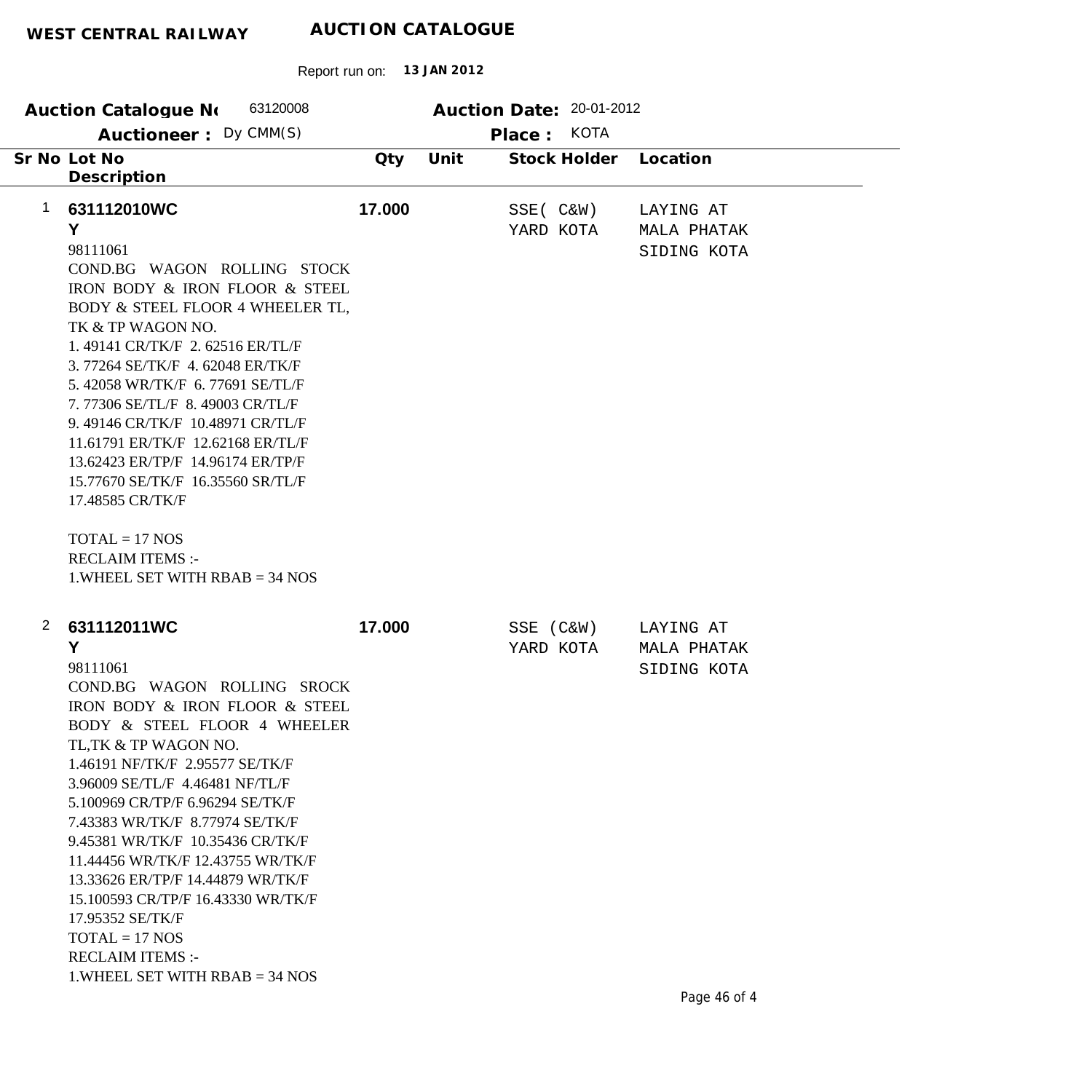**WEST CENTRAL RAILWAY** **AUCTION CATALOGUE**

Report run on: **13 JAN 2012**

**Auction Catalogue No** 63120008 **Auction Date:** 20-01-2012

**Auctioneer :** Dy CMM(S) **Place :** KOTA

| Sr No | Lot No / Description | Qty | Unit | Stock Holder | Location |
|---|---|---|---|---|---|
| 1 | **631112010WCY**<br>98111061<br>COND.BG WAGON ROLLING STOCK IRON BODY & IRON FLOOR & STEEL BODY & STEEL FLOOR 4 WHEELER TL, TK & TP WAGON NO.<br>1. 49141 CR/TK/F 2. 62516 ER/TL/F<br>3. 77264 SE/TK/F 4. 62048 ER/TK/F<br>5. 42058 WR/TK/F 6. 77691 SE/TL/F<br>7. 77306 SE/TL/F 8. 49003 CR/TL/F<br>9. 49146 CR/TK/F 10.48971 CR/TL/F<br>11.61791 ER/TK/F 12.62168 ER/TL/F<br>13.62423 ER/TP/F 14.96174 ER/TP/F<br>15.77670 SE/TK/F 16.35560 SR/TL/F<br>17.48585 CR/TK/F<br><br>TOTAL = 17 NOS<br>RECLAIM ITEMS :-<br>1.WHEEL SET WITH RBAB = 34 NOS | **17.000** | | SSE( C&W) YARD KOTA | LAYING AT MALA PHATAK SIDING KOTA |
| 2 | **631112011WCY**<br>98111061<br>COND.BG WAGON ROLLING SROCK IRON BODY & IRON FLOOR & STEEL BODY & STEEL FLOOR 4 WHEELER TL,TK & TP WAGON NO.<br>1.46191 NF/TK/F 2.95577 SE/TK/F<br>3.96009 SE/TL/F 4.46481 NF/TL/F<br>5.100969 CR/TP/F 6.96294 SE/TK/F<br>7.43383 WR/TK/F 8.77974 SE/TK/F<br>9.45381 WR/TK/F 10.35436 CR/TK/F<br>11.44456 WR/TK/F 12.43755 WR/TK/F<br>13.33626 ER/TP/F 14.44879 WR/TK/F<br>15.100593 CR/TP/F 16.43330 WR/TK/F<br>17.95352 SE/TK/F<br>TOTAL = 17 NOS<br>RECLAIM ITEMS :-<br>1.WHEEL SET WITH RBAB = 34 NOS | **17.000** | | SSE (C&W) YARD KOTA | LAYING AT MALA PHATAK SIDING KOTA |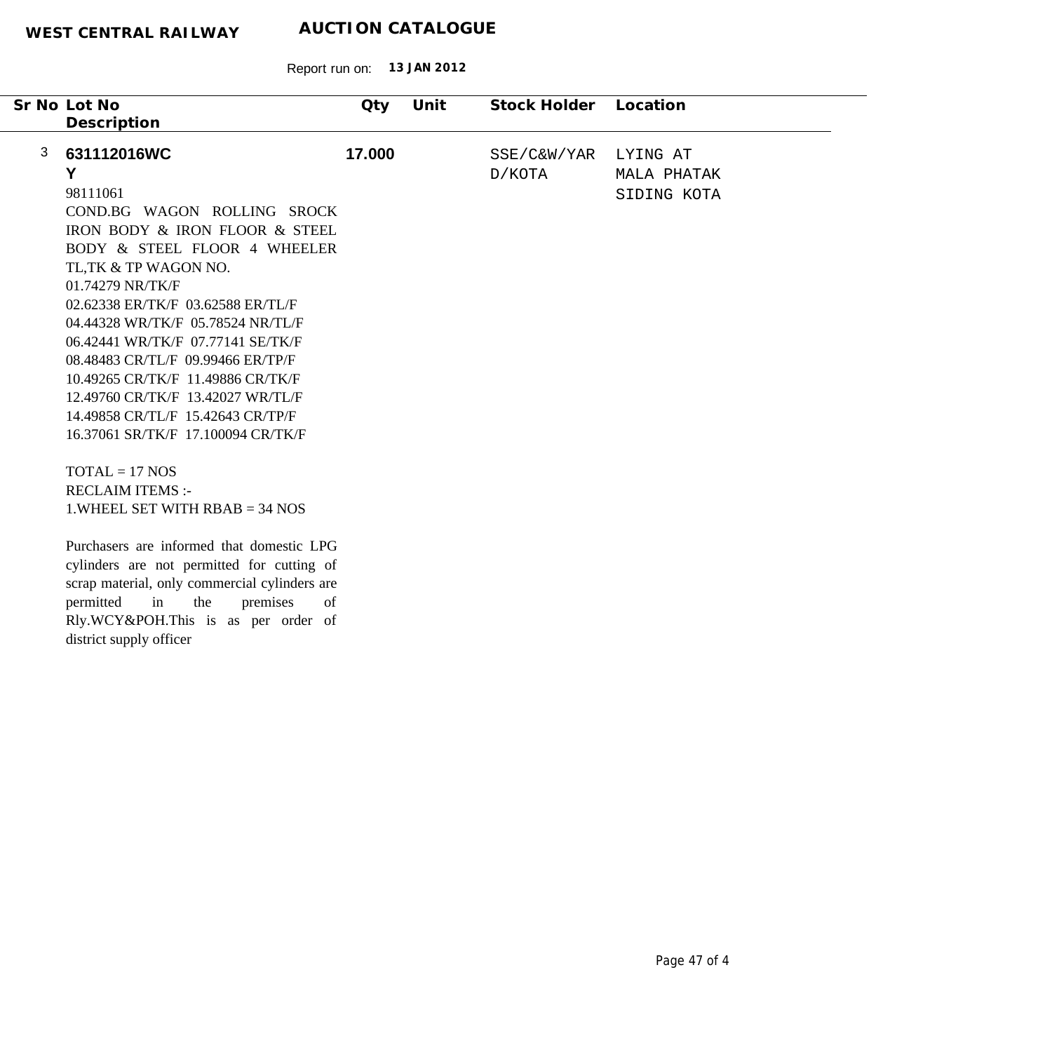**WEST CENTRAL RAILWAY** **AUCTION CATALOGUE**

Report run on: **13 JAN 2012**

| Sr No | Lot No / Description | Qty | Unit | Stock Holder | Location |
|---|---|---|---|---|---|
| 3 | **631112016WCY**<br>98111061<br>COND.BG WAGON ROLLING SROCK IRON BODY & IRON FLOOR & STEEL BODY & STEEL FLOOR 4 WHEELER TL,TK & TP WAGON NO.<br>01.74279 NR/TK/F<br>02.62338 ER/TK/F 03.62588 ER/TL/F<br>04.44328 WR/TK/F 05.78524 NR/TL/F<br>06.42441 WR/TK/F 07.77141 SE/TK/F<br>08.48483 CR/TL/F 09.99466 ER/TP/F<br>10.49265 CR/TK/F 11.49886 CR/TK/F<br>12.49760 CR/TK/F 13.42027 WR/TL/F<br>14.49858 CR/TL/F 15.42643 CR/TP/F<br>16.37061 SR/TK/F 17.100094 CR/TK/F<br><br>TOTAL = 17 NOS<br>RECLAIM ITEMS :-<br>1.WHEEL SET WITH RBAB = 34 NOS<br><br>Purchasers are informed that domestic LPG cylinders are not permitted for cutting of scrap material, only commercial cylinders are permitted in the premises of Rly.WCY&POH.This is as per order of district supply officer | **17.000** | | SSE/C&W/YARD/KOTA | LYING AT MALA PHATAK SIDING KOTA |